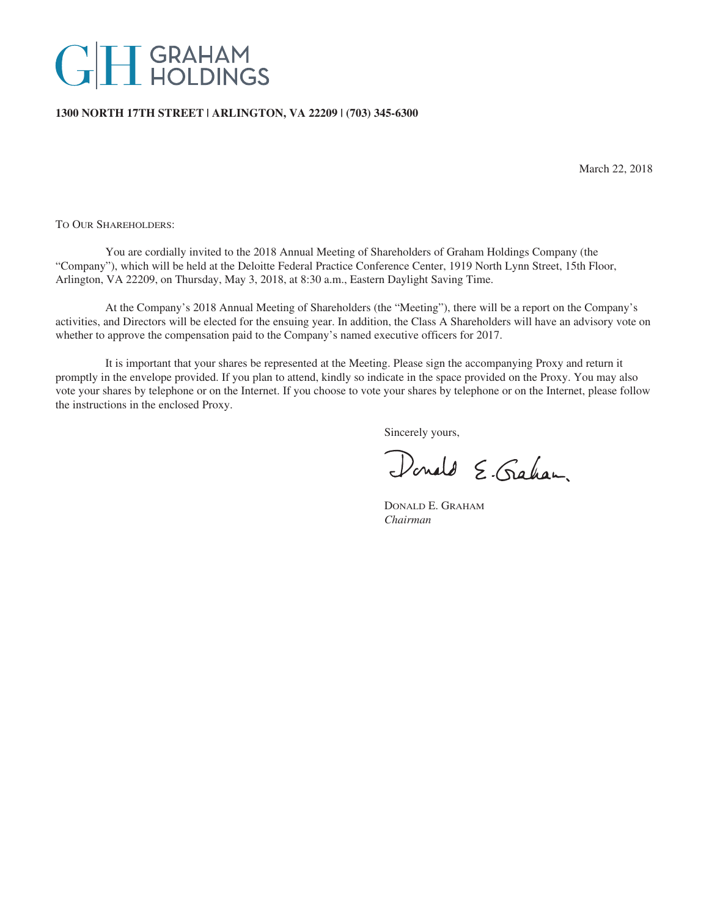# GRAHAM HOLDINGS

**1300 NORTH 17TH STREET | ARLINGTON, VA 22209 | (703) 345-6300**

March 22, 2018

TO OUR SHAREHOLDERS:

You are cordially invited to the 2018 Annual Meeting of Shareholders of Graham Holdings Company (the "Company"), which will be held at the Deloitte Federal Practice Conference Center, 1919 North Lynn Street, 15th Floor, Arlington, VA 22209, on Thursday, May 3, 2018, at 8:30 a.m., Eastern Daylight Saving Time.

At the Company's 2018 Annual Meeting of Shareholders (the "Meeting"), there will be a report on the Company's activities, and Directors will be elected for the ensuing year. In addition, the Class A Shareholders will have an advisory vote on whether to approve the compensation paid to the Company's named executive officers for 2017.

It is important that your shares be represented at the Meeting. Please sign the accompanying Proxy and return it promptly in the envelope provided. If you plan to attend, kindly so indicate in the space provided on the Proxy. You may also vote your shares by telephone or on the Internet. If you choose to vote your shares by telephone or on the Internet, please follow the instructions in the enclosed Proxy.

Sincerely yours,

Donald E. Graham

DONALD E. GRAHAM
*Chairman*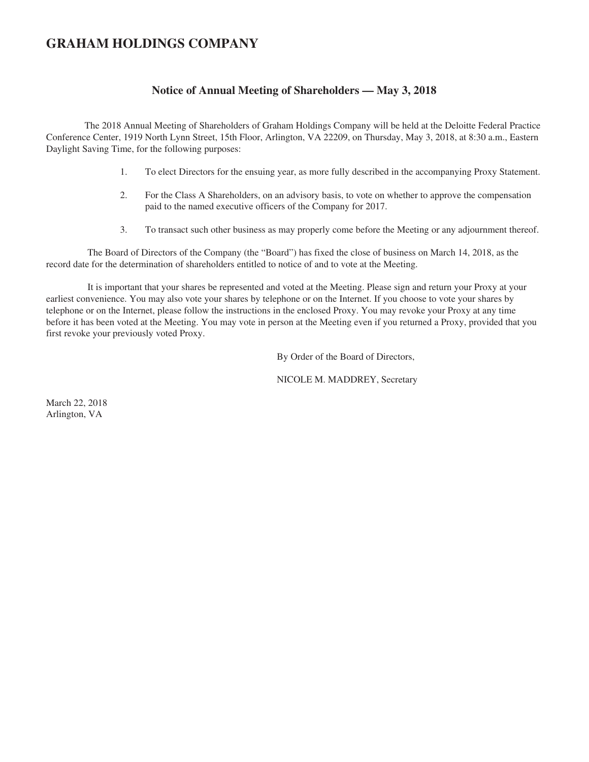# GRAHAM HOLDINGS COMPANY

## Notice of Annual Meeting of Shareholders — May 3, 2018

The 2018 Annual Meeting of Shareholders of Graham Holdings Company will be held at the Deloitte Federal Practice Conference Center, 1919 North Lynn Street, 15th Floor, Arlington, VA 22209, on Thursday, May 3, 2018, at 8:30 a.m., Eastern Daylight Saving Time, for the following purposes:

1. To elect Directors for the ensuing year, as more fully described in the accompanying Proxy Statement.

2. For the Class A Shareholders, on an advisory basis, to vote on whether to approve the compensation paid to the named executive officers of the Company for 2017.

3. To transact such other business as may properly come before the Meeting or any adjournment thereof.

The Board of Directors of the Company (the "Board") has fixed the close of business on March 14, 2018, as the record date for the determination of shareholders entitled to notice of and to vote at the Meeting.

It is important that your shares be represented and voted at the Meeting. Please sign and return your Proxy at your earliest convenience. You may also vote your shares by telephone or on the Internet. If you choose to vote your shares by telephone or on the Internet, please follow the instructions in the enclosed Proxy. You may revoke your Proxy at any time before it has been voted at the Meeting. You may vote in person at the Meeting even if you returned a Proxy, provided that you first revoke your previously voted Proxy.

By Order of the Board of Directors,

NICOLE M. MADDREY, Secretary

March 22, 2018
Arlington, VA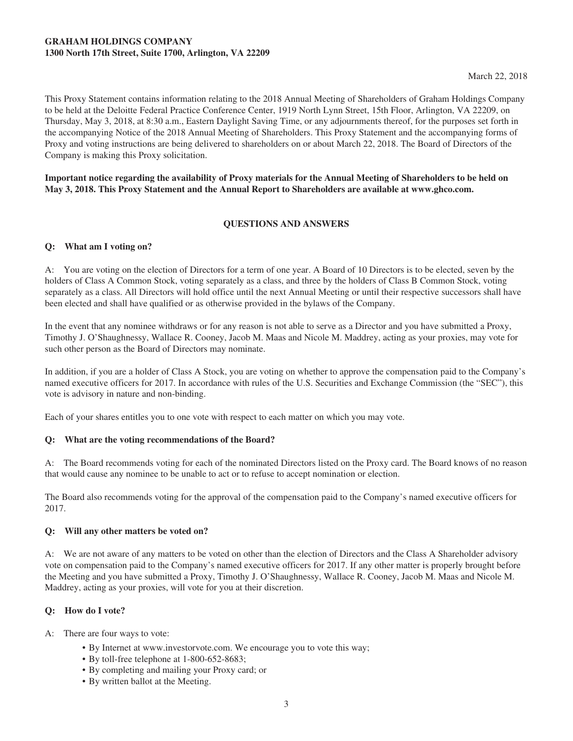**GRAHAM HOLDINGS COMPANY**
**1300 North 17th Street, Suite 1700, Arlington, VA 22209**

March 22, 2018

This Proxy Statement contains information relating to the 2018 Annual Meeting of Shareholders of Graham Holdings Company to be held at the Deloitte Federal Practice Conference Center, 1919 North Lynn Street, 15th Floor, Arlington, VA 22209, on Thursday, May 3, 2018, at 8:30 a.m., Eastern Daylight Saving Time, or any adjournments thereof, for the purposes set forth in the accompanying Notice of the 2018 Annual Meeting of Shareholders. This Proxy Statement and the accompanying forms of Proxy and voting instructions are being delivered to shareholders on or about March 22, 2018. The Board of Directors of the Company is making this Proxy solicitation.

**Important notice regarding the availability of Proxy materials for the Annual Meeting of Shareholders to be held on May 3, 2018. This Proxy Statement and the Annual Report to Shareholders are available at www.ghco.com.**

## QUESTIONS AND ANSWERS

**Q: What am I voting on?**

A: You are voting on the election of Directors for a term of one year. A Board of 10 Directors is to be elected, seven by the holders of Class A Common Stock, voting separately as a class, and three by the holders of Class B Common Stock, voting separately as a class. All Directors will hold office until the next Annual Meeting or until their respective successors shall have been elected and shall have qualified or as otherwise provided in the bylaws of the Company.

In the event that any nominee withdraws or for any reason is not able to serve as a Director and you have submitted a Proxy, Timothy J. O'Shaughnessy, Wallace R. Cooney, Jacob M. Maas and Nicole M. Maddrey, acting as your proxies, may vote for such other person as the Board of Directors may nominate.

In addition, if you are a holder of Class A Stock, you are voting on whether to approve the compensation paid to the Company's named executive officers for 2017. In accordance with rules of the U.S. Securities and Exchange Commission (the "SEC"), this vote is advisory in nature and non-binding.

Each of your shares entitles you to one vote with respect to each matter on which you may vote.

**Q: What are the voting recommendations of the Board?**

A: The Board recommends voting for each of the nominated Directors listed on the Proxy card. The Board knows of no reason that would cause any nominee to be unable to act or to refuse to accept nomination or election.

The Board also recommends voting for the approval of the compensation paid to the Company's named executive officers for 2017.

**Q: Will any other matters be voted on?**

A: We are not aware of any matters to be voted on other than the election of Directors and the Class A Shareholder advisory vote on compensation paid to the Company's named executive officers for 2017. If any other matter is properly brought before the Meeting and you have submitted a Proxy, Timothy J. O'Shaughnessy, Wallace R. Cooney, Jacob M. Maas and Nicole M. Maddrey, acting as your proxies, will vote for you at their discretion.

**Q: How do I vote?**

A: There are four ways to vote:

- By Internet at www.investorvote.com. We encourage you to vote this way;
- By toll-free telephone at 1-800-652-8683;
- By completing and mailing your Proxy card; or
- By written ballot at the Meeting.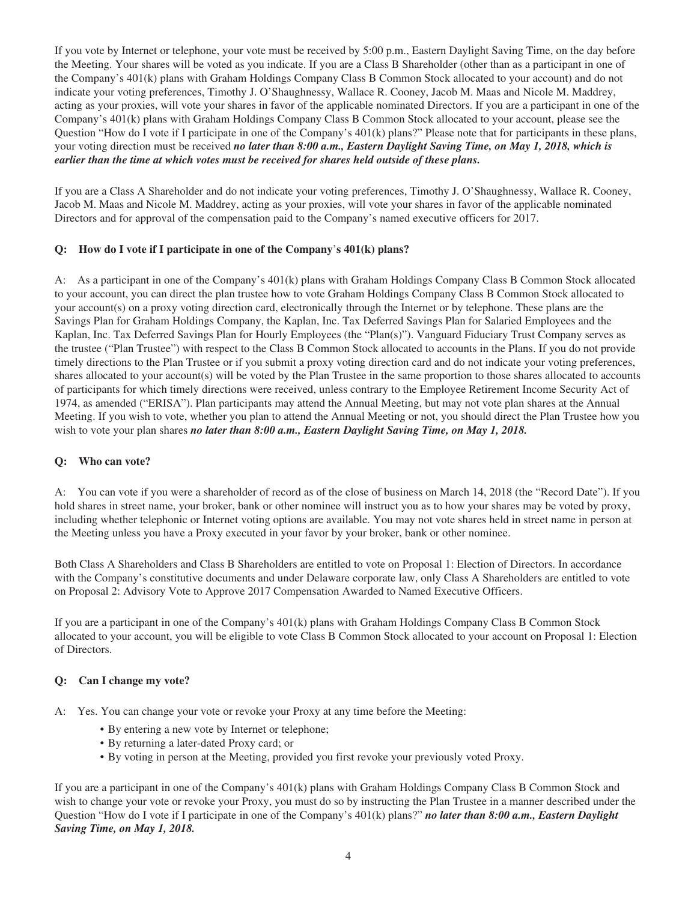If you vote by Internet or telephone, your vote must be received by 5:00 p.m., Eastern Daylight Saving Time, on the day before the Meeting. Your shares will be voted as you indicate. If you are a Class B Shareholder (other than as a participant in one of the Company's 401(k) plans with Graham Holdings Company Class B Common Stock allocated to your account) and do not indicate your voting preferences, Timothy J. O'Shaughnessy, Wallace R. Cooney, Jacob M. Maas and Nicole M. Maddrey, acting as your proxies, will vote your shares in favor of the applicable nominated Directors. If you are a participant in one of the Company's 401(k) plans with Graham Holdings Company Class B Common Stock allocated to your account, please see the Question "How do I vote if I participate in one of the Company's 401(k) plans?" Please note that for participants in these plans, your voting direction must be received ***no later than 8:00 a.m., Eastern Daylight Saving Time, on May 1, 2018, which is earlier than the time at which votes must be received for shares held outside of these plans.***

If you are a Class A Shareholder and do not indicate your voting preferences, Timothy J. O'Shaughnessy, Wallace R. Cooney, Jacob M. Maas and Nicole M. Maddrey, acting as your proxies, will vote your shares in favor of the applicable nominated Directors and for approval of the compensation paid to the Company's named executive officers for 2017.

**Q: How do I vote if I participate in one of the Company's 401(k) plans?**

A: As a participant in one of the Company's 401(k) plans with Graham Holdings Company Class B Common Stock allocated to your account, you can direct the plan trustee how to vote Graham Holdings Company Class B Common Stock allocated to your account(s) on a proxy voting direction card, electronically through the Internet or by telephone. These plans are the Savings Plan for Graham Holdings Company, the Kaplan, Inc. Tax Deferred Savings Plan for Salaried Employees and the Kaplan, Inc. Tax Deferred Savings Plan for Hourly Employees (the "Plan(s)"). Vanguard Fiduciary Trust Company serves as the trustee ("Plan Trustee") with respect to the Class B Common Stock allocated to accounts in the Plans. If you do not provide timely directions to the Plan Trustee or if you submit a proxy voting direction card and do not indicate your voting preferences, shares allocated to your account(s) will be voted by the Plan Trustee in the same proportion to those shares allocated to accounts of participants for which timely directions were received, unless contrary to the Employee Retirement Income Security Act of 1974, as amended ("ERISA"). Plan participants may attend the Annual Meeting, but may not vote plan shares at the Annual Meeting. If you wish to vote, whether you plan to attend the Annual Meeting or not, you should direct the Plan Trustee how you wish to vote your plan shares ***no later than 8:00 a.m., Eastern Daylight Saving Time, on May 1, 2018.***

**Q: Who can vote?**

A: You can vote if you were a shareholder of record as of the close of business on March 14, 2018 (the "Record Date"). If you hold shares in street name, your broker, bank or other nominee will instruct you as to how your shares may be voted by proxy, including whether telephonic or Internet voting options are available. You may not vote shares held in street name in person at the Meeting unless you have a Proxy executed in your favor by your broker, bank or other nominee.

Both Class A Shareholders and Class B Shareholders are entitled to vote on Proposal 1: Election of Directors. In accordance with the Company's constitutive documents and under Delaware corporate law, only Class A Shareholders are entitled to vote on Proposal 2: Advisory Vote to Approve 2017 Compensation Awarded to Named Executive Officers.

If you are a participant in one of the Company's 401(k) plans with Graham Holdings Company Class B Common Stock allocated to your account, you will be eligible to vote Class B Common Stock allocated to your account on Proposal 1: Election of Directors.

**Q: Can I change my vote?**

A: Yes. You can change your vote or revoke your Proxy at any time before the Meeting:

- By entering a new vote by Internet or telephone;
- By returning a later-dated Proxy card; or
- By voting in person at the Meeting, provided you first revoke your previously voted Proxy.

If you are a participant in one of the Company's 401(k) plans with Graham Holdings Company Class B Common Stock and wish to change your vote or revoke your Proxy, you must do so by instructing the Plan Trustee in a manner described under the Question "How do I vote if I participate in one of the Company's 401(k) plans?" ***no later than 8:00 a.m., Eastern Daylight Saving Time, on May 1, 2018.***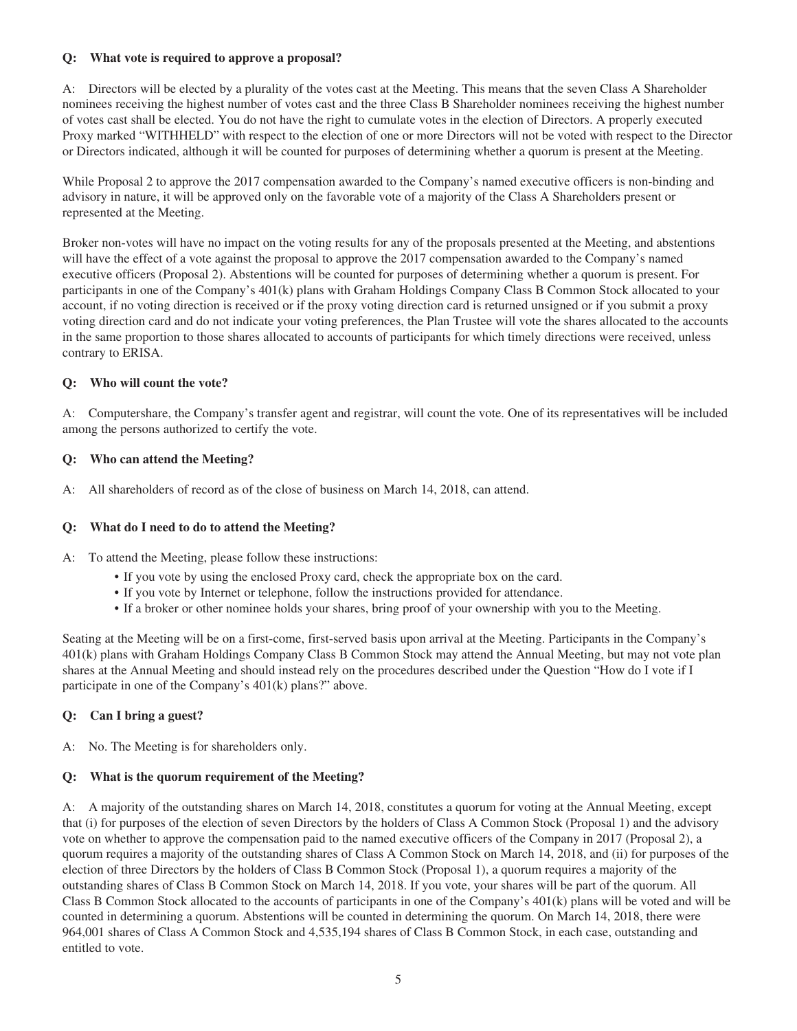**Q: What vote is required to approve a proposal?**

A: Directors will be elected by a plurality of the votes cast at the Meeting. This means that the seven Class A Shareholder nominees receiving the highest number of votes cast and the three Class B Shareholder nominees receiving the highest number of votes cast shall be elected. You do not have the right to cumulate votes in the election of Directors. A properly executed Proxy marked "WITHHELD" with respect to the election of one or more Directors will not be voted with respect to the Director or Directors indicated, although it will be counted for purposes of determining whether a quorum is present at the Meeting.

While Proposal 2 to approve the 2017 compensation awarded to the Company's named executive officers is non-binding and advisory in nature, it will be approved only on the favorable vote of a majority of the Class A Shareholders present or represented at the Meeting.

Broker non-votes will have no impact on the voting results for any of the proposals presented at the Meeting, and abstentions will have the effect of a vote against the proposal to approve the 2017 compensation awarded to the Company's named executive officers (Proposal 2). Abstentions will be counted for purposes of determining whether a quorum is present. For participants in one of the Company's 401(k) plans with Graham Holdings Company Class B Common Stock allocated to your account, if no voting direction is received or if the proxy voting direction card is returned unsigned or if you submit a proxy voting direction card and do not indicate your voting preferences, the Plan Trustee will vote the shares allocated to the accounts in the same proportion to those shares allocated to accounts of participants for which timely directions were received, unless contrary to ERISA.

**Q: Who will count the vote?**

A: Computershare, the Company's transfer agent and registrar, will count the vote. One of its representatives will be included among the persons authorized to certify the vote.

**Q: Who can attend the Meeting?**

A: All shareholders of record as of the close of business on March 14, 2018, can attend.

**Q: What do I need to do to attend the Meeting?**

A: To attend the Meeting, please follow these instructions:

- If you vote by using the enclosed Proxy card, check the appropriate box on the card.
- If you vote by Internet or telephone, follow the instructions provided for attendance.
- If a broker or other nominee holds your shares, bring proof of your ownership with you to the Meeting.

Seating at the Meeting will be on a first-come, first-served basis upon arrival at the Meeting. Participants in the Company's 401(k) plans with Graham Holdings Company Class B Common Stock may attend the Annual Meeting, but may not vote plan shares at the Annual Meeting and should instead rely on the procedures described under the Question "How do I vote if I participate in one of the Company's 401(k) plans?" above.

**Q: Can I bring a guest?**

A: No. The Meeting is for shareholders only.

**Q: What is the quorum requirement of the Meeting?**

A: A majority of the outstanding shares on March 14, 2018, constitutes a quorum for voting at the Annual Meeting, except that (i) for purposes of the election of seven Directors by the holders of Class A Common Stock (Proposal 1) and the advisory vote on whether to approve the compensation paid to the named executive officers of the Company in 2017 (Proposal 2), a quorum requires a majority of the outstanding shares of Class A Common Stock on March 14, 2018, and (ii) for purposes of the election of three Directors by the holders of Class B Common Stock (Proposal 1), a quorum requires a majority of the outstanding shares of Class B Common Stock on March 14, 2018. If you vote, your shares will be part of the quorum. All Class B Common Stock allocated to the accounts of participants in one of the Company's 401(k) plans will be voted and will be counted in determining a quorum. Abstentions will be counted in determining the quorum. On March 14, 2018, there were 964,001 shares of Class A Common Stock and 4,535,194 shares of Class B Common Stock, in each case, outstanding and entitled to vote.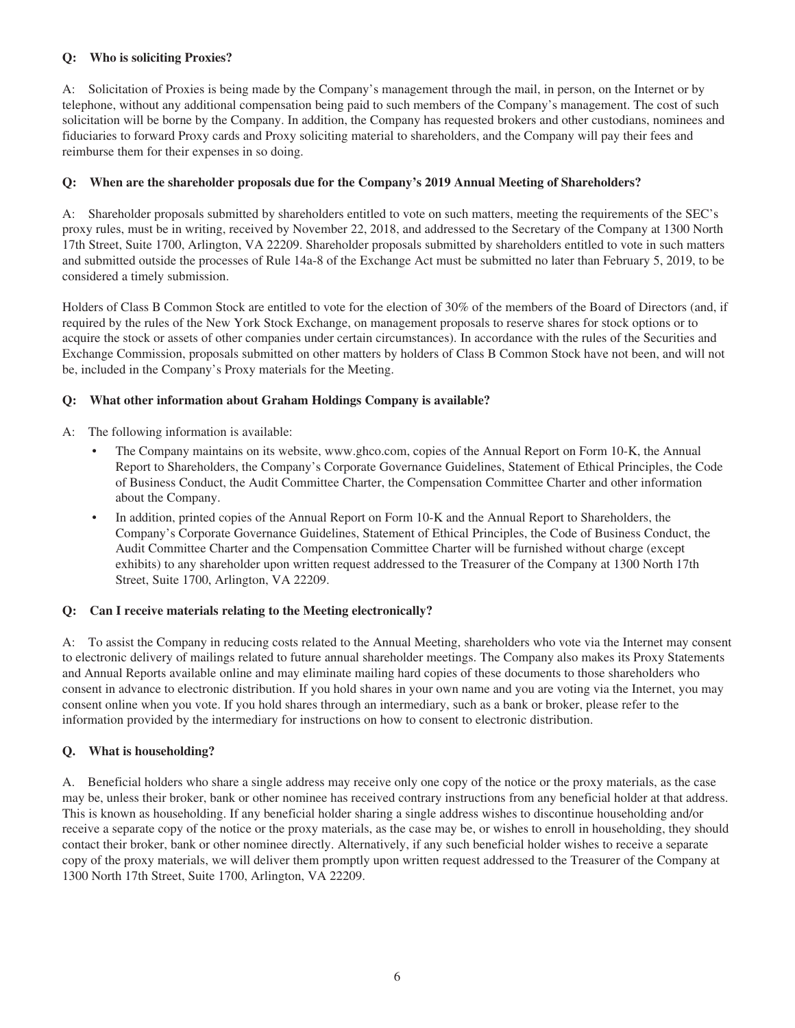**Q: Who is soliciting Proxies?**

A: Solicitation of Proxies is being made by the Company's management through the mail, in person, on the Internet or by telephone, without any additional compensation being paid to such members of the Company's management. The cost of such solicitation will be borne by the Company. In addition, the Company has requested brokers and other custodians, nominees and fiduciaries to forward Proxy cards and Proxy soliciting material to shareholders, and the Company will pay their fees and reimburse them for their expenses in so doing.

**Q: When are the shareholder proposals due for the Company's 2019 Annual Meeting of Shareholders?**

A: Shareholder proposals submitted by shareholders entitled to vote on such matters, meeting the requirements of the SEC's proxy rules, must be in writing, received by November 22, 2018, and addressed to the Secretary of the Company at 1300 North 17th Street, Suite 1700, Arlington, VA 22209. Shareholder proposals submitted by shareholders entitled to vote in such matters and submitted outside the processes of Rule 14a-8 of the Exchange Act must be submitted no later than February 5, 2019, to be considered a timely submission.

Holders of Class B Common Stock are entitled to vote for the election of 30% of the members of the Board of Directors (and, if required by the rules of the New York Stock Exchange, on management proposals to reserve shares for stock options or to acquire the stock or assets of other companies under certain circumstances). In accordance with the rules of the Securities and Exchange Commission, proposals submitted on other matters by holders of Class B Common Stock have not been, and will not be, included in the Company's Proxy materials for the Meeting.

**Q: What other information about Graham Holdings Company is available?**

A: The following information is available:

- The Company maintains on its website, www.ghco.com, copies of the Annual Report on Form 10-K, the Annual Report to Shareholders, the Company's Corporate Governance Guidelines, Statement of Ethical Principles, the Code of Business Conduct, the Audit Committee Charter, the Compensation Committee Charter and other information about the Company.
- In addition, printed copies of the Annual Report on Form 10-K and the Annual Report to Shareholders, the Company's Corporate Governance Guidelines, Statement of Ethical Principles, the Code of Business Conduct, the Audit Committee Charter and the Compensation Committee Charter will be furnished without charge (except exhibits) to any shareholder upon written request addressed to the Treasurer of the Company at 1300 North 17th Street, Suite 1700, Arlington, VA 22209.

**Q: Can I receive materials relating to the Meeting electronically?**

A: To assist the Company in reducing costs related to the Annual Meeting, shareholders who vote via the Internet may consent to electronic delivery of mailings related to future annual shareholder meetings. The Company also makes its Proxy Statements and Annual Reports available online and may eliminate mailing hard copies of these documents to those shareholders who consent in advance to electronic distribution. If you hold shares in your own name and you are voting via the Internet, you may consent online when you vote. If you hold shares through an intermediary, such as a bank or broker, please refer to the information provided by the intermediary for instructions on how to consent to electronic distribution.

**Q. What is householding?**

A. Beneficial holders who share a single address may receive only one copy of the notice or the proxy materials, as the case may be, unless their broker, bank or other nominee has received contrary instructions from any beneficial holder at that address. This is known as householding. If any beneficial holder sharing a single address wishes to discontinue householding and/or receive a separate copy of the notice or the proxy materials, as the case may be, or wishes to enroll in householding, they should contact their broker, bank or other nominee directly. Alternatively, if any such beneficial holder wishes to receive a separate copy of the proxy materials, we will deliver them promptly upon written request addressed to the Treasurer of the Company at 1300 North 17th Street, Suite 1700, Arlington, VA 22209.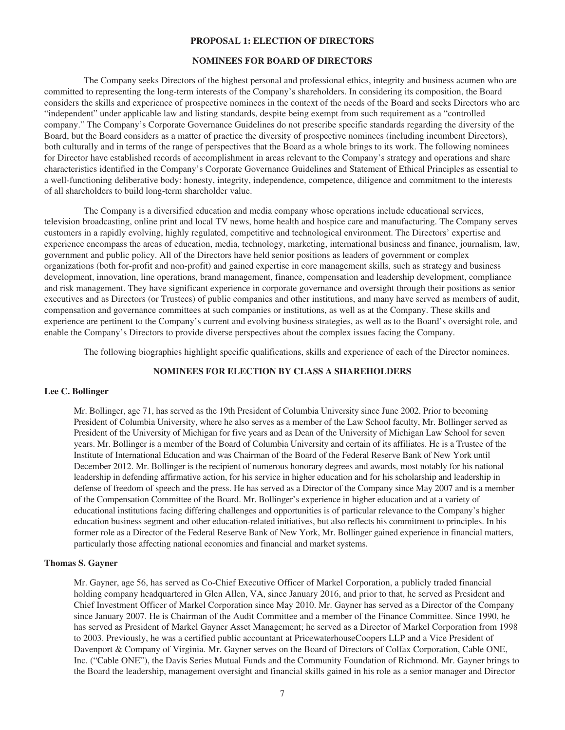## PROPOSAL 1: ELECTION OF DIRECTORS

## NOMINEES FOR BOARD OF DIRECTORS

The Company seeks Directors of the highest personal and professional ethics, integrity and business acumen who are committed to representing the long-term interests of the Company's shareholders. In considering its composition, the Board considers the skills and experience of prospective nominees in the context of the needs of the Board and seeks Directors who are "independent" under applicable law and listing standards, despite being exempt from such requirement as a "controlled company." The Company's Corporate Governance Guidelines do not prescribe specific standards regarding the diversity of the Board, but the Board considers as a matter of practice the diversity of prospective nominees (including incumbent Directors), both culturally and in terms of the range of perspectives that the Board as a whole brings to its work. The following nominees for Director have established records of accomplishment in areas relevant to the Company's strategy and operations and share characteristics identified in the Company's Corporate Governance Guidelines and Statement of Ethical Principles as essential to a well-functioning deliberative body: honesty, integrity, independence, competence, diligence and commitment to the interests of all shareholders to build long-term shareholder value.

The Company is a diversified education and media company whose operations include educational services, television broadcasting, online print and local TV news, home health and hospice care and manufacturing. The Company serves customers in a rapidly evolving, highly regulated, competitive and technological environment. The Directors' expertise and experience encompass the areas of education, media, technology, marketing, international business and finance, journalism, law, government and public policy. All of the Directors have held senior positions as leaders of government or complex organizations (both for-profit and non-profit) and gained expertise in core management skills, such as strategy and business development, innovation, line operations, brand management, finance, compensation and leadership development, compliance and risk management. They have significant experience in corporate governance and oversight through their positions as senior executives and as Directors (or Trustees) of public companies and other institutions, and many have served as members of audit, compensation and governance committees at such companies or institutions, as well as at the Company. These skills and experience are pertinent to the Company's current and evolving business strategies, as well as to the Board's oversight role, and enable the Company's Directors to provide diverse perspectives about the complex issues facing the Company.

The following biographies highlight specific qualifications, skills and experience of each of the Director nominees.

## NOMINEES FOR ELECTION BY CLASS A SHAREHOLDERS

### Lee C. Bollinger

Mr. Bollinger, age 71, has served as the 19th President of Columbia University since June 2002. Prior to becoming President of Columbia University, where he also serves as a member of the Law School faculty, Mr. Bollinger served as President of the University of Michigan for five years and as Dean of the University of Michigan Law School for seven years. Mr. Bollinger is a member of the Board of Columbia University and certain of its affiliates. He is a Trustee of the Institute of International Education and was Chairman of the Board of the Federal Reserve Bank of New York until December 2012. Mr. Bollinger is the recipient of numerous honorary degrees and awards, most notably for his national leadership in defending affirmative action, for his service in higher education and for his scholarship and leadership in defense of freedom of speech and the press. He has served as a Director of the Company since May 2007 and is a member of the Compensation Committee of the Board. Mr. Bollinger's experience in higher education and at a variety of educational institutions facing differing challenges and opportunities is of particular relevance to the Company's higher education business segment and other education-related initiatives, but also reflects his commitment to principles. In his former role as a Director of the Federal Reserve Bank of New York, Mr. Bollinger gained experience in financial matters, particularly those affecting national economies and financial and market systems.

### Thomas S. Gayner

Mr. Gayner, age 56, has served as Co-Chief Executive Officer of Markel Corporation, a publicly traded financial holding company headquartered in Glen Allen, VA, since January 2016, and prior to that, he served as President and Chief Investment Officer of Markel Corporation since May 2010. Mr. Gayner has served as a Director of the Company since January 2007. He is Chairman of the Audit Committee and a member of the Finance Committee. Since 1990, he has served as President of Markel Gayner Asset Management; he served as a Director of Markel Corporation from 1998 to 2003. Previously, he was a certified public accountant at PricewaterhouseCoopers LLP and a Vice President of Davenport & Company of Virginia. Mr. Gayner serves on the Board of Directors of Colfax Corporation, Cable ONE, Inc. ("Cable ONE"), the Davis Series Mutual Funds and the Community Foundation of Richmond. Mr. Gayner brings to the Board the leadership, management oversight and financial skills gained in his role as a senior manager and Director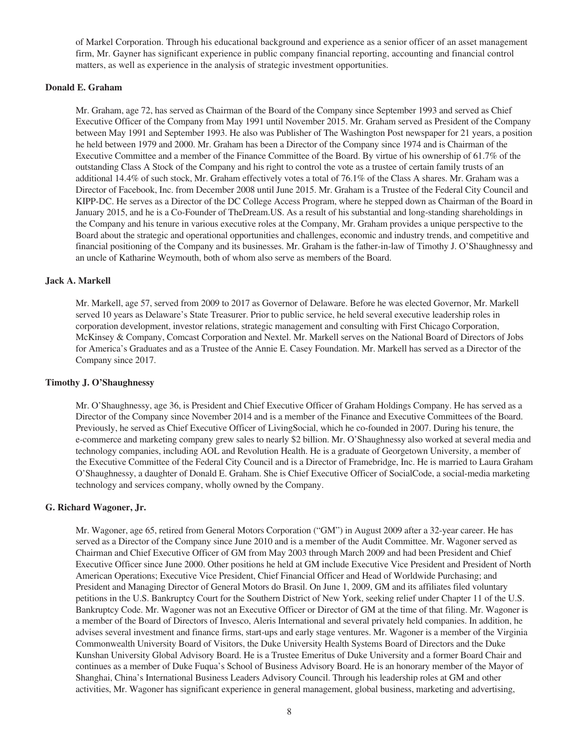of Markel Corporation. Through his educational background and experience as a senior officer of an asset management firm, Mr. Gayner has significant experience in public company financial reporting, accounting and financial control matters, as well as experience in the analysis of strategic investment opportunities.

**Donald E. Graham**

Mr. Graham, age 72, has served as Chairman of the Board of the Company since September 1993 and served as Chief Executive Officer of the Company from May 1991 until November 2015. Mr. Graham served as President of the Company between May 1991 and September 1993. He also was Publisher of The Washington Post newspaper for 21 years, a position he held between 1979 and 2000. Mr. Graham has been a Director of the Company since 1974 and is Chairman of the Executive Committee and a member of the Finance Committee of the Board. By virtue of his ownership of 61.7% of the outstanding Class A Stock of the Company and his right to control the vote as a trustee of certain family trusts of an additional 14.4% of such stock, Mr. Graham effectively votes a total of 76.1% of the Class A shares. Mr. Graham was a Director of Facebook, Inc. from December 2008 until June 2015. Mr. Graham is a Trustee of the Federal City Council and KIPP-DC. He serves as a Director of the DC College Access Program, where he stepped down as Chairman of the Board in January 2015, and he is a Co-Founder of TheDream.US. As a result of his substantial and long-standing shareholdings in the Company and his tenure in various executive roles at the Company, Mr. Graham provides a unique perspective to the Board about the strategic and operational opportunities and challenges, economic and industry trends, and competitive and financial positioning of the Company and its businesses. Mr. Graham is the father-in-law of Timothy J. O'Shaughnessy and an uncle of Katharine Weymouth, both of whom also serve as members of the Board.

**Jack A. Markell**

Mr. Markell, age 57, served from 2009 to 2017 as Governor of Delaware. Before he was elected Governor, Mr. Markell served 10 years as Delaware's State Treasurer. Prior to public service, he held several executive leadership roles in corporation development, investor relations, strategic management and consulting with First Chicago Corporation, McKinsey & Company, Comcast Corporation and Nextel. Mr. Markell serves on the National Board of Directors of Jobs for America's Graduates and as a Trustee of the Annie E. Casey Foundation. Mr. Markell has served as a Director of the Company since 2017.

**Timothy J. O'Shaughnessy**

Mr. O'Shaughnessy, age 36, is President and Chief Executive Officer of Graham Holdings Company. He has served as a Director of the Company since November 2014 and is a member of the Finance and Executive Committees of the Board. Previously, he served as Chief Executive Officer of LivingSocial, which he co-founded in 2007. During his tenure, the e-commerce and marketing company grew sales to nearly $2 billion. Mr. O'Shaughnessy also worked at several media and technology companies, including AOL and Revolution Health. He is a graduate of Georgetown University, a member of the Executive Committee of the Federal City Council and is a Director of Framebridge, Inc. He is married to Laura Graham O'Shaughnessy, a daughter of Donald E. Graham. She is Chief Executive Officer of SocialCode, a social-media marketing technology and services company, wholly owned by the Company.

**G. Richard Wagoner, Jr.**

Mr. Wagoner, age 65, retired from General Motors Corporation ("GM") in August 2009 after a 32-year career. He has served as a Director of the Company since June 2010 and is a member of the Audit Committee. Mr. Wagoner served as Chairman and Chief Executive Officer of GM from May 2003 through March 2009 and had been President and Chief Executive Officer since June 2000. Other positions he held at GM include Executive Vice President and President of North American Operations; Executive Vice President, Chief Financial Officer and Head of Worldwide Purchasing; and President and Managing Director of General Motors do Brasil. On June 1, 2009, GM and its affiliates filed voluntary petitions in the U.S. Bankruptcy Court for the Southern District of New York, seeking relief under Chapter 11 of the U.S. Bankruptcy Code. Mr. Wagoner was not an Executive Officer or Director of GM at the time of that filing. Mr. Wagoner is a member of the Board of Directors of Invesco, Aleris International and several privately held companies. In addition, he advises several investment and finance firms, start-ups and early stage ventures. Mr. Wagoner is a member of the Virginia Commonwealth University Board of Visitors, the Duke University Health Systems Board of Directors and the Duke Kunshan University Global Advisory Board. He is a Trustee Emeritus of Duke University and a former Board Chair and continues as a member of Duke Fuqua's School of Business Advisory Board. He is an honorary member of the Mayor of Shanghai, China's International Business Leaders Advisory Council. Through his leadership roles at GM and other activities, Mr. Wagoner has significant experience in general management, global business, marketing and advertising,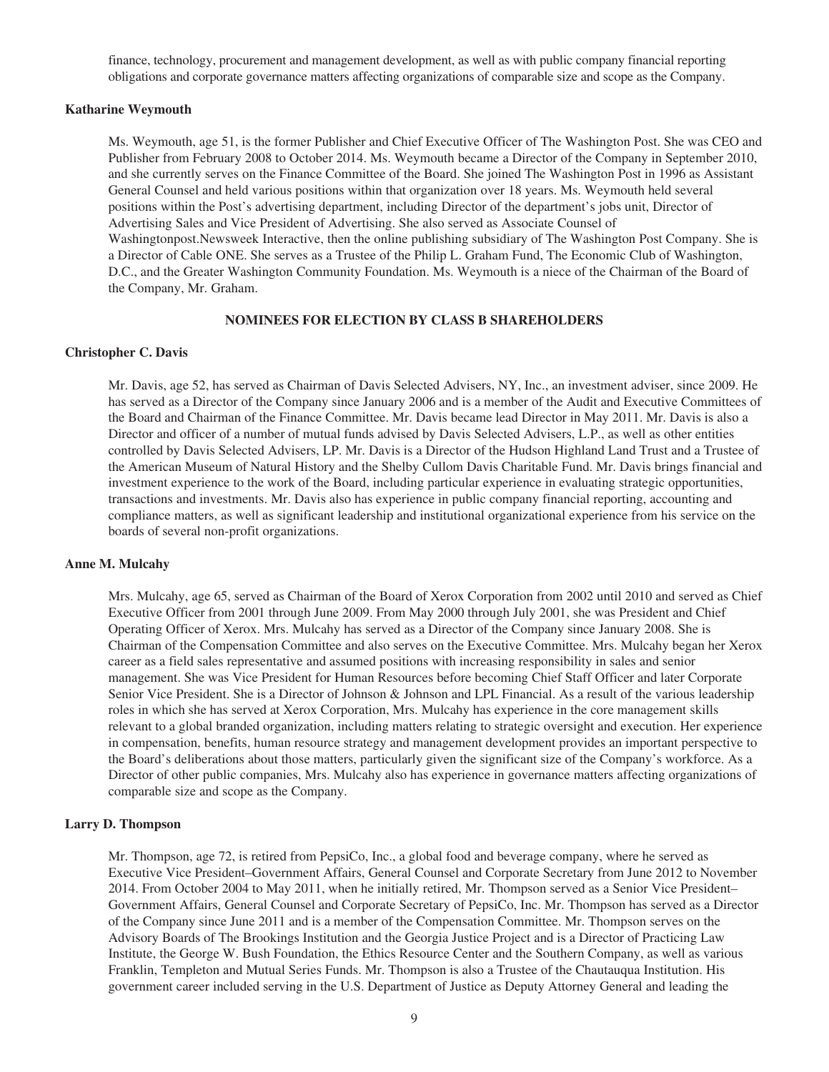finance, technology, procurement and management development, as well as with public company financial reporting obligations and corporate governance matters affecting organizations of comparable size and scope as the Company.

**Katharine Weymouth**

Ms. Weymouth, age 51, is the former Publisher and Chief Executive Officer of The Washington Post. She was CEO and Publisher from February 2008 to October 2014. Ms. Weymouth became a Director of the Company in September 2010, and she currently serves on the Finance Committee of the Board. She joined The Washington Post in 1996 as Assistant General Counsel and held various positions within that organization over 18 years. Ms. Weymouth held several positions within the Post's advertising department, including Director of the department's jobs unit, Director of Advertising Sales and Vice President of Advertising. She also served as Associate Counsel of Washingtonpost.Newsweek Interactive, then the online publishing subsidiary of The Washington Post Company. She is a Director of Cable ONE. She serves as a Trustee of the Philip L. Graham Fund, The Economic Club of Washington, D.C., and the Greater Washington Community Foundation. Ms. Weymouth is a niece of the Chairman of the Board of the Company, Mr. Graham.

## NOMINEES FOR ELECTION BY CLASS B SHAREHOLDERS

**Christopher C. Davis**

Mr. Davis, age 52, has served as Chairman of Davis Selected Advisers, NY, Inc., an investment adviser, since 2009. He has served as a Director of the Company since January 2006 and is a member of the Audit and Executive Committees of the Board and Chairman of the Finance Committee. Mr. Davis became lead Director in May 2011. Mr. Davis is also a Director and officer of a number of mutual funds advised by Davis Selected Advisers, L.P., as well as other entities controlled by Davis Selected Advisers, LP. Mr. Davis is a Director of the Hudson Highland Land Trust and a Trustee of the American Museum of Natural History and the Shelby Cullom Davis Charitable Fund. Mr. Davis brings financial and investment experience to the work of the Board, including particular experience in evaluating strategic opportunities, transactions and investments. Mr. Davis also has experience in public company financial reporting, accounting and compliance matters, as well as significant leadership and institutional organizational experience from his service on the boards of several non-profit organizations.

**Anne M. Mulcahy**

Mrs. Mulcahy, age 65, served as Chairman of the Board of Xerox Corporation from 2002 until 2010 and served as Chief Executive Officer from 2001 through June 2009. From May 2000 through July 2001, she was President and Chief Operating Officer of Xerox. Mrs. Mulcahy has served as a Director of the Company since January 2008. She is Chairman of the Compensation Committee and also serves on the Executive Committee. Mrs. Mulcahy began her Xerox career as a field sales representative and assumed positions with increasing responsibility in sales and senior management. She was Vice President for Human Resources before becoming Chief Staff Officer and later Corporate Senior Vice President. She is a Director of Johnson & Johnson and LPL Financial. As a result of the various leadership roles in which she has served at Xerox Corporation, Mrs. Mulcahy has experience in the core management skills relevant to a global branded organization, including matters relating to strategic oversight and execution. Her experience in compensation, benefits, human resource strategy and management development provides an important perspective to the Board's deliberations about those matters, particularly given the significant size of the Company's workforce. As a Director of other public companies, Mrs. Mulcahy also has experience in governance matters affecting organizations of comparable size and scope as the Company.

**Larry D. Thompson**

Mr. Thompson, age 72, is retired from PepsiCo, Inc., a global food and beverage company, where he served as Executive Vice President–Government Affairs, General Counsel and Corporate Secretary from June 2012 to November 2014. From October 2004 to May 2011, when he initially retired, Mr. Thompson served as a Senior Vice President–Government Affairs, General Counsel and Corporate Secretary of PepsiCo, Inc. Mr. Thompson has served as a Director of the Company since June 2011 and is a member of the Compensation Committee. Mr. Thompson serves on the Advisory Boards of The Brookings Institution and the Georgia Justice Project and is a Director of Practicing Law Institute, the George W. Bush Foundation, the Ethics Resource Center and the Southern Company, as well as various Franklin, Templeton and Mutual Series Funds. Mr. Thompson is also a Trustee of the Chautauqua Institution. His government career included serving in the U.S. Department of Justice as Deputy Attorney General and leading the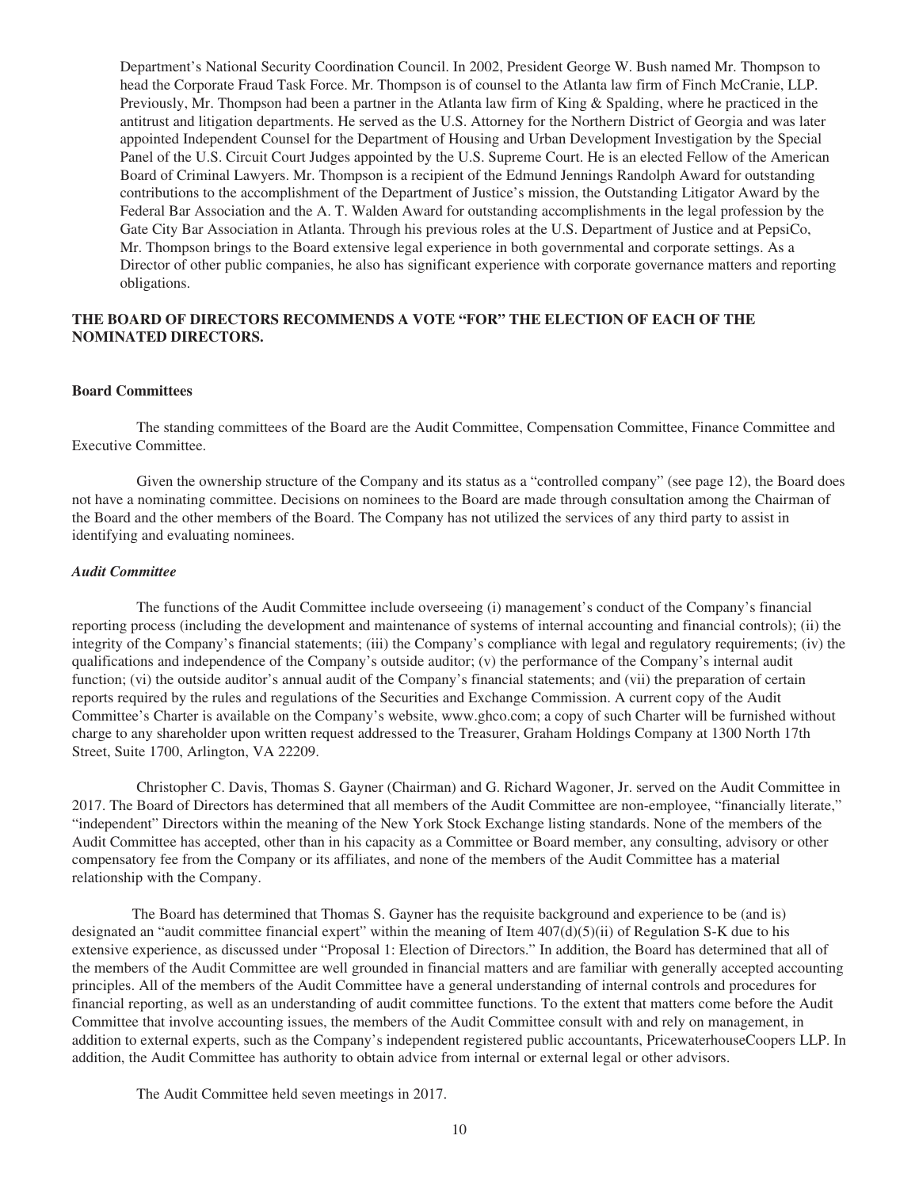Department's National Security Coordination Council. In 2002, President George W. Bush named Mr. Thompson to head the Corporate Fraud Task Force. Mr. Thompson is of counsel to the Atlanta law firm of Finch McCranie, LLP. Previously, Mr. Thompson had been a partner in the Atlanta law firm of King & Spalding, where he practiced in the antitrust and litigation departments. He served as the U.S. Attorney for the Northern District of Georgia and was later appointed Independent Counsel for the Department of Housing and Urban Development Investigation by the Special Panel of the U.S. Circuit Court Judges appointed by the U.S. Supreme Court. He is an elected Fellow of the American Board of Criminal Lawyers. Mr. Thompson is a recipient of the Edmund Jennings Randolph Award for outstanding contributions to the accomplishment of the Department of Justice's mission, the Outstanding Litigator Award by the Federal Bar Association and the A. T. Walden Award for outstanding accomplishments in the legal profession by the Gate City Bar Association in Atlanta. Through his previous roles at the U.S. Department of Justice and at PepsiCo, Mr. Thompson brings to the Board extensive legal experience in both governmental and corporate settings. As a Director of other public companies, he also has significant experience with corporate governance matters and reporting obligations.

**THE BOARD OF DIRECTORS RECOMMENDS A VOTE "FOR" THE ELECTION OF EACH OF THE NOMINATED DIRECTORS.**

### Board Committees

The standing committees of the Board are the Audit Committee, Compensation Committee, Finance Committee and Executive Committee.

Given the ownership structure of the Company and its status as a "controlled company" (see page 12), the Board does not have a nominating committee. Decisions on nominees to the Board are made through consultation among the Chairman of the Board and the other members of the Board. The Company has not utilized the services of any third party to assist in identifying and evaluating nominees.

#### *Audit Committee*

The functions of the Audit Committee include overseeing (i) management's conduct of the Company's financial reporting process (including the development and maintenance of systems of internal accounting and financial controls); (ii) the integrity of the Company's financial statements; (iii) the Company's compliance with legal and regulatory requirements; (iv) the qualifications and independence of the Company's outside auditor; (v) the performance of the Company's internal audit function; (vi) the outside auditor's annual audit of the Company's financial statements; and (vii) the preparation of certain reports required by the rules and regulations of the Securities and Exchange Commission. A current copy of the Audit Committee's Charter is available on the Company's website, www.ghco.com; a copy of such Charter will be furnished without charge to any shareholder upon written request addressed to the Treasurer, Graham Holdings Company at 1300 North 17th Street, Suite 1700, Arlington, VA 22209.

Christopher C. Davis, Thomas S. Gayner (Chairman) and G. Richard Wagoner, Jr. served on the Audit Committee in 2017. The Board of Directors has determined that all members of the Audit Committee are non-employee, "financially literate," "independent" Directors within the meaning of the New York Stock Exchange listing standards. None of the members of the Audit Committee has accepted, other than in his capacity as a Committee or Board member, any consulting, advisory or other compensatory fee from the Company or its affiliates, and none of the members of the Audit Committee has a material relationship with the Company.

The Board has determined that Thomas S. Gayner has the requisite background and experience to be (and is) designated an "audit committee financial expert" within the meaning of Item 407(d)(5)(ii) of Regulation S-K due to his extensive experience, as discussed under "Proposal 1: Election of Directors." In addition, the Board has determined that all of the members of the Audit Committee are well grounded in financial matters and are familiar with generally accepted accounting principles. All of the members of the Audit Committee have a general understanding of internal controls and procedures for financial reporting, as well as an understanding of audit committee functions. To the extent that matters come before the Audit Committee that involve accounting issues, the members of the Audit Committee consult with and rely on management, in addition to external experts, such as the Company's independent registered public accountants, PricewaterhouseCoopers LLP. In addition, the Audit Committee has authority to obtain advice from internal or external legal or other advisors.

The Audit Committee held seven meetings in 2017.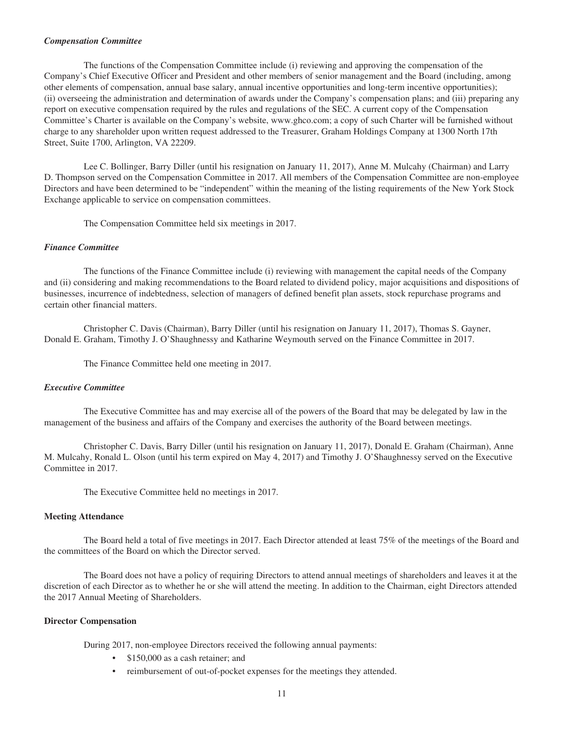### *Compensation Committee*

The functions of the Compensation Committee include (i) reviewing and approving the compensation of the Company's Chief Executive Officer and President and other members of senior management and the Board (including, among other elements of compensation, annual base salary, annual incentive opportunities and long-term incentive opportunities); (ii) overseeing the administration and determination of awards under the Company's compensation plans; and (iii) preparing any report on executive compensation required by the rules and regulations of the SEC. A current copy of the Compensation Committee's Charter is available on the Company's website, www.ghco.com; a copy of such Charter will be furnished without charge to any shareholder upon written request addressed to the Treasurer, Graham Holdings Company at 1300 North 17th Street, Suite 1700, Arlington, VA 22209.

Lee C. Bollinger, Barry Diller (until his resignation on January 11, 2017), Anne M. Mulcahy (Chairman) and Larry D. Thompson served on the Compensation Committee in 2017. All members of the Compensation Committee are non-employee Directors and have been determined to be "independent" within the meaning of the listing requirements of the New York Stock Exchange applicable to service on compensation committees.

The Compensation Committee held six meetings in 2017.

### *Finance Committee*

The functions of the Finance Committee include (i) reviewing with management the capital needs of the Company and (ii) considering and making recommendations to the Board related to dividend policy, major acquisitions and dispositions of businesses, incurrence of indebtedness, selection of managers of defined benefit plan assets, stock repurchase programs and certain other financial matters.

Christopher C. Davis (Chairman), Barry Diller (until his resignation on January 11, 2017), Thomas S. Gayner, Donald E. Graham, Timothy J. O'Shaughnessy and Katharine Weymouth served on the Finance Committee in 2017.

The Finance Committee held one meeting in 2017.

### *Executive Committee*

The Executive Committee has and may exercise all of the powers of the Board that may be delegated by law in the management of the business and affairs of the Company and exercises the authority of the Board between meetings.

Christopher C. Davis, Barry Diller (until his resignation on January 11, 2017), Donald E. Graham (Chairman), Anne M. Mulcahy, Ronald L. Olson (until his term expired on May 4, 2017) and Timothy J. O'Shaughnessy served on the Executive Committee in 2017.

The Executive Committee held no meetings in 2017.

## **Meeting Attendance**

The Board held a total of five meetings in 2017. Each Director attended at least 75% of the meetings of the Board and the committees of the Board on which the Director served.

The Board does not have a policy of requiring Directors to attend annual meetings of shareholders and leaves it at the discretion of each Director as to whether he or she will attend the meeting. In addition to the Chairman, eight Directors attended the 2017 Annual Meeting of Shareholders.

## **Director Compensation**

During 2017, non-employee Directors received the following annual payments:

- $150,000 as a cash retainer; and
- reimbursement of out-of-pocket expenses for the meetings they attended.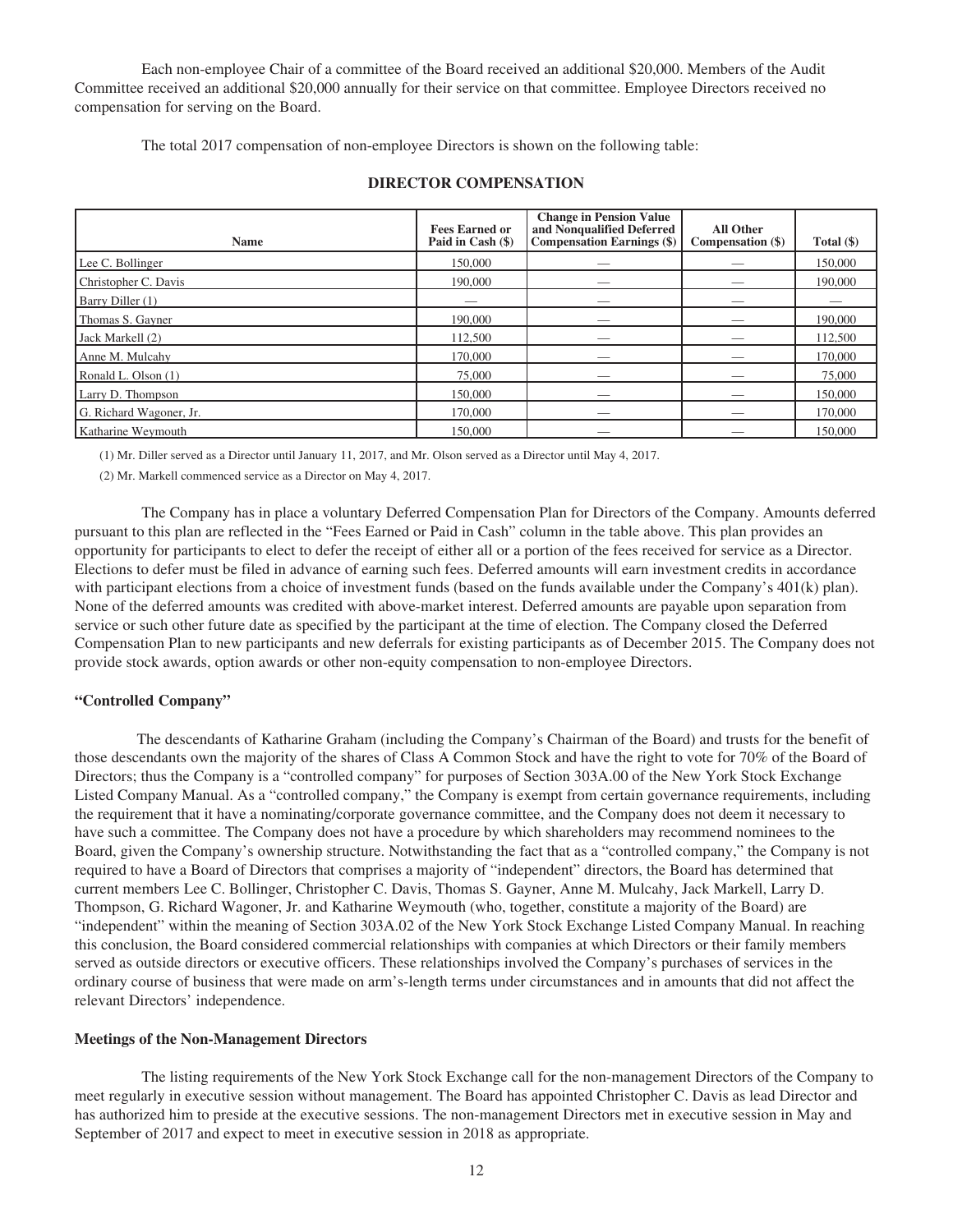Each non-employee Chair of a committee of the Board received an additional $20,000. Members of the Audit Committee received an additional $20,000 annually for their service on that committee. Employee Directors received no compensation for serving on the Board.

The total 2017 compensation of non-employee Directors is shown on the following table:

**DIRECTOR COMPENSATION**

| Name | Fees Earned or Paid in Cash ($) | Change in Pension Value and Nonqualified Deferred Compensation Earnings ($) | All Other Compensation ($) | Total ($) |
|---|---|---|---|---|
| Lee C. Bollinger | 150,000 | — | — | 150,000 |
| Christopher C. Davis | 190,000 | — | — | 190,000 |
| Barry Diller (1) | — | — | — | — |
| Thomas S. Gayner | 190,000 | — | — | 190,000 |
| Jack Markell (2) | 112,500 | — | — | 112,500 |
| Anne M. Mulcahy | 170,000 | — | — | 170,000 |
| Ronald L. Olson (1) | 75,000 | — | — | 75,000 |
| Larry D. Thompson | 150,000 | — | — | 150,000 |
| G. Richard Wagoner, Jr. | 170,000 | — | — | 170,000 |
| Katharine Weymouth | 150,000 | — | — | 150,000 |

(1) Mr. Diller served as a Director until January 11, 2017, and Mr. Olson served as a Director until May 4, 2017.

(2) Mr. Markell commenced service as a Director on May 4, 2017.

The Company has in place a voluntary Deferred Compensation Plan for Directors of the Company. Amounts deferred pursuant to this plan are reflected in the "Fees Earned or Paid in Cash" column in the table above. This plan provides an opportunity for participants to elect to defer the receipt of either all or a portion of the fees received for service as a Director. Elections to defer must be filed in advance of earning such fees. Deferred amounts will earn investment credits in accordance with participant elections from a choice of investment funds (based on the funds available under the Company's 401(k) plan). None of the deferred amounts was credited with above-market interest. Deferred amounts are payable upon separation from service or such other future date as specified by the participant at the time of election. The Company closed the Deferred Compensation Plan to new participants and new deferrals for existing participants as of December 2015. The Company does not provide stock awards, option awards or other non-equity compensation to non-employee Directors.

### "Controlled Company"

The descendants of Katharine Graham (including the Company's Chairman of the Board) and trusts for the benefit of those descendants own the majority of the shares of Class A Common Stock and have the right to vote for 70% of the Board of Directors; thus the Company is a "controlled company" for purposes of Section 303A.00 of the New York Stock Exchange Listed Company Manual. As a "controlled company," the Company is exempt from certain governance requirements, including the requirement that it have a nominating/corporate governance committee, and the Company does not deem it necessary to have such a committee. The Company does not have a procedure by which shareholders may recommend nominees to the Board, given the Company's ownership structure. Notwithstanding the fact that as a "controlled company," the Company is not required to have a Board of Directors that comprises a majority of "independent" directors, the Board has determined that current members Lee C. Bollinger, Christopher C. Davis, Thomas S. Gayner, Anne M. Mulcahy, Jack Markell, Larry D. Thompson, G. Richard Wagoner, Jr. and Katharine Weymouth (who, together, constitute a majority of the Board) are "independent" within the meaning of Section 303A.02 of the New York Stock Exchange Listed Company Manual. In reaching this conclusion, the Board considered commercial relationships with companies at which Directors or their family members served as outside directors or executive officers. These relationships involved the Company's purchases of services in the ordinary course of business that were made on arm's-length terms under circumstances and in amounts that did not affect the relevant Directors' independence.

### Meetings of the Non-Management Directors

The listing requirements of the New York Stock Exchange call for the non-management Directors of the Company to meet regularly in executive session without management. The Board has appointed Christopher C. Davis as lead Director and has authorized him to preside at the executive sessions. The non-management Directors met in executive session in May and September of 2017 and expect to meet in executive session in 2018 as appropriate.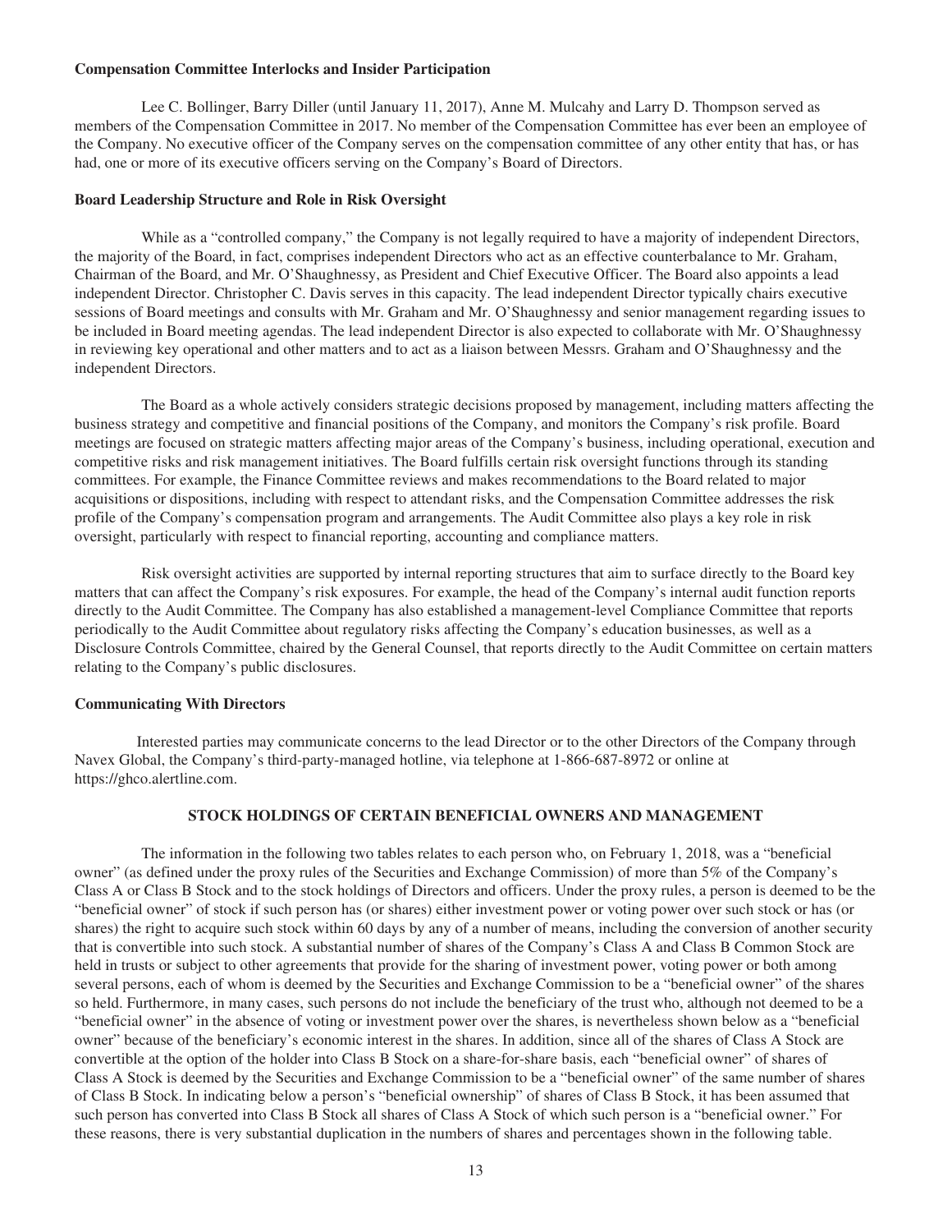**Compensation Committee Interlocks and Insider Participation**

Lee C. Bollinger, Barry Diller (until January 11, 2017), Anne M. Mulcahy and Larry D. Thompson served as members of the Compensation Committee in 2017. No member of the Compensation Committee has ever been an employee of the Company. No executive officer of the Company serves on the compensation committee of any other entity that has, or has had, one or more of its executive officers serving on the Company's Board of Directors.

**Board Leadership Structure and Role in Risk Oversight**

While as a "controlled company," the Company is not legally required to have a majority of independent Directors, the majority of the Board, in fact, comprises independent Directors who act as an effective counterbalance to Mr. Graham, Chairman of the Board, and Mr. O'Shaughnessy, as President and Chief Executive Officer. The Board also appoints a lead independent Director. Christopher C. Davis serves in this capacity. The lead independent Director typically chairs executive sessions of Board meetings and consults with Mr. Graham and Mr. O'Shaughnessy and senior management regarding issues to be included in Board meeting agendas. The lead independent Director is also expected to collaborate with Mr. O'Shaughnessy in reviewing key operational and other matters and to act as a liaison between Messrs. Graham and O'Shaughnessy and the independent Directors.

The Board as a whole actively considers strategic decisions proposed by management, including matters affecting the business strategy and competitive and financial positions of the Company, and monitors the Company's risk profile. Board meetings are focused on strategic matters affecting major areas of the Company's business, including operational, execution and competitive risks and risk management initiatives. The Board fulfills certain risk oversight functions through its standing committees. For example, the Finance Committee reviews and makes recommendations to the Board related to major acquisitions or dispositions, including with respect to attendant risks, and the Compensation Committee addresses the risk profile of the Company's compensation program and arrangements. The Audit Committee also plays a key role in risk oversight, particularly with respect to financial reporting, accounting and compliance matters.

Risk oversight activities are supported by internal reporting structures that aim to surface directly to the Board key matters that can affect the Company's risk exposures. For example, the head of the Company's internal audit function reports directly to the Audit Committee. The Company has also established a management-level Compliance Committee that reports periodically to the Audit Committee about regulatory risks affecting the Company's education businesses, as well as a Disclosure Controls Committee, chaired by the General Counsel, that reports directly to the Audit Committee on certain matters relating to the Company's public disclosures.

**Communicating With Directors**

Interested parties may communicate concerns to the lead Director or to the other Directors of the Company through Navex Global, the Company's third-party-managed hotline, via telephone at 1-866-687-8972 or online at https://ghco.alertline.com.

## STOCK HOLDINGS OF CERTAIN BENEFICIAL OWNERS AND MANAGEMENT

The information in the following two tables relates to each person who, on February 1, 2018, was a "beneficial owner" (as defined under the proxy rules of the Securities and Exchange Commission) of more than 5% of the Company's Class A or Class B Stock and to the stock holdings of Directors and officers. Under the proxy rules, a person is deemed to be the "beneficial owner" of stock if such person has (or shares) either investment power or voting power over such stock or has (or shares) the right to acquire such stock within 60 days by any of a number of means, including the conversion of another security that is convertible into such stock. A substantial number of shares of the Company's Class A and Class B Common Stock are held in trusts or subject to other agreements that provide for the sharing of investment power, voting power or both among several persons, each of whom is deemed by the Securities and Exchange Commission to be a "beneficial owner" of the shares so held. Furthermore, in many cases, such persons do not include the beneficiary of the trust who, although not deemed to be a "beneficial owner" in the absence of voting or investment power over the shares, is nevertheless shown below as a "beneficial owner" because of the beneficiary's economic interest in the shares. In addition, since all of the shares of Class A Stock are convertible at the option of the holder into Class B Stock on a share-for-share basis, each "beneficial owner" of shares of Class A Stock is deemed by the Securities and Exchange Commission to be a "beneficial owner" of the same number of shares of Class B Stock. In indicating below a person's "beneficial ownership" of shares of Class B Stock, it has been assumed that such person has converted into Class B Stock all shares of Class A Stock of which such person is a "beneficial owner." For these reasons, there is very substantial duplication in the numbers of shares and percentages shown in the following table.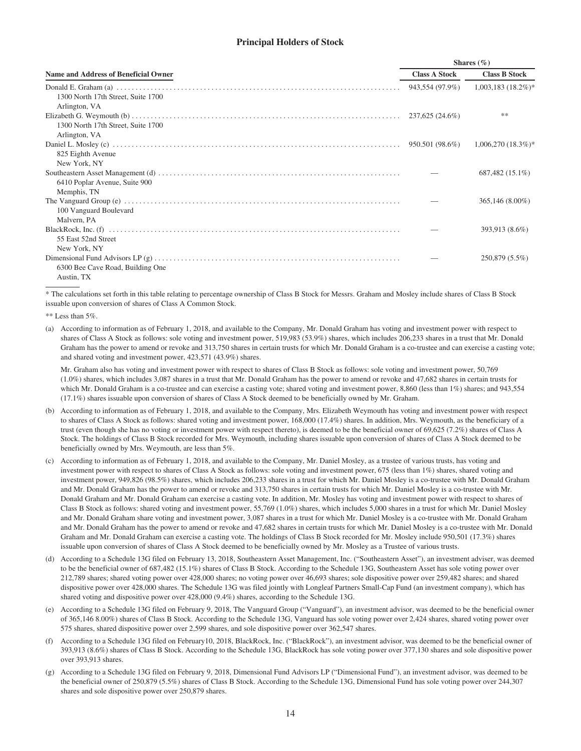## Principal Holders of Stock

| Name and Address of Beneficial Owner | Shares (%) | |
|---|---|---|
| | Class A Stock | Class B Stock |
| Donald E. Graham (a)<br>1300 North 17th Street, Suite 1700<br>Arlington, VA | 943,554 (97.9%) | 1,003,183 (18.2%)* |
| Elizabeth G. Weymouth (b)<br>1300 North 17th Street, Suite 1700<br>Arlington, VA | 237,625 (24.6%) | ** |
| Daniel L. Mosley (c)<br>825 Eighth Avenue<br>New York, NY | 950.501 (98.6%) | 1,006,270 (18.3%)* |
| Southeastern Asset Management (d)<br>6410 Poplar Avenue, Suite 900<br>Memphis, TN | — | 687,482 (15.1%) |
| The Vanguard Group (e)<br>100 Vanguard Boulevard<br>Malvern, PA | — | 365,146 (8.00%) |
| BlackRock, Inc. (f)<br>55 East 52nd Street<br>New York, NY | — | 393,913 (8.6%) |
| Dimensional Fund Advisors LP (g)<br>6300 Bee Cave Road, Building One<br>Austin, TX | — | 250,879 (5.5%) |

* The calculations set forth in this table relating to percentage ownership of Class B Stock for Messrs. Graham and Mosley include shares of Class B Stock issuable upon conversion of shares of Class A Common Stock.

** Less than 5%.

(a) According to information as of February 1, 2018, and available to the Company, Mr. Donald Graham has voting and investment power with respect to shares of Class A Stock as follows: sole voting and investment power, 519,983 (53.9%) shares, which includes 206,233 shares in a trust that Mr. Donald Graham has the power to amend or revoke and 313,750 shares in certain trusts for which Mr. Donald Graham is a co-trustee and can exercise a casting vote; and shared voting and investment power, 423,571 (43.9%) shares.

Mr. Graham also has voting and investment power with respect to shares of Class B Stock as follows: sole voting and investment power, 50,769 (1.0%) shares, which includes 3,087 shares in a trust that Mr. Donald Graham has the power to amend or revoke and 47,682 shares in certain trusts for which Mr. Donald Graham is a co-trustee and can exercise a casting vote; shared voting and investment power, 8,860 (less than 1%) shares; and 943,554 (17.1%) shares issuable upon conversion of shares of Class A Stock deemed to be beneficially owned by Mr. Graham.

(b) According to information as of February 1, 2018, and available to the Company, Mrs. Elizabeth Weymouth has voting and investment power with respect to shares of Class A Stock as follows: shared voting and investment power, 168,000 (17.4%) shares. In addition, Mrs. Weymouth, as the beneficiary of a trust (even though she has no voting or investment power with respect thereto), is deemed to be the beneficial owner of 69,625 (7.2%) shares of Class A Stock. The holdings of Class B Stock recorded for Mrs. Weymouth, including shares issuable upon conversion of shares of Class A Stock deemed to be beneficially owned by Mrs. Weymouth, are less than 5%.

(c) According to information as of February 1, 2018, and available to the Company, Mr. Daniel Mosley, as a trustee of various trusts, has voting and investment power with respect to shares of Class A Stock as follows: sole voting and investment power, 675 (less than 1%) shares, shared voting and investment power, 949,826 (98.5%) shares, which includes 206,233 shares in a trust for which Mr. Daniel Mosley is a co-trustee with Mr. Donald Graham and Mr. Donald Graham has the power to amend or revoke and 313,750 shares in certain trusts for which Mr. Daniel Mosley is a co-trustee with Mr. Donald Graham and Mr. Donald Graham can exercise a casting vote. In addition, Mr. Mosley has voting and investment power with respect to shares of Class B Stock as follows: shared voting and investment power, 55,769 (1.0%) shares, which includes 5,000 shares in a trust for which Mr. Daniel Mosley and Mr. Donald Graham share voting and investment power, 3,087 shares in a trust for which Mr. Daniel Mosley is a co-trustee with Mr. Donald Graham and Mr. Donald Graham has the power to amend or revoke and 47,682 shares in certain trusts for which Mr. Daniel Mosley is a co-trustee with Mr. Donald Graham and Mr. Donald Graham can exercise a casting vote. The holdings of Class B Stock recorded for Mr. Mosley include 950,501 (17.3%) shares issuable upon conversion of shares of Class A Stock deemed to be beneficially owned by Mr. Mosley as a Trustee of various trusts.

(d) According to a Schedule 13G filed on February 13, 2018, Southeastern Asset Management, Inc. ("Southeastern Asset"), an investment adviser, was deemed to be the beneficial owner of 687,482 (15.1%) shares of Class B Stock. According to the Schedule 13G, Southeastern Asset has sole voting power over 212,789 shares; shared voting power over 428,000 shares; no voting power over 46,693 shares; sole dispositive power over 259,482 shares; and shared dispositive power over 428,000 shares. The Schedule 13G was filed jointly with Longleaf Partners Small-Cap Fund (an investment company), which has shared voting and dispositive power over 428,000 (9.4%) shares, according to the Schedule 13G.

(e) According to a Schedule 13G filed on February 9, 2018, The Vanguard Group ("Vanguard"), an investment advisor, was deemed to be the beneficial owner of 365,146 8.00%) shares of Class B Stock. According to the Schedule 13G, Vanguard has sole voting power over 2,424 shares, shared voting power over 575 shares, shared dispositive power over 2,599 shares, and sole dispositive power over 362,547 shares.

(f) According to a Schedule 13G filed on February10, 2018, BlackRock, Inc. ("BlackRock"), an investment advisor, was deemed to be the beneficial owner of 393,913 (8.6%) shares of Class B Stock. According to the Schedule 13G, BlackRock has sole voting power over 377,130 shares and sole dispositive power over 393,913 shares.

(g) According to a Schedule 13G filed on February 9, 2018, Dimensional Fund Advisors LP ("Dimensional Fund"), an investment advisor, was deemed to be the beneficial owner of 250,879 (5.5%) shares of Class B Stock. According to the Schedule 13G, Dimensional Fund has sole voting power over 244,307 shares and sole dispositive power over 250,879 shares.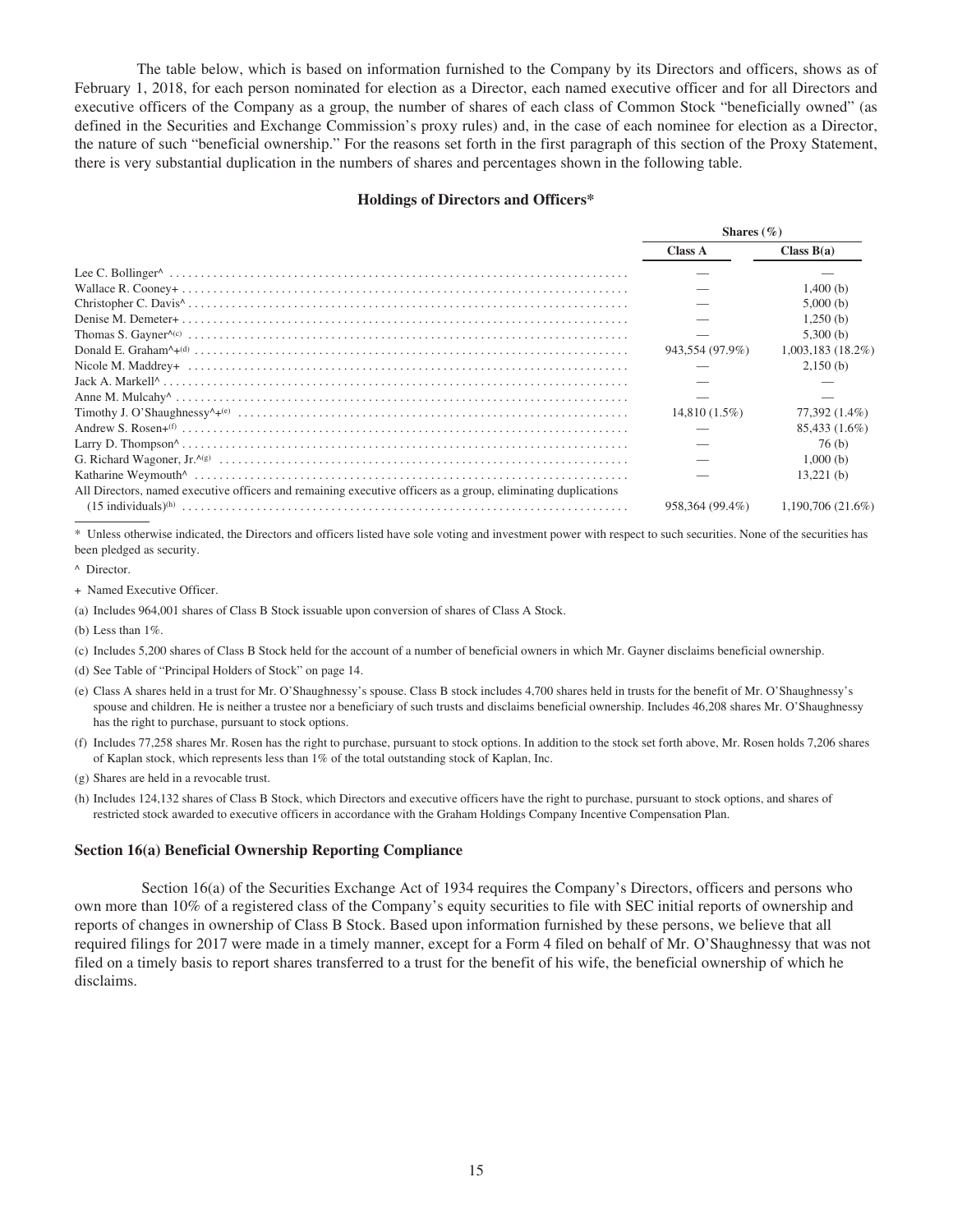The table below, which is based on information furnished to the Company by its Directors and officers, shows as of February 1, 2018, for each person nominated for election as a Director, each named executive officer and for all Directors and executive officers of the Company as a group, the number of shares of each class of Common Stock "beneficially owned" (as defined in the Securities and Exchange Commission's proxy rules) and, in the case of each nominee for election as a Director, the nature of such "beneficial ownership." For the reasons set forth in the first paragraph of this section of the Proxy Statement, there is very substantial duplication in the numbers of shares and percentages shown in the following table.

**Holdings of Directors and Officers***

| | Shares (%) | |
|---|---|---|
| | **Class A** | **Class B(a)** |
| Lee C. Bollinger^ | — | — |
| Wallace R. Cooney+ | — | 1,400 (b) |
| Christopher C. Davis^ | — | 5,000 (b) |
| Denise M. Demeter+ | — | 1,250 (b) |
| Thomas S. Gayner^(c) | — | 5,300 (b) |
| Donald E. Graham^+(d) | 943,554 (97.9%) | 1,003,183 (18.2%) |
| Nicole M. Maddrey+ | — | 2,150 (b) |
| Jack A. Markell^ | — | — |
| Anne M. Mulcahy^ | — | — |
| Timothy J. O'Shaughnessy^+(e) | 14,810 (1.5%) | 77,392 (1.4%) |
| Andrew S. Rosen+(f) | — | 85,433 (1.6%) |
| Larry D. Thompson^ | — | 76 (b) |
| G. Richard Wagoner, Jr.^(g) | — | 1,000 (b) |
| Katharine Weymouth^ | — | 13,221 (b) |
| All Directors, named executive officers and remaining executive officers as a group, eliminating duplications (15 individuals)(h) | 958,364 (99.4%) | 1,190,706 (21.6%) |

\* Unless otherwise indicated, the Directors and officers listed have sole voting and investment power with respect to such securities. None of the securities has been pledged as security.

^ Director.

\+ Named Executive Officer.

(a) Includes 964,001 shares of Class B Stock issuable upon conversion of shares of Class A Stock.

(b) Less than 1%.

(c) Includes 5,200 shares of Class B Stock held for the account of a number of beneficial owners in which Mr. Gayner disclaims beneficial ownership.

(d) See Table of "Principal Holders of Stock" on page 14.

(e) Class A shares held in a trust for Mr. O'Shaughnessy's spouse. Class B stock includes 4,700 shares held in trusts for the benefit of Mr. O'Shaughnessy's spouse and children. He is neither a trustee nor a beneficiary of such trusts and disclaims beneficial ownership. Includes 46,208 shares Mr. O'Shaughnessy has the right to purchase, pursuant to stock options.

(f) Includes 77,258 shares Mr. Rosen has the right to purchase, pursuant to stock options. In addition to the stock set forth above, Mr. Rosen holds 7,206 shares of Kaplan stock, which represents less than 1% of the total outstanding stock of Kaplan, Inc.

(g) Shares are held in a revocable trust.

(h) Includes 124,132 shares of Class B Stock, which Directors and executive officers have the right to purchase, pursuant to stock options, and shares of restricted stock awarded to executive officers in accordance with the Graham Holdings Company Incentive Compensation Plan.

### Section 16(a) Beneficial Ownership Reporting Compliance

Section 16(a) of the Securities Exchange Act of 1934 requires the Company's Directors, officers and persons who own more than 10% of a registered class of the Company's equity securities to file with SEC initial reports of ownership and reports of changes in ownership of Class B Stock. Based upon information furnished by these persons, we believe that all required filings for 2017 were made in a timely manner, except for a Form 4 filed on behalf of Mr. O'Shaughnessy that was not filed on a timely basis to report shares transferred to a trust for the benefit of his wife, the beneficial ownership of which he disclaims.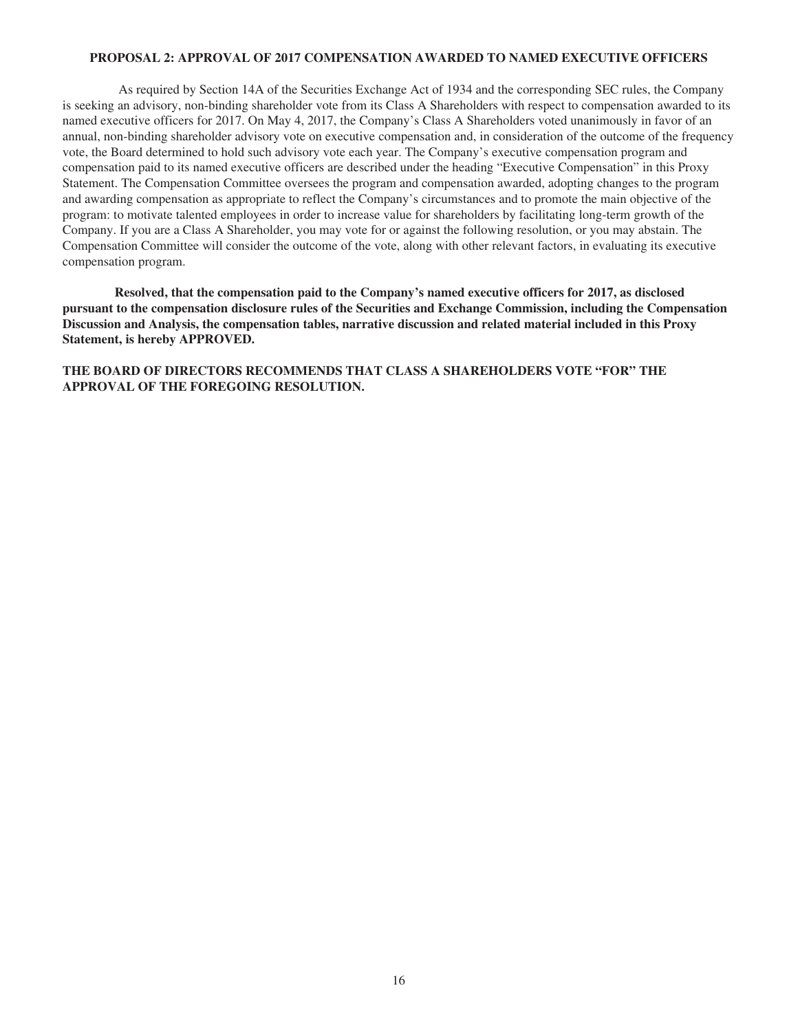## PROPOSAL 2: APPROVAL OF 2017 COMPENSATION AWARDED TO NAMED EXECUTIVE OFFICERS

As required by Section 14A of the Securities Exchange Act of 1934 and the corresponding SEC rules, the Company is seeking an advisory, non-binding shareholder vote from its Class A Shareholders with respect to compensation awarded to its named executive officers for 2017. On May 4, 2017, the Company's Class A Shareholders voted unanimously in favor of an annual, non-binding shareholder advisory vote on executive compensation and, in consideration of the outcome of the frequency vote, the Board determined to hold such advisory vote each year. The Company's executive compensation program and compensation paid to its named executive officers are described under the heading "Executive Compensation" in this Proxy Statement. The Compensation Committee oversees the program and compensation awarded, adopting changes to the program and awarding compensation as appropriate to reflect the Company's circumstances and to promote the main objective of the program: to motivate talented employees in order to increase value for shareholders by facilitating long-term growth of the Company. If you are a Class A Shareholder, you may vote for or against the following resolution, or you may abstain. The Compensation Committee will consider the outcome of the vote, along with other relevant factors, in evaluating its executive compensation program.

**Resolved, that the compensation paid to the Company's named executive officers for 2017, as disclosed pursuant to the compensation disclosure rules of the Securities and Exchange Commission, including the Compensation Discussion and Analysis, the compensation tables, narrative discussion and related material included in this Proxy Statement, is hereby APPROVED.**

**THE BOARD OF DIRECTORS RECOMMENDS THAT CLASS A SHAREHOLDERS VOTE "FOR" THE APPROVAL OF THE FOREGOING RESOLUTION.**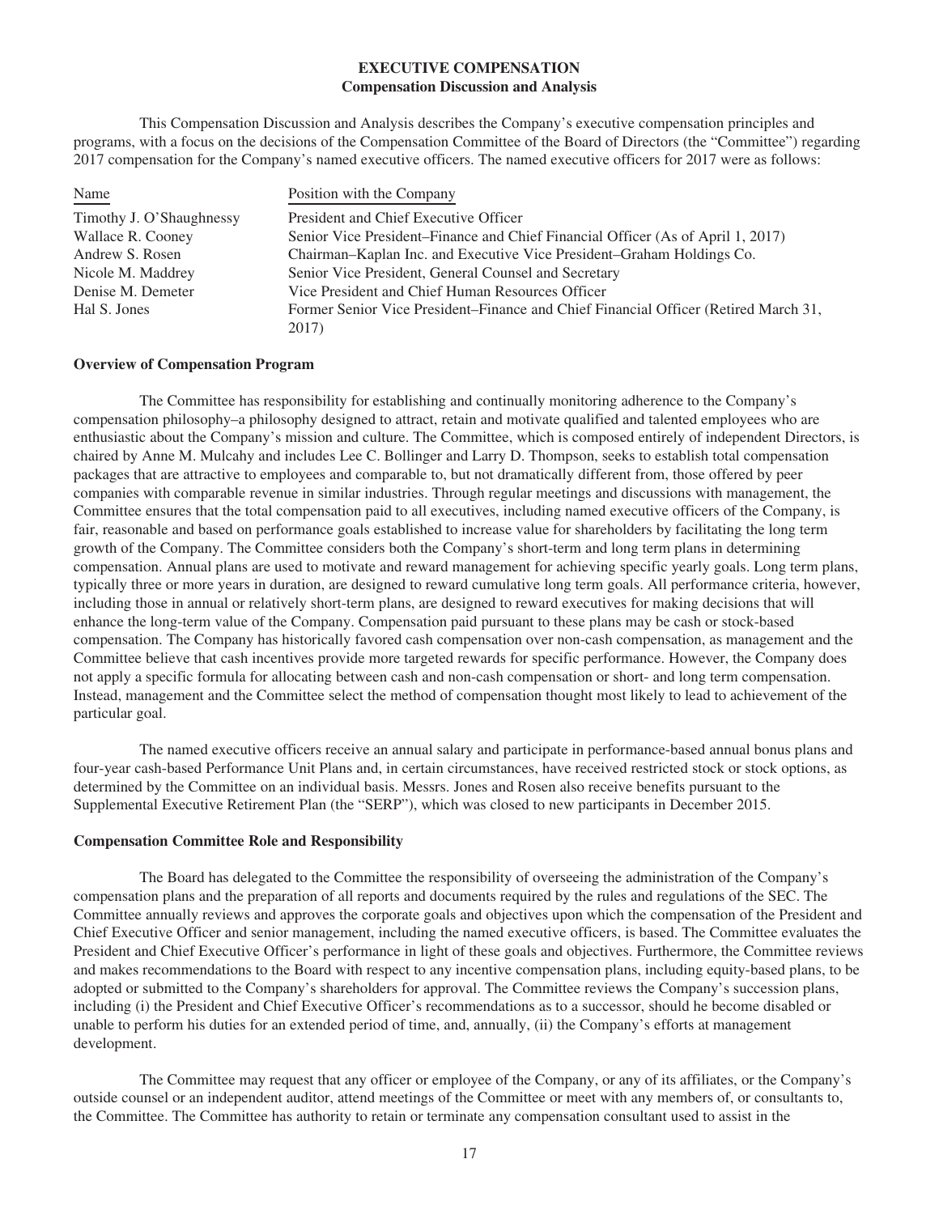# EXECUTIVE COMPENSATION

## Compensation Discussion and Analysis

This Compensation Discussion and Analysis describes the Company's executive compensation principles and programs, with a focus on the decisions of the Compensation Committee of the Board of Directors (the "Committee") regarding 2017 compensation for the Company's named executive officers. The named executive officers for 2017 were as follows:

| Name | Position with the Company |
|---|---|
| Timothy J. O'Shaughnessy | President and Chief Executive Officer |
| Wallace R. Cooney | Senior Vice President–Finance and Chief Financial Officer (As of April 1, 2017) |
| Andrew S. Rosen | Chairman–Kaplan Inc. and Executive Vice President–Graham Holdings Co. |
| Nicole M. Maddrey | Senior Vice President, General Counsel and Secretary |
| Denise M. Demeter | Vice President and Chief Human Resources Officer |
| Hal S. Jones | Former Senior Vice President–Finance and Chief Financial Officer (Retired March 31, 2017) |

**Overview of Compensation Program**

The Committee has responsibility for establishing and continually monitoring adherence to the Company's compensation philosophy–a philosophy designed to attract, retain and motivate qualified and talented employees who are enthusiastic about the Company's mission and culture. The Committee, which is composed entirely of independent Directors, is chaired by Anne M. Mulcahy and includes Lee C. Bollinger and Larry D. Thompson, seeks to establish total compensation packages that are attractive to employees and comparable to, but not dramatically different from, those offered by peer companies with comparable revenue in similar industries. Through regular meetings and discussions with management, the Committee ensures that the total compensation paid to all executives, including named executive officers of the Company, is fair, reasonable and based on performance goals established to increase value for shareholders by facilitating the long term growth of the Company. The Committee considers both the Company's short-term and long term plans in determining compensation. Annual plans are used to motivate and reward management for achieving specific yearly goals. Long term plans, typically three or more years in duration, are designed to reward cumulative long term goals. All performance criteria, however, including those in annual or relatively short-term plans, are designed to reward executives for making decisions that will enhance the long-term value of the Company. Compensation paid pursuant to these plans may be cash or stock-based compensation. The Company has historically favored cash compensation over non-cash compensation, as management and the Committee believe that cash incentives provide more targeted rewards for specific performance. However, the Company does not apply a specific formula for allocating between cash and non-cash compensation or short- and long term compensation. Instead, management and the Committee select the method of compensation thought most likely to lead to achievement of the particular goal.

The named executive officers receive an annual salary and participate in performance-based annual bonus plans and four-year cash-based Performance Unit Plans and, in certain circumstances, have received restricted stock or stock options, as determined by the Committee on an individual basis. Messrs. Jones and Rosen also receive benefits pursuant to the Supplemental Executive Retirement Plan (the "SERP"), which was closed to new participants in December 2015.

**Compensation Committee Role and Responsibility**

The Board has delegated to the Committee the responsibility of overseeing the administration of the Company's compensation plans and the preparation of all reports and documents required by the rules and regulations of the SEC. The Committee annually reviews and approves the corporate goals and objectives upon which the compensation of the President and Chief Executive Officer and senior management, including the named executive officers, is based. The Committee evaluates the President and Chief Executive Officer's performance in light of these goals and objectives. Furthermore, the Committee reviews and makes recommendations to the Board with respect to any incentive compensation plans, including equity-based plans, to be adopted or submitted to the Company's shareholders for approval. The Committee reviews the Company's succession plans, including (i) the President and Chief Executive Officer's recommendations as to a successor, should he become disabled or unable to perform his duties for an extended period of time, and, annually, (ii) the Company's efforts at management development.

The Committee may request that any officer or employee of the Company, or any of its affiliates, or the Company's outside counsel or an independent auditor, attend meetings of the Committee or meet with any members of, or consultants to, the Committee. The Committee has authority to retain or terminate any compensation consultant used to assist in the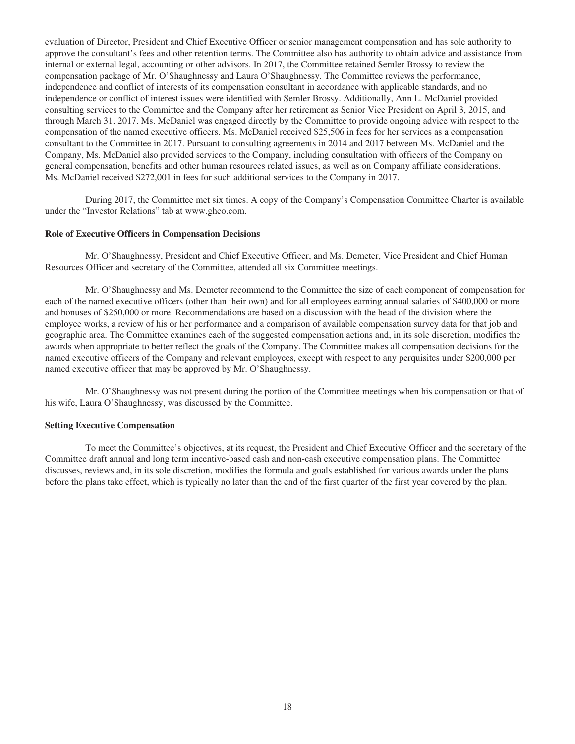evaluation of Director, President and Chief Executive Officer or senior management compensation and has sole authority to approve the consultant's fees and other retention terms. The Committee also has authority to obtain advice and assistance from internal or external legal, accounting or other advisors. In 2017, the Committee retained Semler Brossy to review the compensation package of Mr. O'Shaughnessy and Laura O'Shaughnessy. The Committee reviews the performance, independence and conflict of interests of its compensation consultant in accordance with applicable standards, and no independence or conflict of interest issues were identified with Semler Brossy. Additionally, Ann L. McDaniel provided consulting services to the Committee and the Company after her retirement as Senior Vice President on April 3, 2015, and through March 31, 2017. Ms. McDaniel was engaged directly by the Committee to provide ongoing advice with respect to the compensation of the named executive officers. Ms. McDaniel received $25,506 in fees for her services as a compensation consultant to the Committee in 2017. Pursuant to consulting agreements in 2014 and 2017 between Ms. McDaniel and the Company, Ms. McDaniel also provided services to the Company, including consultation with officers of the Company on general compensation, benefits and other human resources related issues, as well as on Company affiliate considerations. Ms. McDaniel received $272,001 in fees for such additional services to the Company in 2017.

During 2017, the Committee met six times. A copy of the Company's Compensation Committee Charter is available under the "Investor Relations" tab at www.ghco.com.

**Role of Executive Officers in Compensation Decisions**

Mr. O'Shaughnessy, President and Chief Executive Officer, and Ms. Demeter, Vice President and Chief Human Resources Officer and secretary of the Committee, attended all six Committee meetings.

Mr. O'Shaughnessy and Ms. Demeter recommend to the Committee the size of each component of compensation for each of the named executive officers (other than their own) and for all employees earning annual salaries of $400,000 or more and bonuses of $250,000 or more. Recommendations are based on a discussion with the head of the division where the employee works, a review of his or her performance and a comparison of available compensation survey data for that job and geographic area. The Committee examines each of the suggested compensation actions and, in its sole discretion, modifies the awards when appropriate to better reflect the goals of the Company. The Committee makes all compensation decisions for the named executive officers of the Company and relevant employees, except with respect to any perquisites under $200,000 per named executive officer that may be approved by Mr. O'Shaughnessy.

Mr. O'Shaughnessy was not present during the portion of the Committee meetings when his compensation or that of his wife, Laura O'Shaughnessy, was discussed by the Committee.

**Setting Executive Compensation**

To meet the Committee's objectives, at its request, the President and Chief Executive Officer and the secretary of the Committee draft annual and long term incentive-based cash and non-cash executive compensation plans. The Committee discusses, reviews and, in its sole discretion, modifies the formula and goals established for various awards under the plans before the plans take effect, which is typically no later than the end of the first quarter of the first year covered by the plan.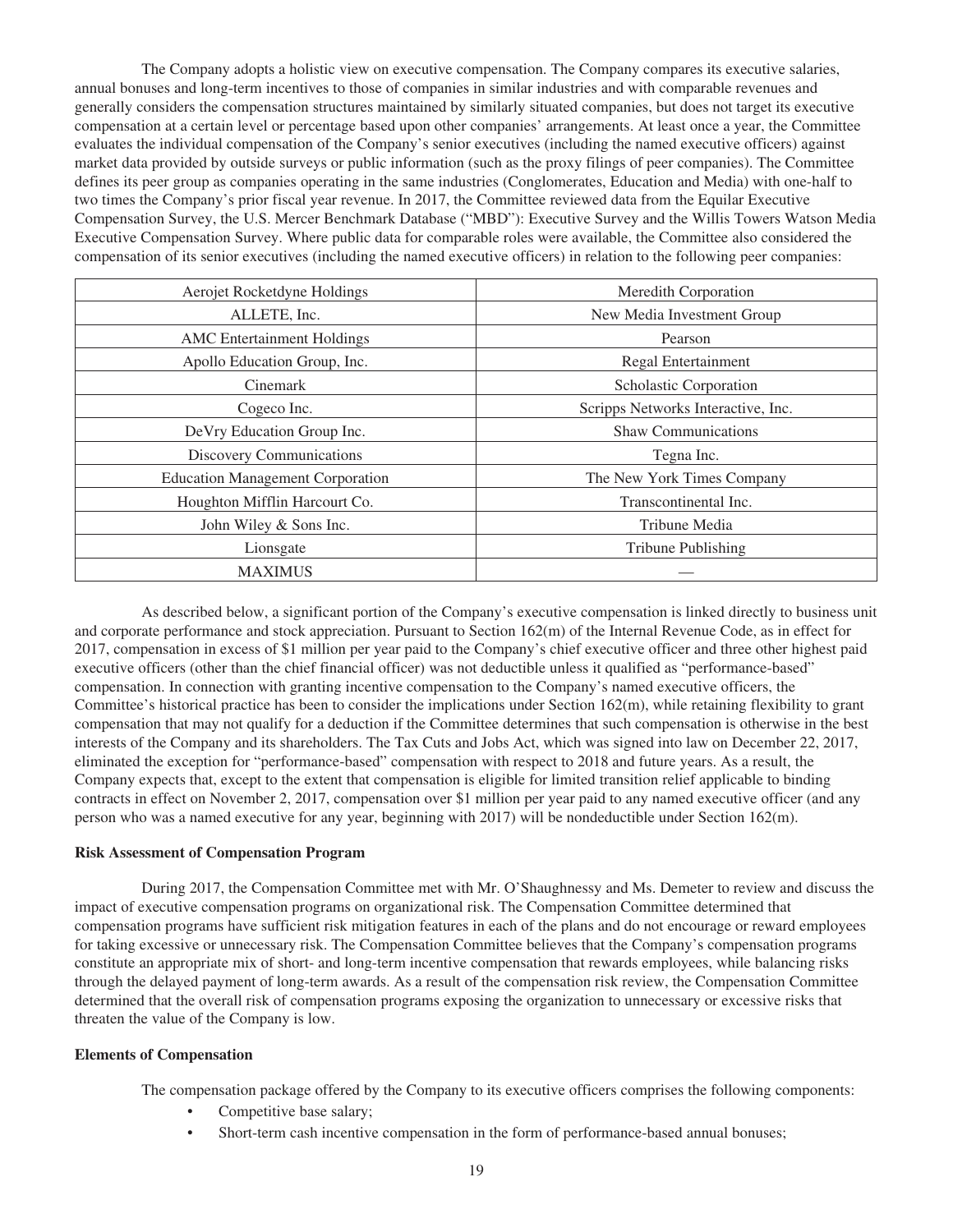The Company adopts a holistic view on executive compensation. The Company compares its executive salaries, annual bonuses and long-term incentives to those of companies in similar industries and with comparable revenues and generally considers the compensation structures maintained by similarly situated companies, but does not target its executive compensation at a certain level or percentage based upon other companies' arrangements. At least once a year, the Committee evaluates the individual compensation of the Company's senior executives (including the named executive officers) against market data provided by outside surveys or public information (such as the proxy filings of peer companies). The Committee defines its peer group as companies operating in the same industries (Conglomerates, Education and Media) with one-half to two times the Company's prior fiscal year revenue. In 2017, the Committee reviewed data from the Equilar Executive Compensation Survey, the U.S. Mercer Benchmark Database ("MBD"): Executive Survey and the Willis Towers Watson Media Executive Compensation Survey. Where public data for comparable roles were available, the Committee also considered the compensation of its senior executives (including the named executive officers) in relation to the following peer companies:

| | |
|---|---|
| Aerojet Rocketdyne Holdings | Meredith Corporation |
| ALLETE, Inc. | New Media Investment Group |
| AMC Entertainment Holdings | Pearson |
| Apollo Education Group, Inc. | Regal Entertainment |
| Cinemark | Scholastic Corporation |
| Cogeco Inc. | Scripps Networks Interactive, Inc. |
| DeVry Education Group Inc. | Shaw Communications |
| Discovery Communications | Tegna Inc. |
| Education Management Corporation | The New York Times Company |
| Houghton Mifflin Harcourt Co. | Transcontinental Inc. |
| John Wiley & Sons Inc. | Tribune Media |
| Lionsgate | Tribune Publishing |
| MAXIMUS | — |

As described below, a significant portion of the Company's executive compensation is linked directly to business unit and corporate performance and stock appreciation. Pursuant to Section 162(m) of the Internal Revenue Code, as in effect for 2017, compensation in excess of $1 million per year paid to the Company's chief executive officer and three other highest paid executive officers (other than the chief financial officer) was not deductible unless it qualified as "performance-based" compensation. In connection with granting incentive compensation to the Company's named executive officers, the Committee's historical practice has been to consider the implications under Section 162(m), while retaining flexibility to grant compensation that may not qualify for a deduction if the Committee determines that such compensation is otherwise in the best interests of the Company and its shareholders. The Tax Cuts and Jobs Act, which was signed into law on December 22, 2017, eliminated the exception for "performance-based" compensation with respect to 2018 and future years. As a result, the Company expects that, except to the extent that compensation is eligible for limited transition relief applicable to binding contracts in effect on November 2, 2017, compensation over $1 million per year paid to any named executive officer (and any person who was a named executive for any year, beginning with 2017) will be nondeductible under Section 162(m).

**Risk Assessment of Compensation Program**

During 2017, the Compensation Committee met with Mr. O'Shaughnessy and Ms. Demeter to review and discuss the impact of executive compensation programs on organizational risk. The Compensation Committee determined that compensation programs have sufficient risk mitigation features in each of the plans and do not encourage or reward employees for taking excessive or unnecessary risk. The Compensation Committee believes that the Company's compensation programs constitute an appropriate mix of short- and long-term incentive compensation that rewards employees, while balancing risks through the delayed payment of long-term awards. As a result of the compensation risk review, the Compensation Committee determined that the overall risk of compensation programs exposing the organization to unnecessary or excessive risks that threaten the value of the Company is low.

**Elements of Compensation**

The compensation package offered by the Company to its executive officers comprises the following components:

- Competitive base salary;
- Short-term cash incentive compensation in the form of performance-based annual bonuses;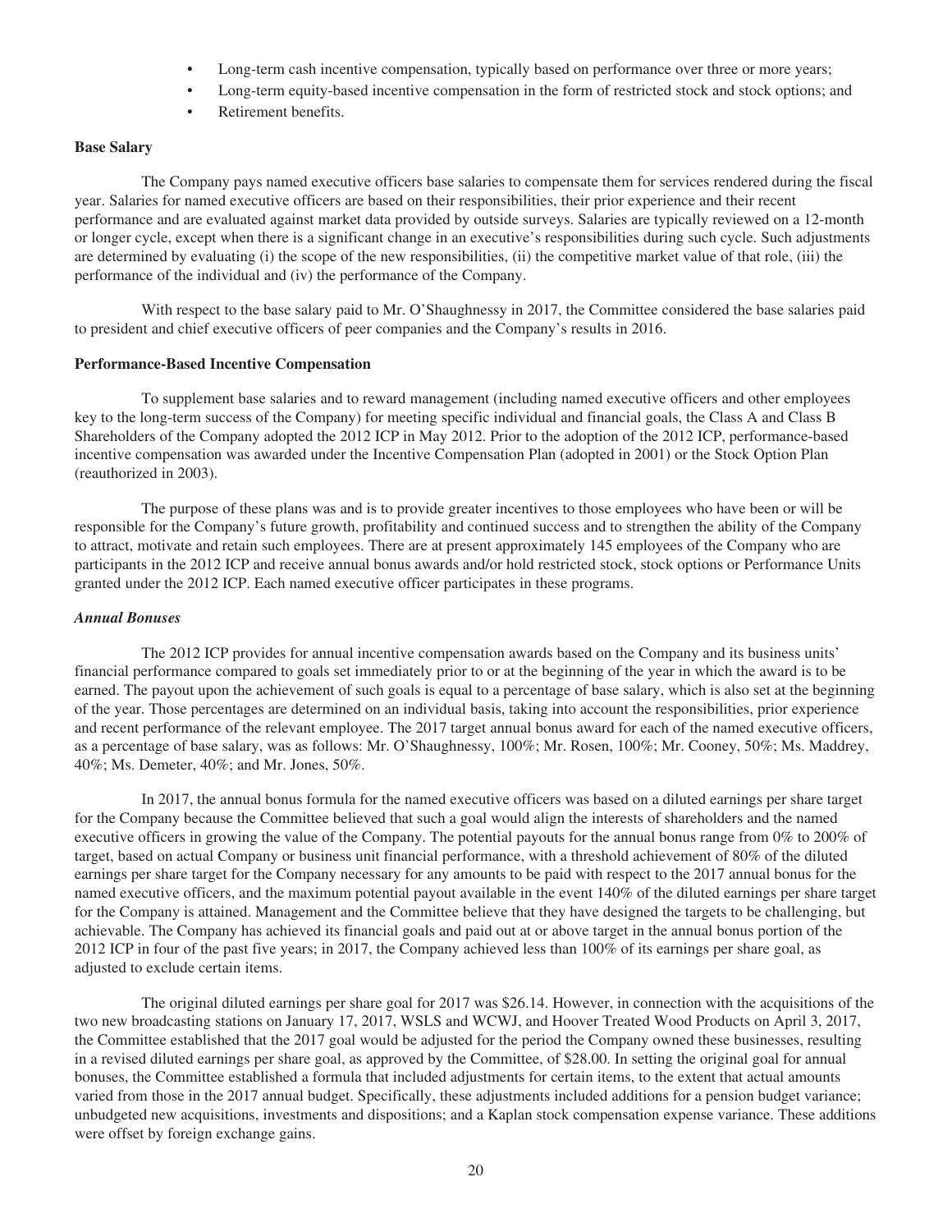- Long-term cash incentive compensation, typically based on performance over three or more years;
- Long-term equity-based incentive compensation in the form of restricted stock and stock options; and
- Retirement benefits.

**Base Salary**

The Company pays named executive officers base salaries to compensate them for services rendered during the fiscal year. Salaries for named executive officers are based on their responsibilities, their prior experience and their recent performance and are evaluated against market data provided by outside surveys. Salaries are typically reviewed on a 12-month or longer cycle, except when there is a significant change in an executive's responsibilities during such cycle. Such adjustments are determined by evaluating (i) the scope of the new responsibilities, (ii) the competitive market value of that role, (iii) the performance of the individual and (iv) the performance of the Company.

With respect to the base salary paid to Mr. O'Shaughnessy in 2017, the Committee considered the base salaries paid to president and chief executive officers of peer companies and the Company's results in 2016.

**Performance-Based Incentive Compensation**

To supplement base salaries and to reward management (including named executive officers and other employees key to the long-term success of the Company) for meeting specific individual and financial goals, the Class A and Class B Shareholders of the Company adopted the 2012 ICP in May 2012. Prior to the adoption of the 2012 ICP, performance-based incentive compensation was awarded under the Incentive Compensation Plan (adopted in 2001) or the Stock Option Plan (reauthorized in 2003).

The purpose of these plans was and is to provide greater incentives to those employees who have been or will be responsible for the Company's future growth, profitability and continued success and to strengthen the ability of the Company to attract, motivate and retain such employees. There are at present approximately 145 employees of the Company who are participants in the 2012 ICP and receive annual bonus awards and/or hold restricted stock, stock options or Performance Units granted under the 2012 ICP. Each named executive officer participates in these programs.

***Annual Bonuses***

The 2012 ICP provides for annual incentive compensation awards based on the Company and its business units' financial performance compared to goals set immediately prior to or at the beginning of the year in which the award is to be earned. The payout upon the achievement of such goals is equal to a percentage of base salary, which is also set at the beginning of the year. Those percentages are determined on an individual basis, taking into account the responsibilities, prior experience and recent performance of the relevant employee. The 2017 target annual bonus award for each of the named executive officers, as a percentage of base salary, was as follows: Mr. O'Shaughnessy, 100%; Mr. Rosen, 100%; Mr. Cooney, 50%; Ms. Maddrey, 40%; Ms. Demeter, 40%; and Mr. Jones, 50%.

In 2017, the annual bonus formula for the named executive officers was based on a diluted earnings per share target for the Company because the Committee believed that such a goal would align the interests of shareholders and the named executive officers in growing the value of the Company. The potential payouts for the annual bonus range from 0% to 200% of target, based on actual Company or business unit financial performance, with a threshold achievement of 80% of the diluted earnings per share target for the Company necessary for any amounts to be paid with respect to the 2017 annual bonus for the named executive officers, and the maximum potential payout available in the event 140% of the diluted earnings per share target for the Company is attained. Management and the Committee believe that they have designed the targets to be challenging, but achievable. The Company has achieved its financial goals and paid out at or above target in the annual bonus portion of the 2012 ICP in four of the past five years; in 2017, the Company achieved less than 100% of its earnings per share goal, as adjusted to exclude certain items.

The original diluted earnings per share goal for 2017 was $26.14. However, in connection with the acquisitions of the two new broadcasting stations on January 17, 2017, WSLS and WCWJ, and Hoover Treated Wood Products on April 3, 2017, the Committee established that the 2017 goal would be adjusted for the period the Company owned these businesses, resulting in a revised diluted earnings per share goal, as approved by the Committee, of $28.00. In setting the original goal for annual bonuses, the Committee established a formula that included adjustments for certain items, to the extent that actual amounts varied from those in the 2017 annual budget. Specifically, these adjustments included additions for a pension budget variance; unbudgeted new acquisitions, investments and dispositions; and a Kaplan stock compensation expense variance. These additions were offset by foreign exchange gains.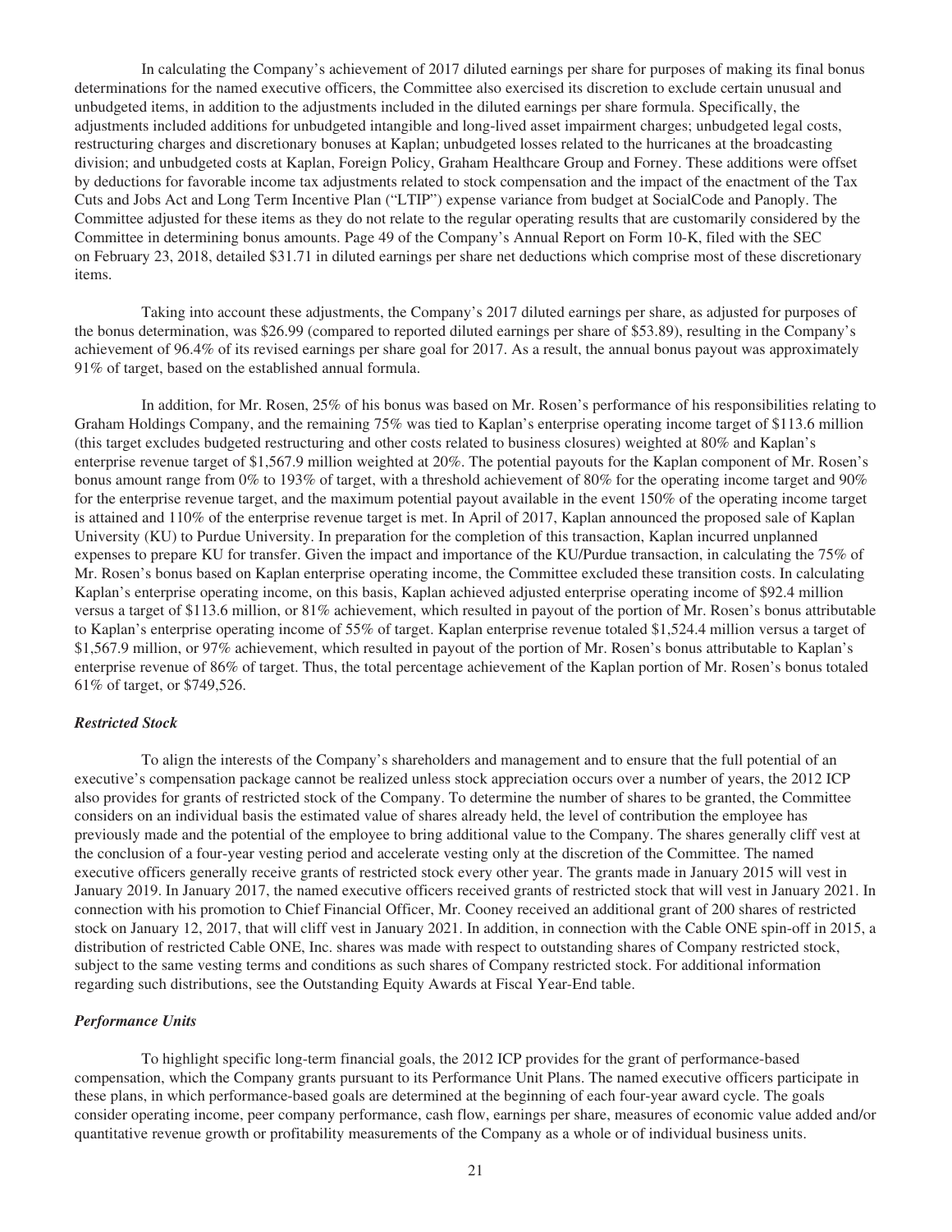In calculating the Company's achievement of 2017 diluted earnings per share for purposes of making its final bonus determinations for the named executive officers, the Committee also exercised its discretion to exclude certain unusual and unbudgeted items, in addition to the adjustments included in the diluted earnings per share formula. Specifically, the adjustments included additions for unbudgeted intangible and long-lived asset impairment charges; unbudgeted legal costs, restructuring charges and discretionary bonuses at Kaplan; unbudgeted losses related to the hurricanes at the broadcasting division; and unbudgeted costs at Kaplan, Foreign Policy, Graham Healthcare Group and Forney. These additions were offset by deductions for favorable income tax adjustments related to stock compensation and the impact of the enactment of the Tax Cuts and Jobs Act and Long Term Incentive Plan ("LTIP") expense variance from budget at SocialCode and Panoply. The Committee adjusted for these items as they do not relate to the regular operating results that are customarily considered by the Committee in determining bonus amounts. Page 49 of the Company's Annual Report on Form 10-K, filed with the SEC on February 23, 2018, detailed $31.71 in diluted earnings per share net deductions which comprise most of these discretionary items.

Taking into account these adjustments, the Company's 2017 diluted earnings per share, as adjusted for purposes of the bonus determination, was $26.99 (compared to reported diluted earnings per share of $53.89), resulting in the Company's achievement of 96.4% of its revised earnings per share goal for 2017. As a result, the annual bonus payout was approximately 91% of target, based on the established annual formula.

In addition, for Mr. Rosen, 25% of his bonus was based on Mr. Rosen's performance of his responsibilities relating to Graham Holdings Company, and the remaining 75% was tied to Kaplan's enterprise operating income target of $113.6 million (this target excludes budgeted restructuring and other costs related to business closures) weighted at 80% and Kaplan's enterprise revenue target of $1,567.9 million weighted at 20%. The potential payouts for the Kaplan component of Mr. Rosen's bonus amount range from 0% to 193% of target, with a threshold achievement of 80% for the operating income target and 90% for the enterprise revenue target, and the maximum potential payout available in the event 150% of the operating income target is attained and 110% of the enterprise revenue target is met. In April of 2017, Kaplan announced the proposed sale of Kaplan University (KU) to Purdue University. In preparation for the completion of this transaction, Kaplan incurred unplanned expenses to prepare KU for transfer. Given the impact and importance of the KU/Purdue transaction, in calculating the 75% of Mr. Rosen's bonus based on Kaplan enterprise operating income, the Committee excluded these transition costs. In calculating Kaplan's enterprise operating income, on this basis, Kaplan achieved adjusted enterprise operating income of $92.4 million versus a target of $113.6 million, or 81% achievement, which resulted in payout of the portion of Mr. Rosen's bonus attributable to Kaplan's enterprise operating income of 55% of target. Kaplan enterprise revenue totaled $1,524.4 million versus a target of $1,567.9 million, or 97% achievement, which resulted in payout of the portion of Mr. Rosen's bonus attributable to Kaplan's enterprise revenue of 86% of target. Thus, the total percentage achievement of the Kaplan portion of Mr. Rosen's bonus totaled 61% of target, or $749,526.

### *Restricted Stock*

To align the interests of the Company's shareholders and management and to ensure that the full potential of an executive's compensation package cannot be realized unless stock appreciation occurs over a number of years, the 2012 ICP also provides for grants of restricted stock of the Company. To determine the number of shares to be granted, the Committee considers on an individual basis the estimated value of shares already held, the level of contribution the employee has previously made and the potential of the employee to bring additional value to the Company. The shares generally cliff vest at the conclusion of a four-year vesting period and accelerate vesting only at the discretion of the Committee. The named executive officers generally receive grants of restricted stock every other year. The grants made in January 2015 will vest in January 2019. In January 2017, the named executive officers received grants of restricted stock that will vest in January 2021. In connection with his promotion to Chief Financial Officer, Mr. Cooney received an additional grant of 200 shares of restricted stock on January 12, 2017, that will cliff vest in January 2021. In addition, in connection with the Cable ONE spin-off in 2015, a distribution of restricted Cable ONE, Inc. shares was made with respect to outstanding shares of Company restricted stock, subject to the same vesting terms and conditions as such shares of Company restricted stock. For additional information regarding such distributions, see the Outstanding Equity Awards at Fiscal Year-End table.

### *Performance Units*

To highlight specific long-term financial goals, the 2012 ICP provides for the grant of performance-based compensation, which the Company grants pursuant to its Performance Unit Plans. The named executive officers participate in these plans, in which performance-based goals are determined at the beginning of each four-year award cycle. The goals consider operating income, peer company performance, cash flow, earnings per share, measures of economic value added and/or quantitative revenue growth or profitability measurements of the Company as a whole or of individual business units.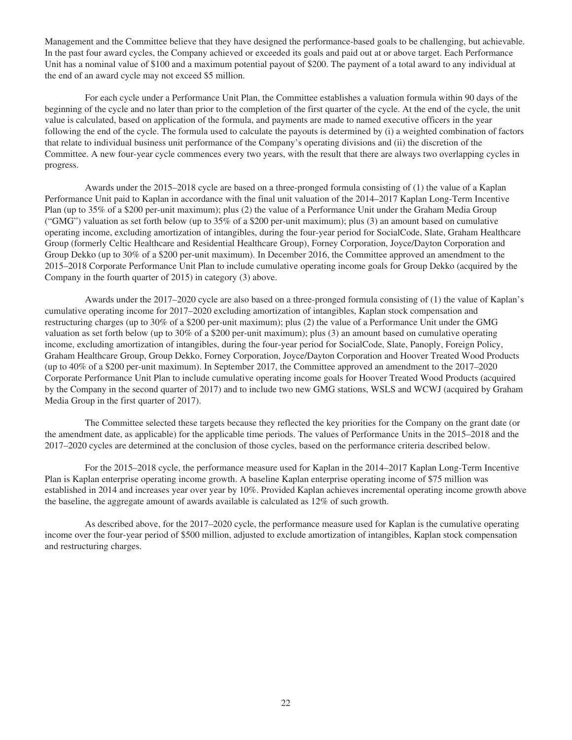Management and the Committee believe that they have designed the performance-based goals to be challenging, but achievable. In the past four award cycles, the Company achieved or exceeded its goals and paid out at or above target. Each Performance Unit has a nominal value of $100 and a maximum potential payout of $200. The payment of a total award to any individual at the end of an award cycle may not exceed $5 million.

For each cycle under a Performance Unit Plan, the Committee establishes a valuation formula within 90 days of the beginning of the cycle and no later than prior to the completion of the first quarter of the cycle. At the end of the cycle, the unit value is calculated, based on application of the formula, and payments are made to named executive officers in the year following the end of the cycle. The formula used to calculate the payouts is determined by (i) a weighted combination of factors that relate to individual business unit performance of the Company's operating divisions and (ii) the discretion of the Committee. A new four-year cycle commences every two years, with the result that there are always two overlapping cycles in progress.

Awards under the 2015–2018 cycle are based on a three-pronged formula consisting of (1) the value of a Kaplan Performance Unit paid to Kaplan in accordance with the final unit valuation of the 2014–2017 Kaplan Long-Term Incentive Plan (up to 35% of a $200 per-unit maximum); plus (2) the value of a Performance Unit under the Graham Media Group ("GMG") valuation as set forth below (up to 35% of a $200 per-unit maximum); plus (3) an amount based on cumulative operating income, excluding amortization of intangibles, during the four-year period for SocialCode, Slate, Graham Healthcare Group (formerly Celtic Healthcare and Residential Healthcare Group), Forney Corporation, Joyce/Dayton Corporation and Group Dekko (up to 30% of a $200 per-unit maximum). In December 2016, the Committee approved an amendment to the 2015–2018 Corporate Performance Unit Plan to include cumulative operating income goals for Group Dekko (acquired by the Company in the fourth quarter of 2015) in category (3) above.

Awards under the 2017–2020 cycle are also based on a three-pronged formula consisting of (1) the value of Kaplan's cumulative operating income for 2017–2020 excluding amortization of intangibles, Kaplan stock compensation and restructuring charges (up to 30% of a $200 per-unit maximum); plus (2) the value of a Performance Unit under the GMG valuation as set forth below (up to 30% of a $200 per-unit maximum); plus (3) an amount based on cumulative operating income, excluding amortization of intangibles, during the four-year period for SocialCode, Slate, Panoply, Foreign Policy, Graham Healthcare Group, Group Dekko, Forney Corporation, Joyce/Dayton Corporation and Hoover Treated Wood Products (up to 40% of a $200 per-unit maximum). In September 2017, the Committee approved an amendment to the 2017–2020 Corporate Performance Unit Plan to include cumulative operating income goals for Hoover Treated Wood Products (acquired by the Company in the second quarter of 2017) and to include two new GMG stations, WSLS and WCWJ (acquired by Graham Media Group in the first quarter of 2017).

The Committee selected these targets because they reflected the key priorities for the Company on the grant date (or the amendment date, as applicable) for the applicable time periods. The values of Performance Units in the 2015–2018 and the 2017–2020 cycles are determined at the conclusion of those cycles, based on the performance criteria described below.

For the 2015–2018 cycle, the performance measure used for Kaplan in the 2014–2017 Kaplan Long-Term Incentive Plan is Kaplan enterprise operating income growth. A baseline Kaplan enterprise operating income of $75 million was established in 2014 and increases year over year by 10%. Provided Kaplan achieves incremental operating income growth above the baseline, the aggregate amount of awards available is calculated as 12% of such growth.

As described above, for the 2017–2020 cycle, the performance measure used for Kaplan is the cumulative operating income over the four-year period of $500 million, adjusted to exclude amortization of intangibles, Kaplan stock compensation and restructuring charges.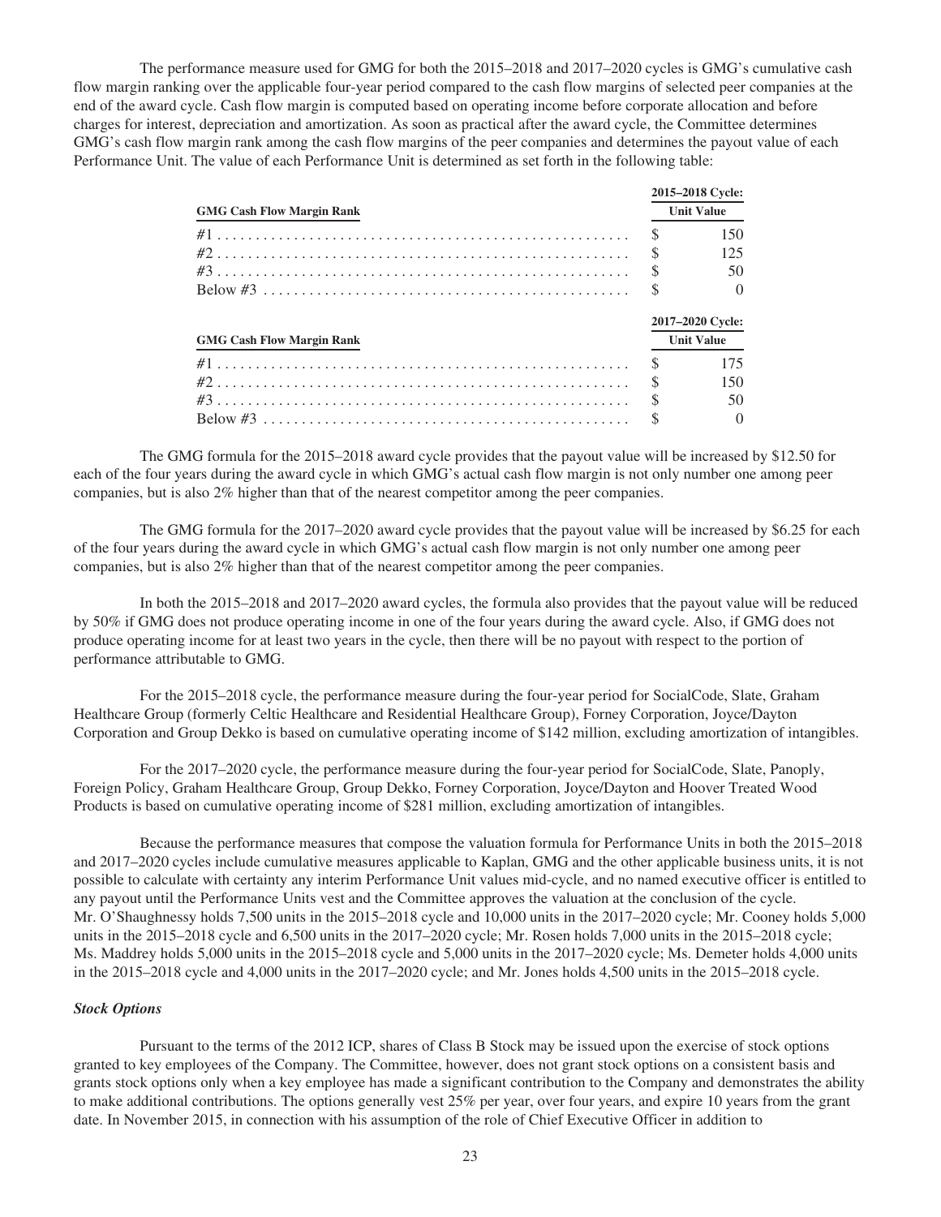The performance measure used for GMG for both the 2015–2018 and 2017–2020 cycles is GMG's cumulative cash flow margin ranking over the applicable four-year period compared to the cash flow margins of selected peer companies at the end of the award cycle. Cash flow margin is computed based on operating income before corporate allocation and before charges for interest, depreciation and amortization. As soon as practical after the award cycle, the Committee determines GMG's cash flow margin rank among the cash flow margins of the peer companies and determines the payout value of each Performance Unit. The value of each Performance Unit is determined as set forth in the following table:

| GMG Cash Flow Margin Rank | 2015–2018 Cycle: Unit Value |
|---|---|
| #1 | $ 150 |
| #2 | $ 125 |
| #3 | $ 50 |
| Below #3 | $ 0 |

| GMG Cash Flow Margin Rank | 2017–2020 Cycle: Unit Value |
|---|---|
| #1 | $ 175 |
| #2 | $ 150 |
| #3 | $ 50 |
| Below #3 | $ 0 |

The GMG formula for the 2015–2018 award cycle provides that the payout value will be increased by $12.50 for each of the four years during the award cycle in which GMG's actual cash flow margin is not only number one among peer companies, but is also 2% higher than that of the nearest competitor among the peer companies.

The GMG formula for the 2017–2020 award cycle provides that the payout value will be increased by $6.25 for each of the four years during the award cycle in which GMG's actual cash flow margin is not only number one among peer companies, but is also 2% higher than that of the nearest competitor among the peer companies.

In both the 2015–2018 and 2017–2020 award cycles, the formula also provides that the payout value will be reduced by 50% if GMG does not produce operating income in one of the four years during the award cycle. Also, if GMG does not produce operating income for at least two years in the cycle, then there will be no payout with respect to the portion of performance attributable to GMG.

For the 2015–2018 cycle, the performance measure during the four-year period for SocialCode, Slate, Graham Healthcare Group (formerly Celtic Healthcare and Residential Healthcare Group), Forney Corporation, Joyce/Dayton Corporation and Group Dekko is based on cumulative operating income of $142 million, excluding amortization of intangibles.

For the 2017–2020 cycle, the performance measure during the four-year period for SocialCode, Slate, Panoply, Foreign Policy, Graham Healthcare Group, Group Dekko, Forney Corporation, Joyce/Dayton and Hoover Treated Wood Products is based on cumulative operating income of $281 million, excluding amortization of intangibles.

Because the performance measures that compose the valuation formula for Performance Units in both the 2015–2018 and 2017–2020 cycles include cumulative measures applicable to Kaplan, GMG and the other applicable business units, it is not possible to calculate with certainty any interim Performance Unit values mid-cycle, and no named executive officer is entitled to any payout until the Performance Units vest and the Committee approves the valuation at the conclusion of the cycle. Mr. O'Shaughnessy holds 7,500 units in the 2015–2018 cycle and 10,000 units in the 2017–2020 cycle; Mr. Cooney holds 5,000 units in the 2015–2018 cycle and 6,500 units in the 2017–2020 cycle; Mr. Rosen holds 7,000 units in the 2015–2018 cycle; Ms. Maddrey holds 5,000 units in the 2015–2018 cycle and 5,000 units in the 2017–2020 cycle; Ms. Demeter holds 4,000 units in the 2015–2018 cycle and 4,000 units in the 2017–2020 cycle; and Mr. Jones holds 4,500 units in the 2015–2018 cycle.

***Stock Options***

Pursuant to the terms of the 2012 ICP, shares of Class B Stock may be issued upon the exercise of stock options granted to key employees of the Company. The Committee, however, does not grant stock options on a consistent basis and grants stock options only when a key employee has made a significant contribution to the Company and demonstrates the ability to make additional contributions. The options generally vest 25% per year, over four years, and expire 10 years from the grant date. In November 2015, in connection with his assumption of the role of Chief Executive Officer in addition to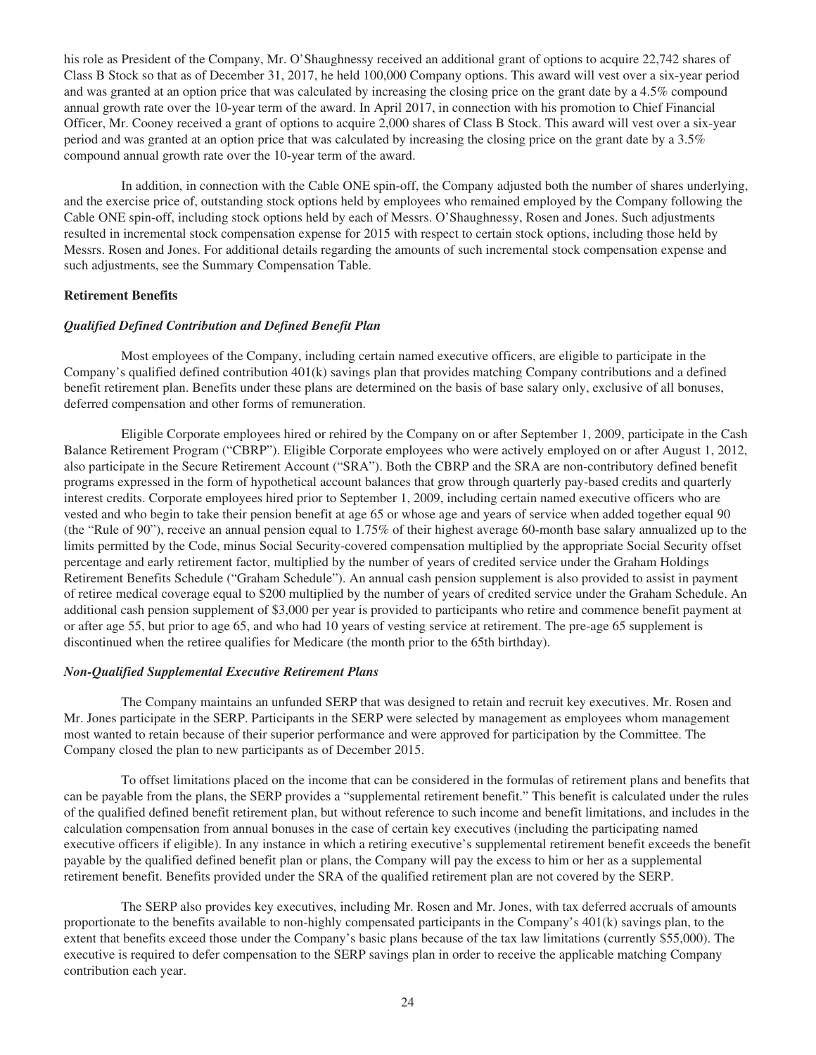his role as President of the Company, Mr. O'Shaughnessy received an additional grant of options to acquire 22,742 shares of Class B Stock so that as of December 31, 2017, he held 100,000 Company options. This award will vest over a six-year period and was granted at an option price that was calculated by increasing the closing price on the grant date by a 4.5% compound annual growth rate over the 10-year term of the award. In April 2017, in connection with his promotion to Chief Financial Officer, Mr. Cooney received a grant of options to acquire 2,000 shares of Class B Stock. This award will vest over a six-year period and was granted at an option price that was calculated by increasing the closing price on the grant date by a 3.5% compound annual growth rate over the 10-year term of the award.

In addition, in connection with the Cable ONE spin-off, the Company adjusted both the number of shares underlying, and the exercise price of, outstanding stock options held by employees who remained employed by the Company following the Cable ONE spin-off, including stock options held by each of Messrs. O'Shaughnessy, Rosen and Jones. Such adjustments resulted in incremental stock compensation expense for 2015 with respect to certain stock options, including those held by Messrs. Rosen and Jones. For additional details regarding the amounts of such incremental stock compensation expense and such adjustments, see the Summary Compensation Table.

**Retirement Benefits**

***Qualified Defined Contribution and Defined Benefit Plan***

Most employees of the Company, including certain named executive officers, are eligible to participate in the Company's qualified defined contribution 401(k) savings plan that provides matching Company contributions and a defined benefit retirement plan. Benefits under these plans are determined on the basis of base salary only, exclusive of all bonuses, deferred compensation and other forms of remuneration.

Eligible Corporate employees hired or rehired by the Company on or after September 1, 2009, participate in the Cash Balance Retirement Program ("CBRP"). Eligible Corporate employees who were actively employed on or after August 1, 2012, also participate in the Secure Retirement Account ("SRA"). Both the CBRP and the SRA are non-contributory defined benefit programs expressed in the form of hypothetical account balances that grow through quarterly pay-based credits and quarterly interest credits. Corporate employees hired prior to September 1, 2009, including certain named executive officers who are vested and who begin to take their pension benefit at age 65 or whose age and years of service when added together equal 90 (the "Rule of 90"), receive an annual pension equal to 1.75% of their highest average 60-month base salary annualized up to the limits permitted by the Code, minus Social Security-covered compensation multiplied by the appropriate Social Security offset percentage and early retirement factor, multiplied by the number of years of credited service under the Graham Holdings Retirement Benefits Schedule ("Graham Schedule"). An annual cash pension supplement is also provided to assist in payment of retiree medical coverage equal to $200 multiplied by the number of years of credited service under the Graham Schedule. An additional cash pension supplement of $3,000 per year is provided to participants who retire and commence benefit payment at or after age 55, but prior to age 65, and who had 10 years of vesting service at retirement. The pre-age 65 supplement is discontinued when the retiree qualifies for Medicare (the month prior to the 65th birthday).

***Non-Qualified Supplemental Executive Retirement Plans***

The Company maintains an unfunded SERP that was designed to retain and recruit key executives. Mr. Rosen and Mr. Jones participate in the SERP. Participants in the SERP were selected by management as employees whom management most wanted to retain because of their superior performance and were approved for participation by the Committee. The Company closed the plan to new participants as of December 2015.

To offset limitations placed on the income that can be considered in the formulas of retirement plans and benefits that can be payable from the plans, the SERP provides a "supplemental retirement benefit." This benefit is calculated under the rules of the qualified defined benefit retirement plan, but without reference to such income and benefit limitations, and includes in the calculation compensation from annual bonuses in the case of certain key executives (including the participating named executive officers if eligible). In any instance in which a retiring executive's supplemental retirement benefit exceeds the benefit payable by the qualified defined benefit plan or plans, the Company will pay the excess to him or her as a supplemental retirement benefit. Benefits provided under the SRA of the qualified retirement plan are not covered by the SERP.

The SERP also provides key executives, including Mr. Rosen and Mr. Jones, with tax deferred accruals of amounts proportionate to the benefits available to non-highly compensated participants in the Company's 401(k) savings plan, to the extent that benefits exceed those under the Company's basic plans because of the tax law limitations (currently $55,000). The executive is required to defer compensation to the SERP savings plan in order to receive the applicable matching Company contribution each year.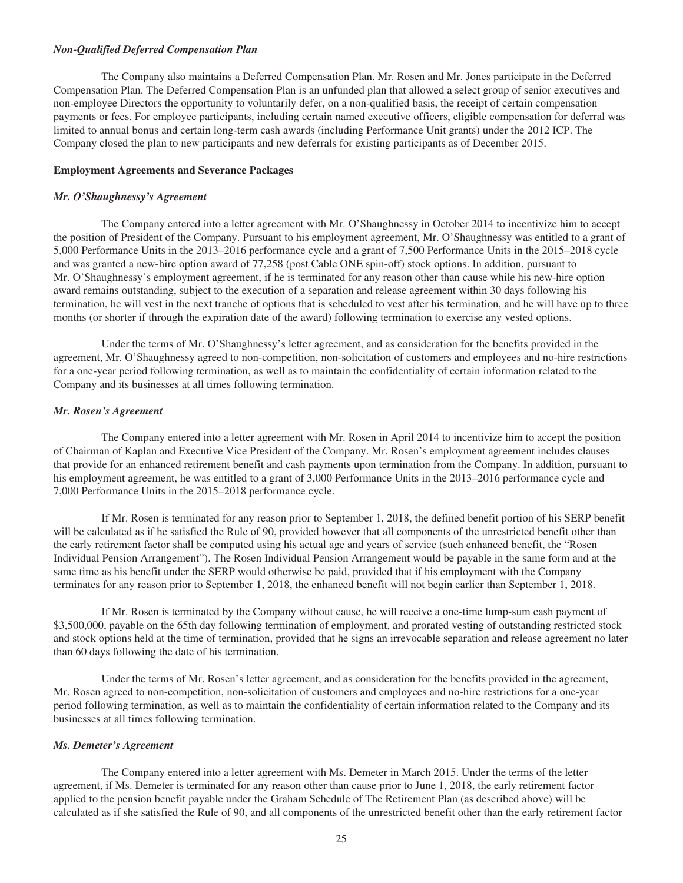#### *Non-Qualified Deferred Compensation Plan*

The Company also maintains a Deferred Compensation Plan. Mr. Rosen and Mr. Jones participate in the Deferred Compensation Plan. The Deferred Compensation Plan is an unfunded plan that allowed a select group of senior executives and non-employee Directors the opportunity to voluntarily defer, on a non-qualified basis, the receipt of certain compensation payments or fees. For employee participants, including certain named executive officers, eligible compensation for deferral was limited to annual bonus and certain long-term cash awards (including Performance Unit grants) under the 2012 ICP. The Company closed the plan to new participants and new deferrals for existing participants as of December 2015.

### Employment Agreements and Severance Packages

#### *Mr. O'Shaughnessy's Agreement*

The Company entered into a letter agreement with Mr. O'Shaughnessy in October 2014 to incentivize him to accept the position of President of the Company. Pursuant to his employment agreement, Mr. O'Shaughnessy was entitled to a grant of 5,000 Performance Units in the 2013–2016 performance cycle and a grant of 7,500 Performance Units in the 2015–2018 cycle and was granted a new-hire option award of 77,258 (post Cable ONE spin-off) stock options. In addition, pursuant to Mr. O'Shaughnessy's employment agreement, if he is terminated for any reason other than cause while his new-hire option award remains outstanding, subject to the execution of a separation and release agreement within 30 days following his termination, he will vest in the next tranche of options that is scheduled to vest after his termination, and he will have up to three months (or shorter if through the expiration date of the award) following termination to exercise any vested options.

Under the terms of Mr. O'Shaughnessy's letter agreement, and as consideration for the benefits provided in the agreement, Mr. O'Shaughnessy agreed to non-competition, non-solicitation of customers and employees and no-hire restrictions for a one-year period following termination, as well as to maintain the confidentiality of certain information related to the Company and its businesses at all times following termination.

#### *Mr. Rosen's Agreement*

The Company entered into a letter agreement with Mr. Rosen in April 2014 to incentivize him to accept the position of Chairman of Kaplan and Executive Vice President of the Company. Mr. Rosen's employment agreement includes clauses that provide for an enhanced retirement benefit and cash payments upon termination from the Company. In addition, pursuant to his employment agreement, he was entitled to a grant of 3,000 Performance Units in the 2013–2016 performance cycle and 7,000 Performance Units in the 2015–2018 performance cycle.

If Mr. Rosen is terminated for any reason prior to September 1, 2018, the defined benefit portion of his SERP benefit will be calculated as if he satisfied the Rule of 90, provided however that all components of the unrestricted benefit other than the early retirement factor shall be computed using his actual age and years of service (such enhanced benefit, the "Rosen Individual Pension Arrangement"). The Rosen Individual Pension Arrangement would be payable in the same form and at the same time as his benefit under the SERP would otherwise be paid, provided that if his employment with the Company terminates for any reason prior to September 1, 2018, the enhanced benefit will not begin earlier than September 1, 2018.

If Mr. Rosen is terminated by the Company without cause, he will receive a one-time lump-sum cash payment of $3,500,000, payable on the 65th day following termination of employment, and prorated vesting of outstanding restricted stock and stock options held at the time of termination, provided that he signs an irrevocable separation and release agreement no later than 60 days following the date of his termination.

Under the terms of Mr. Rosen's letter agreement, and as consideration for the benefits provided in the agreement, Mr. Rosen agreed to non-competition, non-solicitation of customers and employees and no-hire restrictions for a one-year period following termination, as well as to maintain the confidentiality of certain information related to the Company and its businesses at all times following termination.

#### *Ms. Demeter's Agreement*

The Company entered into a letter agreement with Ms. Demeter in March 2015. Under the terms of the letter agreement, if Ms. Demeter is terminated for any reason other than cause prior to June 1, 2018, the early retirement factor applied to the pension benefit payable under the Graham Schedule of The Retirement Plan (as described above) will be calculated as if she satisfied the Rule of 90, and all components of the unrestricted benefit other than the early retirement factor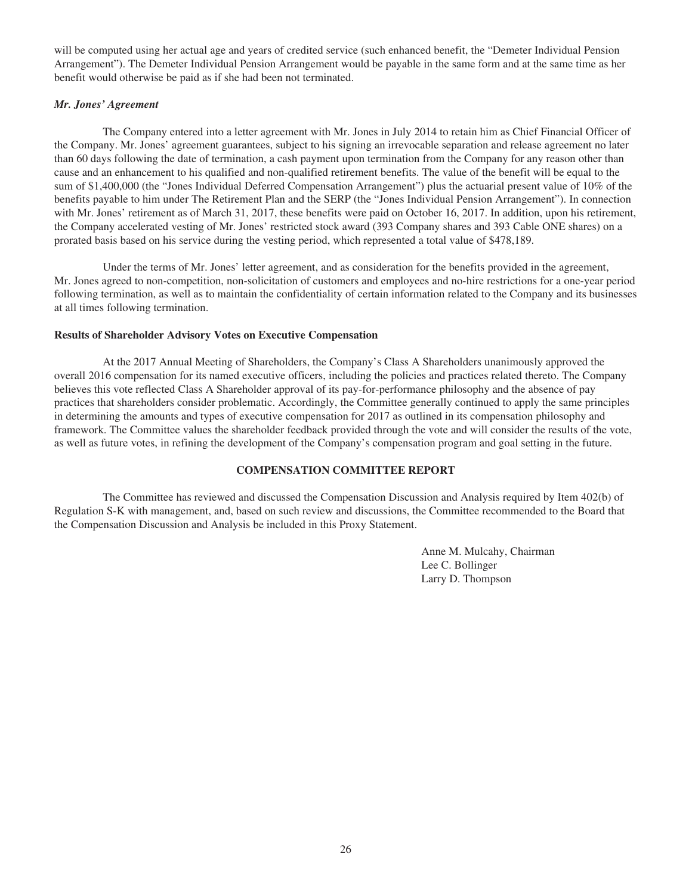will be computed using her actual age and years of credited service (such enhanced benefit, the "Demeter Individual Pension Arrangement"). The Demeter Individual Pension Arrangement would be payable in the same form and at the same time as her benefit would otherwise be paid as if she had been not terminated.

***Mr. Jones' Agreement***

The Company entered into a letter agreement with Mr. Jones in July 2014 to retain him as Chief Financial Officer of the Company. Mr. Jones' agreement guarantees, subject to his signing an irrevocable separation and release agreement no later than 60 days following the date of termination, a cash payment upon termination from the Company for any reason other than cause and an enhancement to his qualified and non-qualified retirement benefits. The value of the benefit will be equal to the sum of $1,400,000 (the "Jones Individual Deferred Compensation Arrangement") plus the actuarial present value of 10% of the benefits payable to him under The Retirement Plan and the SERP (the "Jones Individual Pension Arrangement"). In connection with Mr. Jones' retirement as of March 31, 2017, these benefits were paid on October 16, 2017. In addition, upon his retirement, the Company accelerated vesting of Mr. Jones' restricted stock award (393 Company shares and 393 Cable ONE shares) on a prorated basis based on his service during the vesting period, which represented a total value of $478,189.

Under the terms of Mr. Jones' letter agreement, and as consideration for the benefits provided in the agreement, Mr. Jones agreed to non-competition, non-solicitation of customers and employees and no-hire restrictions for a one-year period following termination, as well as to maintain the confidentiality of certain information related to the Company and its businesses at all times following termination.

**Results of Shareholder Advisory Votes on Executive Compensation**

At the 2017 Annual Meeting of Shareholders, the Company's Class A Shareholders unanimously approved the overall 2016 compensation for its named executive officers, including the policies and practices related thereto. The Company believes this vote reflected Class A Shareholder approval of its pay-for-performance philosophy and the absence of pay practices that shareholders consider problematic. Accordingly, the Committee generally continued to apply the same principles in determining the amounts and types of executive compensation for 2017 as outlined in its compensation philosophy and framework. The Committee values the shareholder feedback provided through the vote and will consider the results of the vote, as well as future votes, in refining the development of the Company's compensation program and goal setting in the future.

## COMPENSATION COMMITTEE REPORT

The Committee has reviewed and discussed the Compensation Discussion and Analysis required by Item 402(b) of Regulation S-K with management, and, based on such review and discussions, the Committee recommended to the Board that the Compensation Discussion and Analysis be included in this Proxy Statement.

Anne M. Mulcahy, Chairman
Lee C. Bollinger
Larry D. Thompson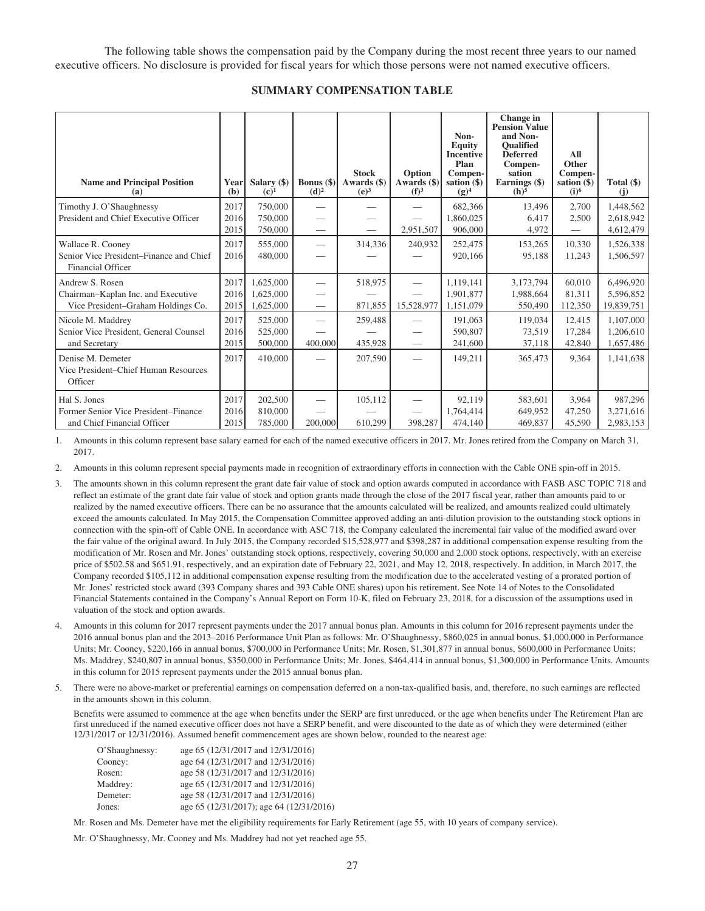The following table shows the compensation paid by the Company during the most recent three years to our named executive officers. No disclosure is provided for fiscal years for which those persons were not named executive officers.

## SUMMARY COMPENSATION TABLE

| Name and Principal Position (a) | Year (b) | Salary ($) (c)[1] | Bonus ($) (d)[2] | Stock Awards ($) (e)[3] | Option Awards ($) (f)[3] | Non-Equity Incentive Plan Compensation ($) (g)[4] | Change in Pension Value and Non-Qualified Deferred Compensation Earnings ($) (h)[5] | All Other Compensation ($) (i)[6] | Total ($) (j) |
|---|---|---|---|---|---|---|---|---|---|
| Timothy J. O'Shaughnessy | 2017 | 750,000 | — | — | — | 682,366 | 13,496 | 2,700 | 1,448,562 |
| President and Chief Executive Officer | 2016 | 750,000 | — | — | — | 1,860,025 | 6,417 | 2,500 | 2,618,942 |
| | 2015 | 750,000 | — | — | 2,951,507 | 906,000 | 4,972 | — | 4,612,479 |
| Wallace R. Cooney | 2017 | 555,000 | — | 314,336 | 240,932 | 252,475 | 153,265 | 10,330 | 1,526,338 |
| Senior Vice President–Finance and Chief Financial Officer | 2016 | 480,000 | — | — | — | 920,166 | 95,188 | 11,243 | 1,506,597 |
| Andrew S. Rosen | 2017 | 1,625,000 | — | 518,975 | — | 1,119,141 | 3,173,794 | 60,010 | 6,496,920 |
| Chairman–Kaplan Inc. and Executive | 2016 | 1,625,000 | — | — | — | 1,901,877 | 1,988,664 | 81,311 | 5,596,852 |
| Vice President–Graham Holdings Co. | 2015 | 1,625,000 | — | 871,855 | 15,528,977 | 1,151,079 | 550,490 | 112,350 | 19,839,751 |
| Nicole M. Maddrey | 2017 | 525,000 | — | 259,488 | — | 191,063 | 119,034 | 12,415 | 1,107,000 |
| Senior Vice President, General Counsel | 2016 | 525,000 | — | — | — | 590,807 | 73,519 | 17,284 | 1,206,610 |
| and Secretary | 2015 | 500,000 | 400,000 | 435,928 | — | 241,600 | 37,118 | 42,840 | 1,657,486 |
| Denise M. Demeter Vice President–Chief Human Resources Officer | 2017 | 410,000 | — | 207,590 | — | 149,211 | 365,473 | 9,364 | 1,141,638 |
| Hal S. Jones | 2017 | 202,500 | — | 105,112 | — | 92,119 | 583,601 | 3,964 | 987,296 |
| Former Senior Vice President–Finance | 2016 | 810,000 | — | — | — | 1,764,414 | 649,952 | 47,250 | 3,271,616 |
| and Chief Financial Officer | 2015 | 785,000 | 200,000 | 610,299 | 398,287 | 474,140 | 469,837 | 45,590 | 2,983,153 |

1. Amounts in this column represent base salary earned for each of the named executive officers in 2017. Mr. Jones retired from the Company on March 31, 2017.
2. Amounts in this column represent special payments made in recognition of extraordinary efforts in connection with the Cable ONE spin-off in 2015.
3. The amounts shown in this column represent the grant date fair value of stock and option awards computed in accordance with FASB ASC TOPIC 718 and reflect an estimate of the grant date fair value of stock and option grants made through the close of the 2017 fiscal year, rather than amounts paid to or realized by the named executive officers. There can be no assurance that the amounts calculated will be realized, and amounts realized could ultimately exceed the amounts calculated. In May 2015, the Compensation Committee approved adding an anti-dilution provision to the outstanding stock options in connection with the spin-off of Cable ONE. In accordance with ASC 718, the Company calculated the incremental fair value of the modified award over the fair value of the original award. In July 2015, the Company recorded $15,528,977 and $398,287 in additional compensation expense resulting from the modification of Mr. Rosen and Mr. Jones' outstanding stock options, respectively, covering 50,000 and 2,000 stock options, respectively, with an exercise price of $502.58 and $651.91, respectively, and an expiration date of February 22, 2021, and May 12, 2018, respectively. In addition, in March 2017, the Company recorded $105,112 in additional compensation expense resulting from the modification due to the accelerated vesting of a prorated portion of Mr. Jones' restricted stock award (393 Company shares and 393 Cable ONE shares) upon his retirement. See Note 14 of Notes to the Consolidated Financial Statements contained in the Company's Annual Report on Form 10-K, filed on February 23, 2018, for a discussion of the assumptions used in valuation of the stock and option awards.
4. Amounts in this column for 2017 represent payments under the 2017 annual bonus plan. Amounts in this column for 2016 represent payments under the 2016 annual bonus plan and the 2013–2016 Performance Unit Plan as follows: Mr. O'Shaughnessy, $860,025 in annual bonus, $1,000,000 in Performance Units; Mr. Cooney, $220,166 in annual bonus, $700,000 in Performance Units; Mr. Rosen, $1,301,877 in annual bonus, $600,000 in Performance Units; Ms. Maddrey, $240,807 in annual bonus, $350,000 in Performance Units; Mr. Jones, $464,414 in annual bonus, $1,300,000 in Performance Units. Amounts in this column for 2015 represent payments under the 2015 annual bonus plan.
5. There were no above-market or preferential earnings on compensation deferred on a non-tax-qualified basis, and, therefore, no such earnings are reflected in the amounts shown in this column.

   Benefits were assumed to commence at the age when benefits under the SERP are first unreduced, or the age when benefits under The Retirement Plan are first unreduced if the named executive officer does not have a SERP benefit, and were discounted to the date as of which they were determined (either 12/31/2017 or 12/31/2016). Assumed benefit commencement ages are shown below, rounded to the nearest age:

   | | |
   |---|---|
   | O'Shaughnessy: | age 65 (12/31/2017 and 12/31/2016) |
   | Cooney: | age 64 (12/31/2017 and 12/31/2016) |
   | Rosen: | age 58 (12/31/2017 and 12/31/2016) |
   | Maddrey: | age 65 (12/31/2017 and 12/31/2016) |
   | Demeter: | age 58 (12/31/2017 and 12/31/2016) |
   | Jones: | age 65 (12/31/2017); age 64 (12/31/2016) |

   Mr. Rosen and Ms. Demeter have met the eligibility requirements for Early Retirement (age 55, with 10 years of company service).

   Mr. O'Shaughnessy, Mr. Cooney and Ms. Maddrey had not yet reached age 55.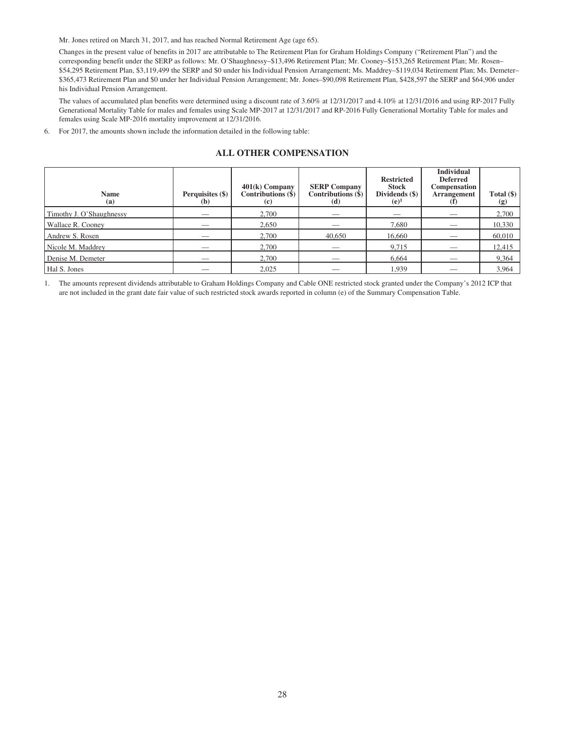Mr. Jones retired on March 31, 2017, and has reached Normal Retirement Age (age 65).

Changes in the present value of benefits in 2017 are attributable to The Retirement Plan for Graham Holdings Company ("Retirement Plan") and the corresponding benefit under the SERP as follows: Mr. O'Shaughnessy–$13,496 Retirement Plan; Mr. Cooney–$153,265 Retirement Plan; Mr. Rosen–$54,295 Retirement Plan, $3,119,499 the SERP and $0 under his Individual Pension Arrangement; Ms. Maddrey–$119,034 Retirement Plan; Ms. Demeter–$365,473 Retirement Plan and $0 under her Individual Pension Arrangement; Mr. Jones–$90,098 Retirement Plan, $428,597 the SERP and $64,906 under his Individual Pension Arrangement.

The values of accumulated plan benefits were determined using a discount rate of 3.60% at 12/31/2017 and 4.10% at 12/31/2016 and using RP-2017 Fully Generational Mortality Table for males and females using Scale MP-2017 at 12/31/2017 and RP-2016 Fully Generational Mortality Table for males and females using Scale MP-2016 mortality improvement at 12/31/2016.

6. For 2017, the amounts shown include the information detailed in the following table:

## ALL OTHER COMPENSATION

| Name (a) | Perquisites ($) (b) | 401(k) Company Contributions ($) (c) | SERP Company Contributions ($) (d) | Restricted Stock Dividends ($) (e)[1] | Individual Deferred Compensation Arrangement (f) | Total ($) (g) |
|---|---|---|---|---|---|---|
| Timothy J. O'Shaughnessy | — | 2,700 | — | — | — | 2,700 |
| Wallace R. Cooney | — | 2,650 | — | 7,680 | — | 10,330 |
| Andrew S. Rosen | — | 2,700 | 40,650 | 16,660 | — | 60,010 |
| Nicole M. Maddrey | — | 2,700 | — | 9,715 | — | 12,415 |
| Denise M. Demeter | — | 2,700 | — | 6,664 | — | 9,364 |
| Hal S. Jones | — | 2,025 | — | 1,939 | — | 3,964 |

1. The amounts represent dividends attributable to Graham Holdings Company and Cable ONE restricted stock granted under the Company's 2012 ICP that are not included in the grant date fair value of such restricted stock awards reported in column (e) of the Summary Compensation Table.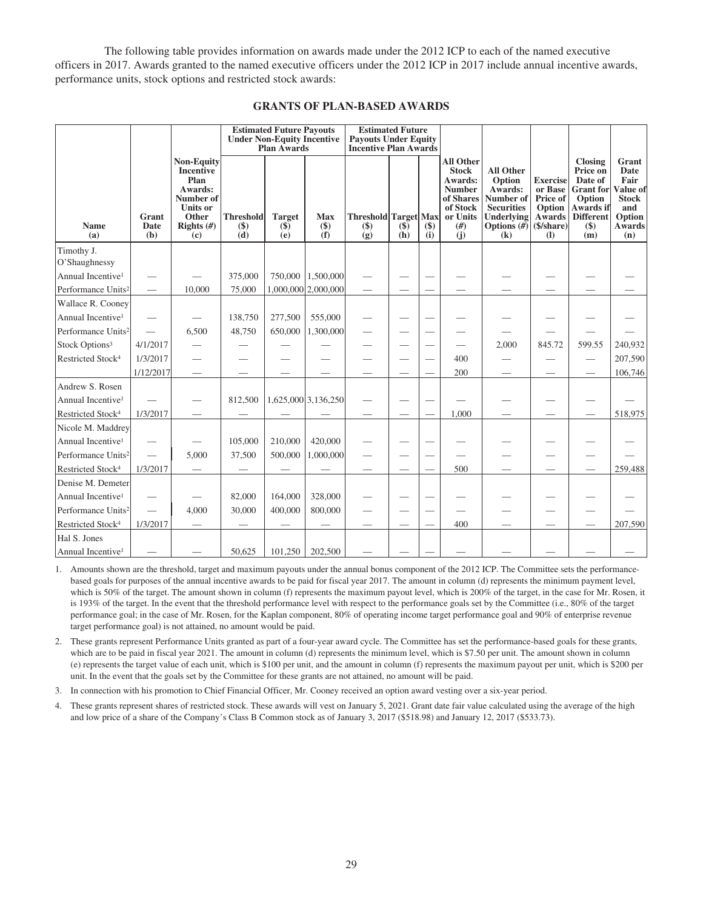The following table provides information on awards made under the 2012 ICP to each of the named executive officers in 2017. Awards granted to the named executive officers under the 2012 ICP in 2017 include annual incentive awards, performance units, stock options and restricted stock awards:

## GRANTS OF PLAN-BASED AWARDS

| | | | Estimated Future Payouts Under Non-Equity Incentive Plan Awards | | | Estimated Future Payouts Under Equity Incentive Plan Awards | | | | | | | |
|---|---|---|---|---|---|---|---|---|---|---|---|---|---|
| Name (a) | Grant Date (b) | Non-Equity Incentive Plan Awards: Number of Units or Other Rights (#) (c) | Threshold ($) (d) | Target ($) (e) | Max ($) (f) | Threshold ($) (g) | Target ($) (h) | Max ($) (i) | All Other Stock Awards: Number of Shares of Stock or Units (#) (j) | All Other Option Awards: Number of Securities Underlying Options (#) (k) | Exercise or Base Price of Option Awards ($/share) (l) | Closing Price on Date of Grant for Option Awards if Different ($) (m) | Grant Date Fair Value of Stock and Option Awards (n) |
| Timothy J. O'Shaughnessy | | | | | | | | | | | | | |
| Annual Incentive[1] | — | — | 375,000 | 750,000 | 1,500,000 | — | — | — | — | — | — | — | — |
| Performance Units[2] | — | 10,000 | 75,000 | 1,000,000 | 2,000,000 | — | — | — | — | — | — | — | — |
| Wallace R. Cooney | | | | | | | | | | | | | |
| Annual Incentive[1] | — | — | 138,750 | 277,500 | 555,000 | — | — | — | — | — | — | — | — |
| Performance Units[2] | — | 6,500 | 48,750 | 650,000 | 1,300,000 | — | — | — | — | — | — | — | — |
| Stock Options[3] | 4/1/2017 | — | — | — | — | — | — | — | — | 2,000 | 845.72 | 599.55 | 240,932 |
| Restricted Stock[4] | 1/3/2017 | — | — | — | — | — | — | — | 400 | — | — | — | 207,590 |
| | 1/12/2017 | — | — | — | — | — | — | — | 200 | — | — | — | 106,746 |
| Andrew S. Rosen | | | | | | | | | | | | | |
| Annual Incentive[1] | — | — | 812,500 | 1,625,000 | 3,136,250 | — | — | — | — | — | — | — | — |
| Restricted Stock[4] | 1/3/2017 | — | — | — | — | — | — | — | 1,000 | — | — | — | 518,975 |
| Nicole M. Maddrey | | | | | | | | | | | | | |
| Annual Incentive[1] | — | — | 105,000 | 210,000 | 420,000 | — | — | — | — | — | — | — | — |
| Performance Units[2] | — | 5,000 | 37,500 | 500,000 | 1,000,000 | — | — | — | — | — | — | — | — |
| Restricted Stock[4] | 1/3/2017 | — | — | — | — | — | — | — | 500 | — | — | — | 259,488 |
| Denise M. Demeter | | | | | | | | | | | | | |
| Annual Incentive[1] | — | — | 82,000 | 164,000 | 328,000 | — | — | — | — | — | — | — | — |
| Performance Units[2] | — | 4,000 | 30,000 | 400,000 | 800,000 | — | — | — | — | — | — | — | — |
| Restricted Stock[4] | 1/3/2017 | — | — | — | — | — | — | — | 400 | — | — | — | 207,590 |
| Hal S. Jones | | | | | | | | | | | | | |
| Annual Incentive[1] | — | — | 50,625 | 101,250 | 202,500 | — | — | — | — | — | — | — | — |

1. Amounts shown are the threshold, target and maximum payouts under the annual bonus component of the 2012 ICP. The Committee sets the performance-based goals for purposes of the annual incentive awards to be paid for fiscal year 2017. The amount in column (d) represents the minimum payment level, which is 50% of the target. The amount shown in column (f) represents the maximum payout level, which is 200% of the target, in the case for Mr. Rosen, it is 193% of the target. In the event that the threshold performance level with respect to the performance goals set by the Committee (i.e., 80% of the target performance goal; in the case of Mr. Rosen, for the Kaplan component, 80% of operating income target performance goal and 90% of enterprise revenue target performance goal) is not attained, no amount would be paid.
2. These grants represent Performance Units granted as part of a four-year award cycle. The Committee has set the performance-based goals for these grants, which are to be paid in fiscal year 2021. The amount in column (d) represents the minimum level, which is $7.50 per unit. The amount shown in column (e) represents the target value of each unit, which is $100 per unit, and the amount in column (f) represents the maximum payout per unit, which is $200 per unit. In the event that the goals set by the Committee for these grants are not attained, no amount will be paid.
3. In connection with his promotion to Chief Financial Officer, Mr. Cooney received an option award vesting over a six-year period.
4. These grants represent shares of restricted stock. These awards will vest on January 5, 2021. Grant date fair value calculated using the average of the high and low price of a share of the Company's Class B Common stock as of January 3, 2017 ($518.98) and January 12, 2017 ($533.73).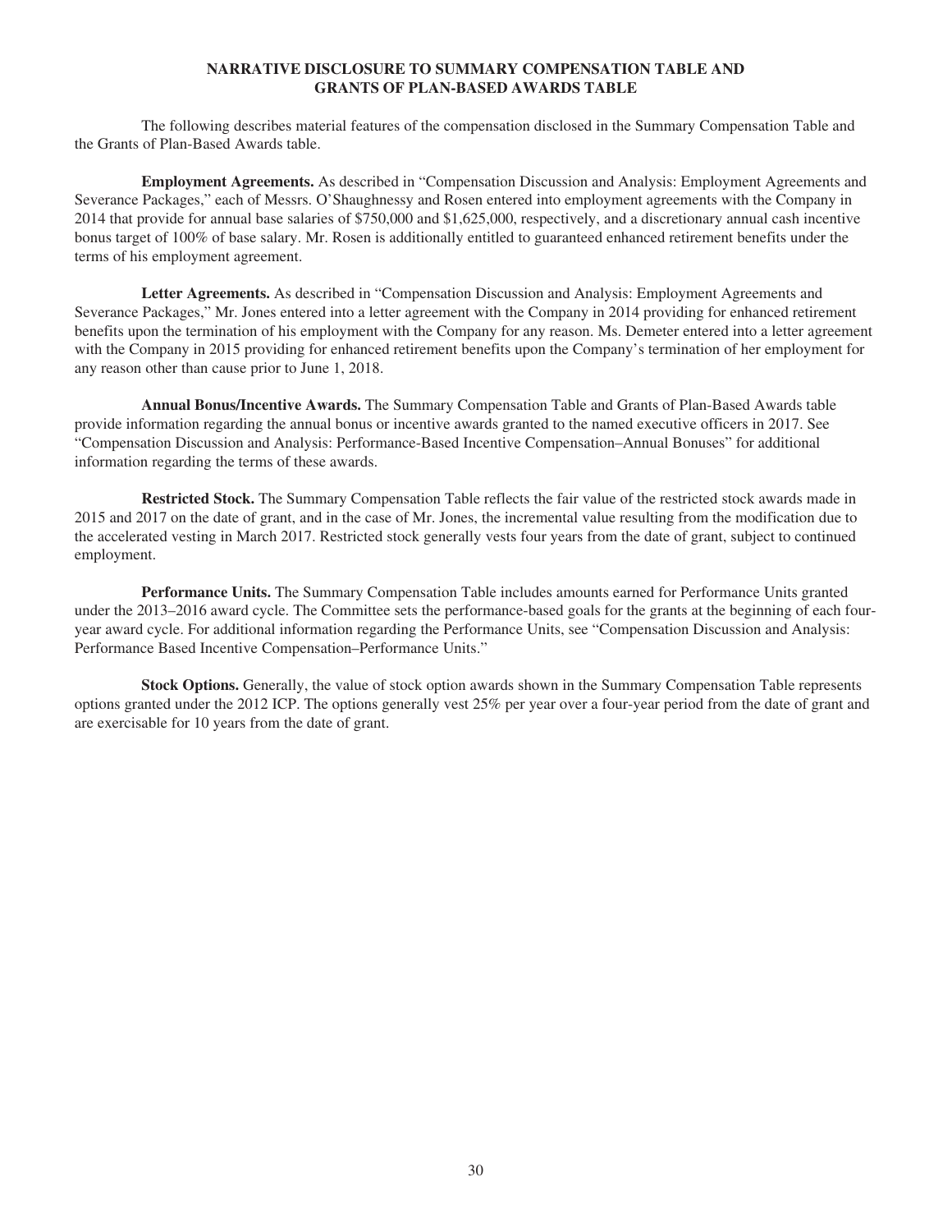## NARRATIVE DISCLOSURE TO SUMMARY COMPENSATION TABLE AND GRANTS OF PLAN-BASED AWARDS TABLE

The following describes material features of the compensation disclosed in the Summary Compensation Table and the Grants of Plan-Based Awards table.

**Employment Agreements.** As described in "Compensation Discussion and Analysis: Employment Agreements and Severance Packages," each of Messrs. O'Shaughnessy and Rosen entered into employment agreements with the Company in 2014 that provide for annual base salaries of $750,000 and $1,625,000, respectively, and a discretionary annual cash incentive bonus target of 100% of base salary. Mr. Rosen is additionally entitled to guaranteed enhanced retirement benefits under the terms of his employment agreement.

**Letter Agreements.** As described in "Compensation Discussion and Analysis: Employment Agreements and Severance Packages," Mr. Jones entered into a letter agreement with the Company in 2014 providing for enhanced retirement benefits upon the termination of his employment with the Company for any reason. Ms. Demeter entered into a letter agreement with the Company in 2015 providing for enhanced retirement benefits upon the Company's termination of her employment for any reason other than cause prior to June 1, 2018.

**Annual Bonus/Incentive Awards.** The Summary Compensation Table and Grants of Plan-Based Awards table provide information regarding the annual bonus or incentive awards granted to the named executive officers in 2017. See "Compensation Discussion and Analysis: Performance-Based Incentive Compensation–Annual Bonuses" for additional information regarding the terms of these awards.

**Restricted Stock.** The Summary Compensation Table reflects the fair value of the restricted stock awards made in 2015 and 2017 on the date of grant, and in the case of Mr. Jones, the incremental value resulting from the modification due to the accelerated vesting in March 2017. Restricted stock generally vests four years from the date of grant, subject to continued employment.

**Performance Units.** The Summary Compensation Table includes amounts earned for Performance Units granted under the 2013–2016 award cycle. The Committee sets the performance-based goals for the grants at the beginning of each four-year award cycle. For additional information regarding the Performance Units, see "Compensation Discussion and Analysis: Performance Based Incentive Compensation–Performance Units."

**Stock Options.** Generally, the value of stock option awards shown in the Summary Compensation Table represents options granted under the 2012 ICP. The options generally vest 25% per year over a four-year period from the date of grant and are exercisable for 10 years from the date of grant.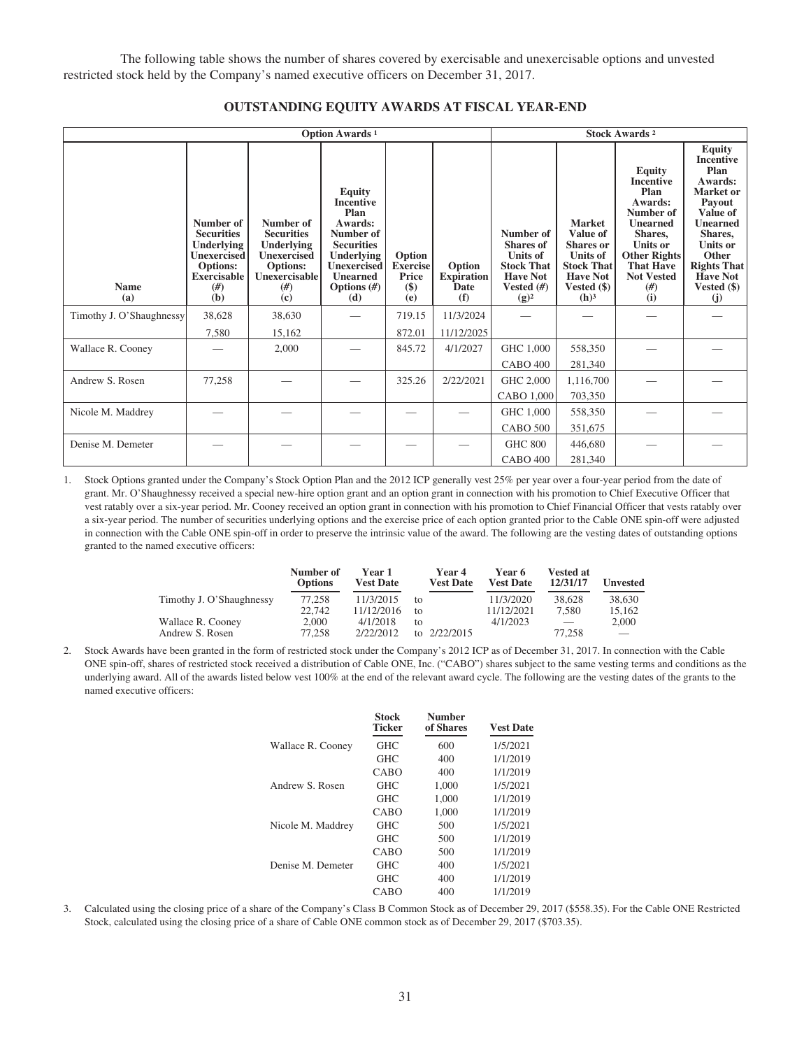The following table shows the number of shares covered by exercisable and unexercisable options and unvested restricted stock held by the Company's named executive officers on December 31, 2017.

## OUTSTANDING EQUITY AWARDS AT FISCAL YEAR-END

| | Option Awards [1] | | | | | Stock Awards [2] | | | |
|---|---|---|---|---|---|---|---|---|---|
| Name (a) | Number of Securities Underlying Unexercised Options: Exercisable (#) (b) | Number of Securities Underlying Unexercised Options: Unexercisable (#) (c) | Equity Incentive Plan Awards: Number of Securities Underlying Unexercised Unearned Options (#) (d) | Option Exercise Price ($) (e) | Option Expiration Date (f) | Number of Shares of Units of Stock That Have Not Vested (#) (g)[2] | Market Value of Shares or Units of Stock That Have Not Vested ($) (h)[3] | Equity Incentive Plan Awards: Number of Unearned Shares, Units or Other Rights That Have Not Vested (#) (i) | Equity Incentive Plan Awards: Market or Payout Value of Unearned Shares, Units or Other Rights That Have Not Vested ($) (j) |
| Timothy J. O'Shaughnessy | 38,628 | 38,630 | — | 719.15 | 11/3/2024 | — | — | — | — |
| | 7,580 | 15,162 | | 872.01 | 11/12/2025 | | | | |
| Wallace R. Cooney | — | 2,000 | — | 845.72 | 4/1/2027 | GHC 1,000 | 558,350 | — | — |
| | | | | | | CABO 400 | 281,340 | | |
| Andrew S. Rosen | 77,258 | — | — | 325.26 | 2/22/2021 | GHC 2,000 | 1,116,700 | — | — |
| | | | | | | CABO 1,000 | 703,350 | | |
| Nicole M. Maddrey | — | — | — | — | — | GHC 1,000 | 558,350 | — | — |
| | | | | | | CABO 500 | 351,675 | | |
| Denise M. Demeter | — | — | — | — | — | GHC 800 | 446,680 | — | — |
| | | | | | | CABO 400 | 281,340 | | |

1. Stock Options granted under the Company's Stock Option Plan and the 2012 ICP generally vest 25% per year over a four-year period from the date of grant. Mr. O'Shaughnessy received a special new-hire option grant and an option grant in connection with his promotion to Chief Executive Officer that vest ratably over a six-year period. Mr. Cooney received an option grant in connection with his promotion to Chief Financial Officer that vests ratably over a six-year period. The number of securities underlying options and the exercise price of each option granted prior to the Cable ONE spin-off were adjusted in connection with the Cable ONE spin-off in order to preserve the intrinsic value of the award. The following are the vesting dates of outstanding options granted to the named executive officers:

| | Number of Options | Year 1 Vest Date | | Year 4 Vest Date | Year 6 Vest Date | Vested at 12/31/17 | Unvested |
|---|---|---|---|---|---|---|---|
| Timothy J. O'Shaughnessy | 77,258 | 11/3/2015 | to | | 11/3/2020 | 38,628 | 38,630 |
| | 22,742 | 11/12/2016 | to | | 11/12/2021 | 7,580 | 15,162 |
| Wallace R. Cooney | 2,000 | 4/1/2018 | to | | 4/1/2023 | — | 2,000 |
| Andrew S. Rosen | 77,258 | 2/22/2012 | to | 2/22/2015 | | 77,258 | — |

2. Stock Awards have been granted in the form of restricted stock under the Company's 2012 ICP as of December 31, 2017. In connection with the Cable ONE spin-off, shares of restricted stock received a distribution of Cable ONE, Inc. ("CABO") shares subject to the same vesting terms and conditions as the underlying award. All of the awards listed below vest 100% at the end of the relevant award cycle. The following are the vesting dates of the grants to the named executive officers:

| | Stock Ticker | Number of Shares | Vest Date |
|---|---|---|---|
| Wallace R. Cooney | GHC | 600 | 1/5/2021 |
| | GHC | 400 | 1/1/2019 |
| | CABO | 400 | 1/1/2019 |
| Andrew S. Rosen | GHC | 1,000 | 1/5/2021 |
| | GHC | 1,000 | 1/1/2019 |
| | CABO | 1,000 | 1/1/2019 |
| Nicole M. Maddrey | GHC | 500 | 1/5/2021 |
| | GHC | 500 | 1/1/2019 |
| | CABO | 500 | 1/1/2019 |
| Denise M. Demeter | GHC | 400 | 1/5/2021 |
| | GHC | 400 | 1/1/2019 |
| | CABO | 400 | 1/1/2019 |

3. Calculated using the closing price of a share of the Company's Class B Common Stock as of December 29, 2017 ($558.35). For the Cable ONE Restricted Stock, calculated using the closing price of a share of Cable ONE common stock as of December 29, 2017 ($703.35).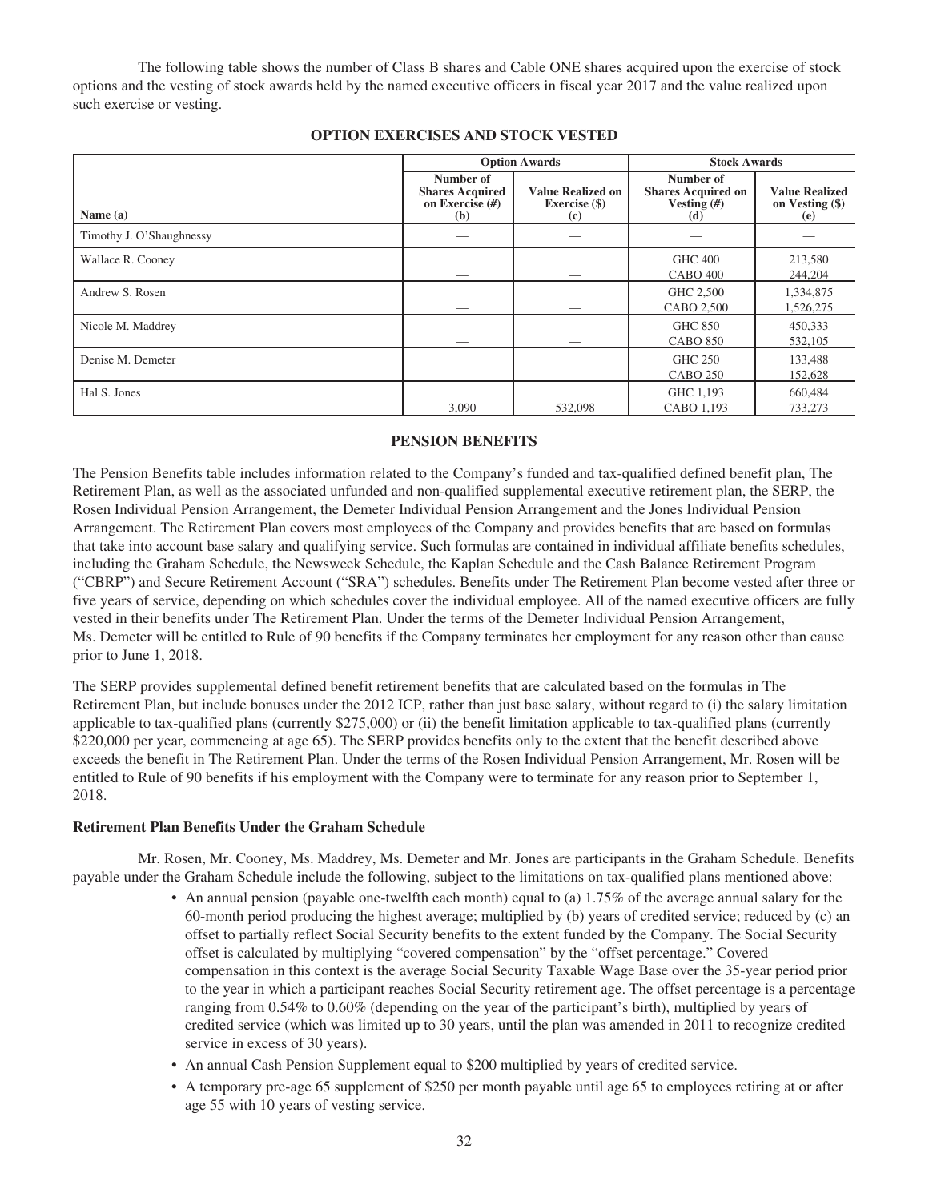The following table shows the number of Class B shares and Cable ONE shares acquired upon the exercise of stock options and the vesting of stock awards held by the named executive officers in fiscal year 2017 and the value realized upon such exercise or vesting.

## OPTION EXERCISES AND STOCK VESTED

| | Option Awards | | Stock Awards | |
|---|---|---|---|---|
| Name (a) | Number of Shares Acquired on Exercise (#) (b) | Value Realized on Exercise ($) (c) | Number of Shares Acquired on Vesting (#) (d) | Value Realized on Vesting ($) (e) |
| Timothy J. O'Shaughnessy | — | — | — | — |
| Wallace R. Cooney | — | — | GHC 400<br>CABO 400 | 213,580<br>244,204 |
| Andrew S. Rosen | — | — | GHC 2,500<br>CABO 2,500 | 1,334,875<br>1,526,275 |
| Nicole M. Maddrey | — | — | GHC 850<br>CABO 850 | 450,333<br>532,105 |
| Denise M. Demeter | — | — | GHC 250<br>CABO 250 | 133,488<br>152,628 |
| Hal S. Jones | 3,090 | 532,098 | GHC 1,193<br>CABO 1,193 | 660,484<br>733,273 |

## PENSION BENEFITS

The Pension Benefits table includes information related to the Company's funded and tax-qualified defined benefit plan, The Retirement Plan, as well as the associated unfunded and non-qualified supplemental executive retirement plan, the SERP, the Rosen Individual Pension Arrangement, the Demeter Individual Pension Arrangement and the Jones Individual Pension Arrangement. The Retirement Plan covers most employees of the Company and provides benefits that are based on formulas that take into account base salary and qualifying service. Such formulas are contained in individual affiliate benefits schedules, including the Graham Schedule, the Newsweek Schedule, the Kaplan Schedule and the Cash Balance Retirement Program ("CBRP") and Secure Retirement Account ("SRA") schedules. Benefits under The Retirement Plan become vested after three or five years of service, depending on which schedules cover the individual employee. All of the named executive officers are fully vested in their benefits under The Retirement Plan. Under the terms of the Demeter Individual Pension Arrangement, Ms. Demeter will be entitled to Rule of 90 benefits if the Company terminates her employment for any reason other than cause prior to June 1, 2018.

The SERP provides supplemental defined benefit retirement benefits that are calculated based on the formulas in The Retirement Plan, but include bonuses under the 2012 ICP, rather than just base salary, without regard to (i) the salary limitation applicable to tax-qualified plans (currently $275,000) or (ii) the benefit limitation applicable to tax-qualified plans (currently $220,000 per year, commencing at age 65). The SERP provides benefits only to the extent that the benefit described above exceeds the benefit in The Retirement Plan. Under the terms of the Rosen Individual Pension Arrangement, Mr. Rosen will be entitled to Rule of 90 benefits if his employment with the Company were to terminate for any reason prior to September 1, 2018.

### Retirement Plan Benefits Under the Graham Schedule

Mr. Rosen, Mr. Cooney, Ms. Maddrey, Ms. Demeter and Mr. Jones are participants in the Graham Schedule. Benefits payable under the Graham Schedule include the following, subject to the limitations on tax-qualified plans mentioned above:

- An annual pension (payable one-twelfth each month) equal to (a) 1.75% of the average annual salary for the 60-month period producing the highest average; multiplied by (b) years of credited service; reduced by (c) an offset to partially reflect Social Security benefits to the extent funded by the Company. The Social Security offset is calculated by multiplying "covered compensation" by the "offset percentage." Covered compensation in this context is the average Social Security Taxable Wage Base over the 35-year period prior to the year in which a participant reaches Social Security retirement age. The offset percentage is a percentage ranging from 0.54% to 0.60% (depending on the year of the participant's birth), multiplied by years of credited service (which was limited up to 30 years, until the plan was amended in 2011 to recognize credited service in excess of 30 years).
- An annual Cash Pension Supplement equal to $200 multiplied by years of credited service.
- A temporary pre-age 65 supplement of $250 per month payable until age 65 to employees retiring at or after age 55 with 10 years of vesting service.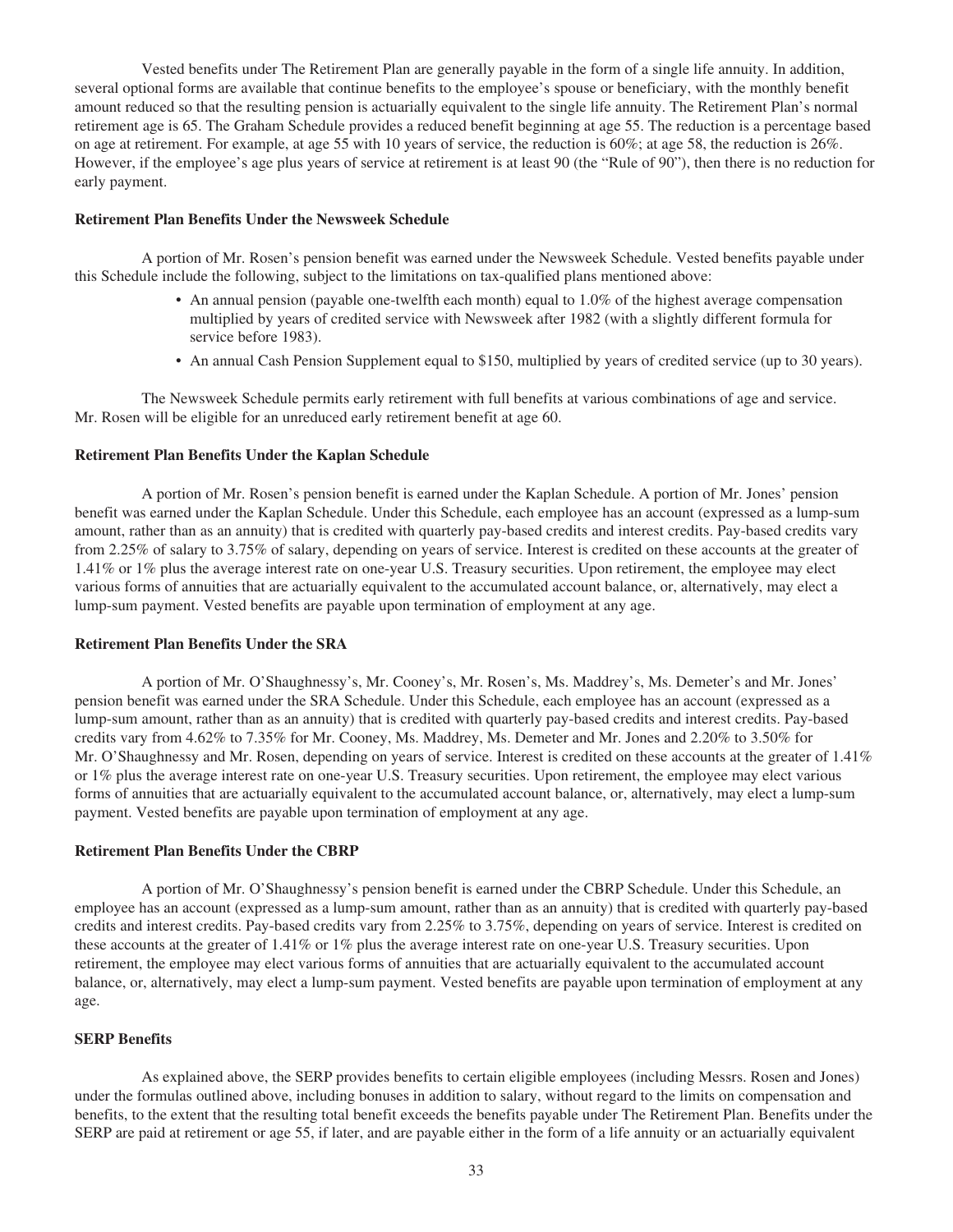Vested benefits under The Retirement Plan are generally payable in the form of a single life annuity. In addition, several optional forms are available that continue benefits to the employee's spouse or beneficiary, with the monthly benefit amount reduced so that the resulting pension is actuarially equivalent to the single life annuity. The Retirement Plan's normal retirement age is 65. The Graham Schedule provides a reduced benefit beginning at age 55. The reduction is a percentage based on age at retirement. For example, at age 55 with 10 years of service, the reduction is 60%; at age 58, the reduction is 26%. However, if the employee's age plus years of service at retirement is at least 90 (the "Rule of 90"), then there is no reduction for early payment.

**Retirement Plan Benefits Under the Newsweek Schedule**

A portion of Mr. Rosen's pension benefit was earned under the Newsweek Schedule. Vested benefits payable under this Schedule include the following, subject to the limitations on tax-qualified plans mentioned above:

- An annual pension (payable one-twelfth each month) equal to 1.0% of the highest average compensation multiplied by years of credited service with Newsweek after 1982 (with a slightly different formula for service before 1983).
- An annual Cash Pension Supplement equal to $150, multiplied by years of credited service (up to 30 years).

The Newsweek Schedule permits early retirement with full benefits at various combinations of age and service. Mr. Rosen will be eligible for an unreduced early retirement benefit at age 60.

**Retirement Plan Benefits Under the Kaplan Schedule**

A portion of Mr. Rosen's pension benefit is earned under the Kaplan Schedule. A portion of Mr. Jones' pension benefit was earned under the Kaplan Schedule. Under this Schedule, each employee has an account (expressed as a lump-sum amount, rather than as an annuity) that is credited with quarterly pay-based credits and interest credits. Pay-based credits vary from 2.25% of salary to 3.75% of salary, depending on years of service. Interest is credited on these accounts at the greater of 1.41% or 1% plus the average interest rate on one-year U.S. Treasury securities. Upon retirement, the employee may elect various forms of annuities that are actuarially equivalent to the accumulated account balance, or, alternatively, may elect a lump-sum payment. Vested benefits are payable upon termination of employment at any age.

**Retirement Plan Benefits Under the SRA**

A portion of Mr. O'Shaughnessy's, Mr. Cooney's, Mr. Rosen's, Ms. Maddrey's, Ms. Demeter's and Mr. Jones' pension benefit was earned under the SRA Schedule. Under this Schedule, each employee has an account (expressed as a lump-sum amount, rather than as an annuity) that is credited with quarterly pay-based credits and interest credits. Pay-based credits vary from 4.62% to 7.35% for Mr. Cooney, Ms. Maddrey, Ms. Demeter and Mr. Jones and 2.20% to 3.50% for Mr. O'Shaughnessy and Mr. Rosen, depending on years of service. Interest is credited on these accounts at the greater of 1.41% or 1% plus the average interest rate on one-year U.S. Treasury securities. Upon retirement, the employee may elect various forms of annuities that are actuarially equivalent to the accumulated account balance, or, alternatively, may elect a lump-sum payment. Vested benefits are payable upon termination of employment at any age.

**Retirement Plan Benefits Under the CBRP**

A portion of Mr. O'Shaughnessy's pension benefit is earned under the CBRP Schedule. Under this Schedule, an employee has an account (expressed as a lump-sum amount, rather than as an annuity) that is credited with quarterly pay-based credits and interest credits. Pay-based credits vary from 2.25% to 3.75%, depending on years of service. Interest is credited on these accounts at the greater of 1.41% or 1% plus the average interest rate on one-year U.S. Treasury securities. Upon retirement, the employee may elect various forms of annuities that are actuarially equivalent to the accumulated account balance, or, alternatively, may elect a lump-sum payment. Vested benefits are payable upon termination of employment at any age.

**SERP Benefits**

As explained above, the SERP provides benefits to certain eligible employees (including Messrs. Rosen and Jones) under the formulas outlined above, including bonuses in addition to salary, without regard to the limits on compensation and benefits, to the extent that the resulting total benefit exceeds the benefits payable under The Retirement Plan. Benefits under the SERP are paid at retirement or age 55, if later, and are payable either in the form of a life annuity or an actuarially equivalent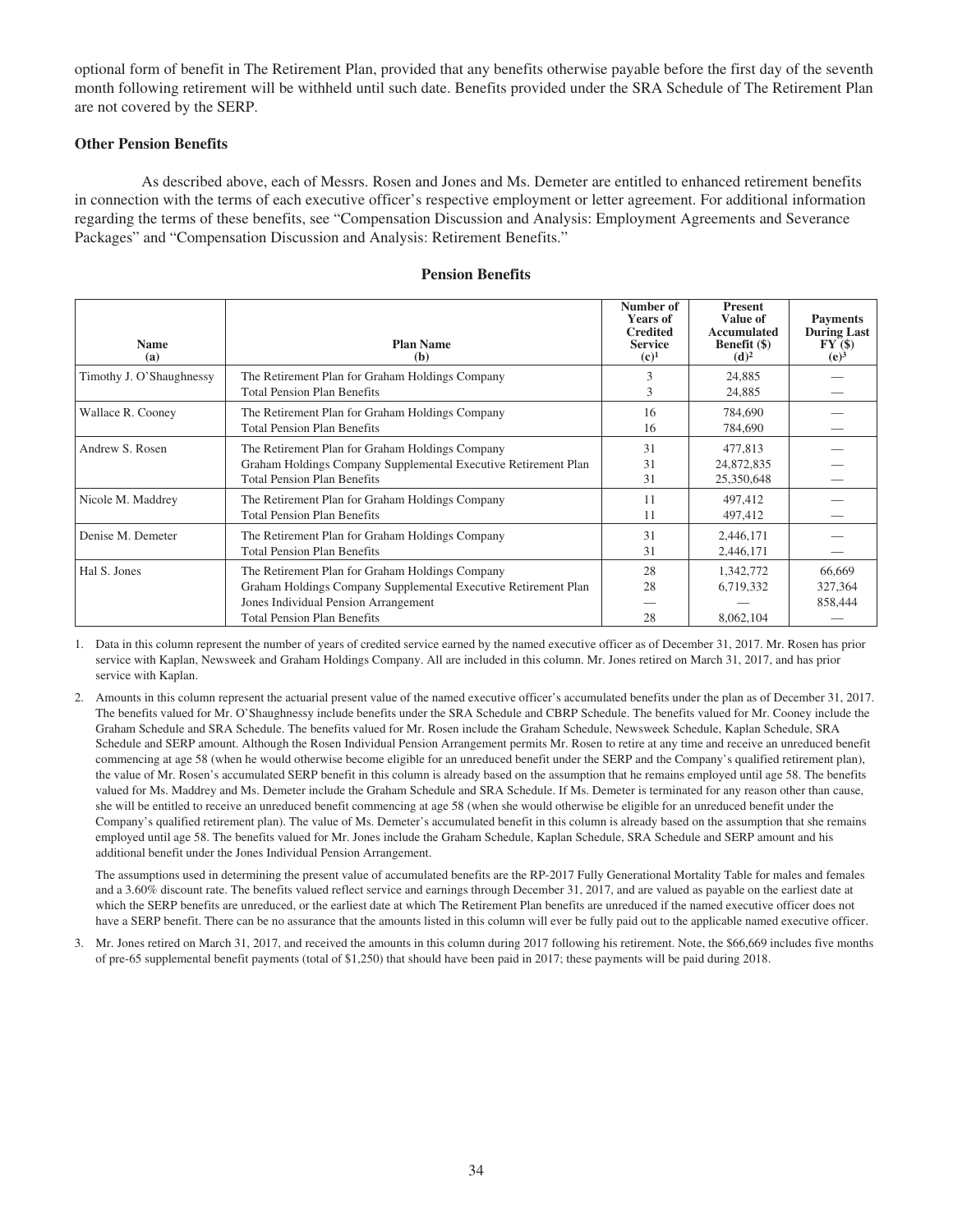optional form of benefit in The Retirement Plan, provided that any benefits otherwise payable before the first day of the seventh month following retirement will be withheld until such date. Benefits provided under the SRA Schedule of The Retirement Plan are not covered by the SERP.

### Other Pension Benefits

As described above, each of Messrs. Rosen and Jones and Ms. Demeter are entitled to enhanced retirement benefits in connection with the terms of each executive officer's respective employment or letter agreement. For additional information regarding the terms of these benefits, see "Compensation Discussion and Analysis: Employment Agreements and Severance Packages" and "Compensation Discussion and Analysis: Retirement Benefits."

### Pension Benefits

| Name (a) | Plan Name (b) | Number of Years of Credited Service (c)[1] | Present Value of Accumulated Benefit ($) (d)[2] | Payments During Last FY ($) (e)[3] |
|---|---|---|---|---|
| Timothy J. O'Shaughnessy | The Retirement Plan for Graham Holdings Company | 3 | 24,885 | — |
| | Total Pension Plan Benefits | 3 | 24,885 | — |
| Wallace R. Cooney | The Retirement Plan for Graham Holdings Company | 16 | 784,690 | — |
| | Total Pension Plan Benefits | 16 | 784,690 | — |
| Andrew S. Rosen | The Retirement Plan for Graham Holdings Company | 31 | 477,813 | — |
| | Graham Holdings Company Supplemental Executive Retirement Plan | 31 | 24,872,835 | — |
| | Total Pension Plan Benefits | 31 | 25,350,648 | — |
| Nicole M. Maddrey | The Retirement Plan for Graham Holdings Company | 11 | 497,412 | — |
| | Total Pension Plan Benefits | 11 | 497,412 | — |
| Denise M. Demeter | The Retirement Plan for Graham Holdings Company | 31 | 2,446,171 | — |
| | Total Pension Plan Benefits | 31 | 2,446,171 | — |
| Hal S. Jones | The Retirement Plan for Graham Holdings Company | 28 | 1,342,772 | 66,669 |
| | Graham Holdings Company Supplemental Executive Retirement Plan | 28 | 6,719,332 | 327,364 |
| | Jones Individual Pension Arrangement | — | — | 858,444 |
| | Total Pension Plan Benefits | 28 | 8,062,104 | — |

1. Data in this column represent the number of years of credited service earned by the named executive officer as of December 31, 2017. Mr. Rosen has prior service with Kaplan, Newsweek and Graham Holdings Company. All are included in this column. Mr. Jones retired on March 31, 2017, and has prior service with Kaplan.

2. Amounts in this column represent the actuarial present value of the named executive officer's accumulated benefits under the plan as of December 31, 2017. The benefits valued for Mr. O'Shaughnessy include benefits under the SRA Schedule and CBRP Schedule. The benefits valued for Mr. Cooney include the Graham Schedule and SRA Schedule. The benefits valued for Mr. Rosen include the Graham Schedule, Newsweek Schedule, Kaplan Schedule, SRA Schedule and SERP amount. Although the Rosen Individual Pension Arrangement permits Mr. Rosen to retire at any time and receive an unreduced benefit commencing at age 58 (when he would otherwise become eligible for an unreduced benefit under the SERP and the Company's qualified retirement plan), the value of Mr. Rosen's accumulated SERP benefit in this column is already based on the assumption that he remains employed until age 58. The benefits valued for Ms. Maddrey and Ms. Demeter include the Graham Schedule and SRA Schedule. If Ms. Demeter is terminated for any reason other than cause, she will be entitled to receive an unreduced benefit commencing at age 58 (when she would otherwise be eligible for an unreduced benefit under the Company's qualified retirement plan). The value of Ms. Demeter's accumulated benefit in this column is already based on the assumption that she remains employed until age 58. The benefits valued for Mr. Jones include the Graham Schedule, Kaplan Schedule, SRA Schedule and SERP amount and his additional benefit under the Jones Individual Pension Arrangement.

   The assumptions used in determining the present value of accumulated benefits are the RP-2017 Fully Generational Mortality Table for males and females and a 3.60% discount rate. The benefits valued reflect service and earnings through December 31, 2017, and are valued as payable on the earliest date at which the SERP benefits are unreduced, or the earliest date at which The Retirement Plan benefits are unreduced if the named executive officer does not have a SERP benefit. There can be no assurance that the amounts listed in this column will ever be fully paid out to the applicable named executive officer.

3. Mr. Jones retired on March 31, 2017, and received the amounts in this column during 2017 following his retirement. Note, the $66,669 includes five months of pre-65 supplemental benefit payments (total of $1,250) that should have been paid in 2017; these payments will be paid during 2018.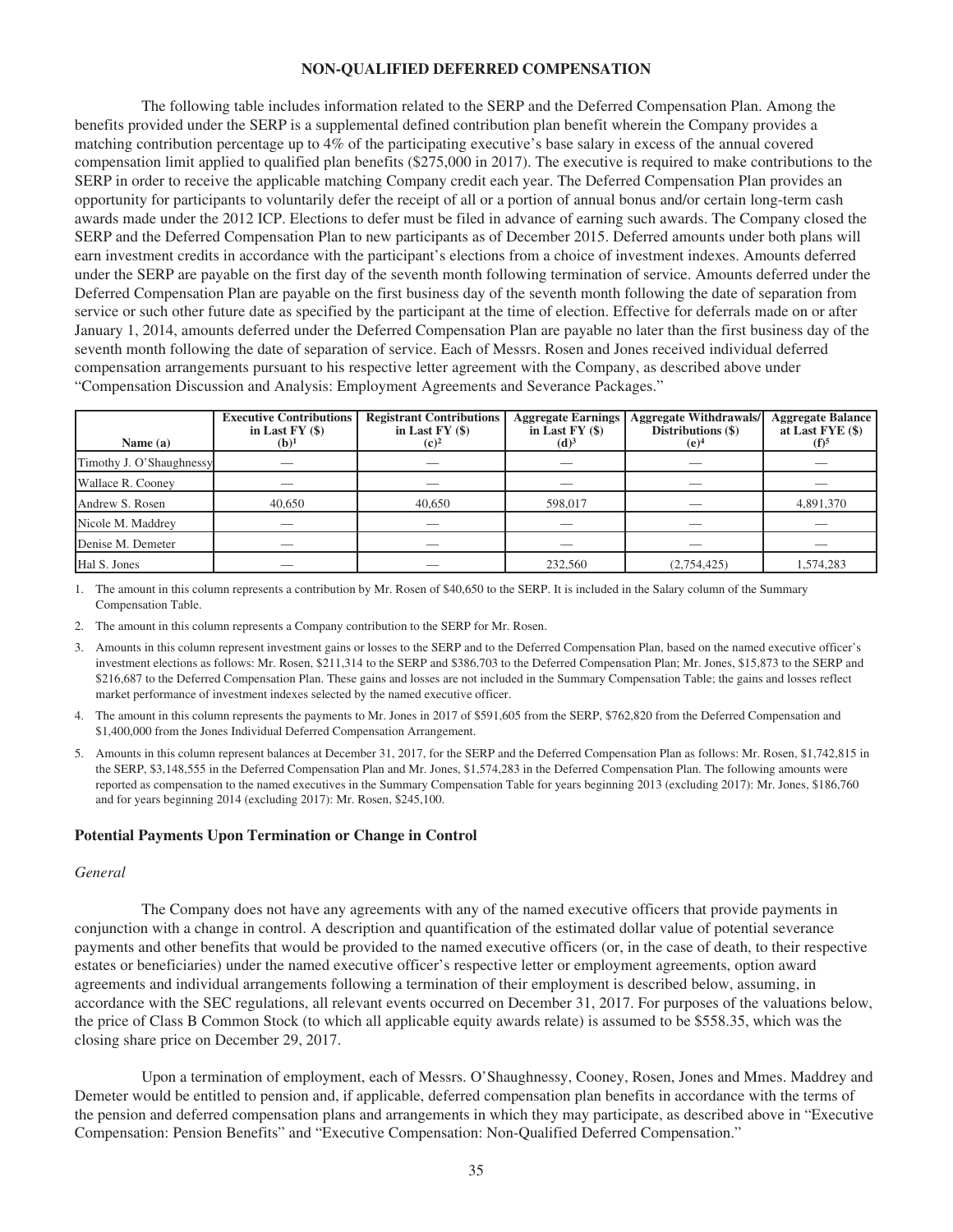## NON-QUALIFIED DEFERRED COMPENSATION

The following table includes information related to the SERP and the Deferred Compensation Plan. Among the benefits provided under the SERP is a supplemental defined contribution plan benefit wherein the Company provides a matching contribution percentage up to 4% of the participating executive's base salary in excess of the annual covered compensation limit applied to qualified plan benefits ($275,000 in 2017). The executive is required to make contributions to the SERP in order to receive the applicable matching Company credit each year. The Deferred Compensation Plan provides an opportunity for participants to voluntarily defer the receipt of all or a portion of annual bonus and/or certain long-term cash awards made under the 2012 ICP. Elections to defer must be filed in advance of earning such awards. The Company closed the SERP and the Deferred Compensation Plan to new participants as of December 2015. Deferred amounts under both plans will earn investment credits in accordance with the participant's elections from a choice of investment indexes. Amounts deferred under the SERP are payable on the first day of the seventh month following termination of service. Amounts deferred under the Deferred Compensation Plan are payable on the first business day of the seventh month following the date of separation from service or such other future date as specified by the participant at the time of election. Effective for deferrals made on or after January 1, 2014, amounts deferred under the Deferred Compensation Plan are payable no later than the first business day of the seventh month following the date of separation of service. Each of Messrs. Rosen and Jones received individual deferred compensation arrangements pursuant to his respective letter agreement with the Company, as described above under "Compensation Discussion and Analysis: Employment Agreements and Severance Packages."

| Name (a) | Executive Contributions in Last FY ($) (b)[1] | Registrant Contributions in Last FY ($) (c)[2] | Aggregate Earnings in Last FY ($) (d)[3] | Aggregate Withdrawals/ Distributions ($) (e)[4] | Aggregate Balance at Last FYE ($) (f)[5] |
|---|---|---|---|---|---|
| Timothy J. O'Shaughnessy | — | — | — | — | — |
| Wallace R. Cooney | — | — | — | — | — |
| Andrew S. Rosen | 40,650 | 40,650 | 598,017 | — | 4,891,370 |
| Nicole M. Maddrey | — | — | — | — | — |
| Denise M. Demeter | — | — | — | — | — |
| Hal S. Jones | — | — | 232,560 | (2,754,425) | 1,574,283 |

1. The amount in this column represents a contribution by Mr. Rosen of $40,650 to the SERP. It is included in the Salary column of the Summary Compensation Table.
2. The amount in this column represents a Company contribution to the SERP for Mr. Rosen.
3. Amounts in this column represent investment gains or losses to the SERP and to the Deferred Compensation Plan, based on the named executive officer's investment elections as follows: Mr. Rosen, $211,314 to the SERP and $386,703 to the Deferred Compensation Plan; Mr. Jones, $15,873 to the SERP and $216,687 to the Deferred Compensation Plan. These gains and losses are not included in the Summary Compensation Table; the gains and losses reflect market performance of investment indexes selected by the named executive officer.
4. The amount in this column represents the payments to Mr. Jones in 2017 of $591,605 from the SERP, $762,820 from the Deferred Compensation and $1,400,000 from the Jones Individual Deferred Compensation Arrangement.
5. Amounts in this column represent balances at December 31, 2017, for the SERP and the Deferred Compensation Plan as follows: Mr. Rosen, $1,742,815 in the SERP, $3,148,555 in the Deferred Compensation Plan and Mr. Jones, $1,574,283 in the Deferred Compensation Plan. The following amounts were reported as compensation to the named executives in the Summary Compensation Table for years beginning 2013 (excluding 2017): Mr. Jones, $186,760 and for years beginning 2014 (excluding 2017): Mr. Rosen, $245,100.

### Potential Payments Upon Termination or Change in Control

*General*

The Company does not have any agreements with any of the named executive officers that provide payments in conjunction with a change in control. A description and quantification of the estimated dollar value of potential severance payments and other benefits that would be provided to the named executive officers (or, in the case of death, to their respective estates or beneficiaries) under the named executive officer's respective letter or employment agreements, option award agreements and individual arrangements following a termination of their employment is described below, assuming, in accordance with the SEC regulations, all relevant events occurred on December 31, 2017. For purposes of the valuations below, the price of Class B Common Stock (to which all applicable equity awards relate) is assumed to be $558.35, which was the closing share price on December 29, 2017.

Upon a termination of employment, each of Messrs. O'Shaughnessy, Cooney, Rosen, Jones and Mmes. Maddrey and Demeter would be entitled to pension and, if applicable, deferred compensation plan benefits in accordance with the terms of the pension and deferred compensation plans and arrangements in which they may participate, as described above in "Executive Compensation: Pension Benefits" and "Executive Compensation: Non-Qualified Deferred Compensation."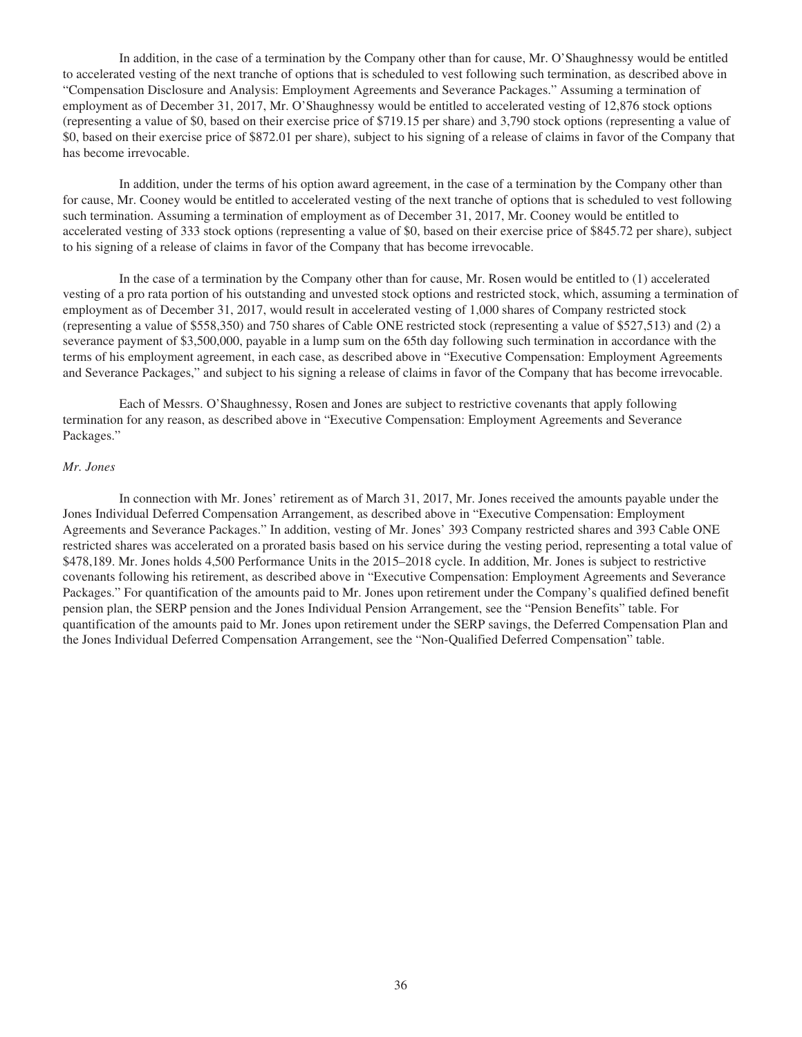In addition, in the case of a termination by the Company other than for cause, Mr. O'Shaughnessy would be entitled to accelerated vesting of the next tranche of options that is scheduled to vest following such termination, as described above in "Compensation Disclosure and Analysis: Employment Agreements and Severance Packages." Assuming a termination of employment as of December 31, 2017, Mr. O'Shaughnessy would be entitled to accelerated vesting of 12,876 stock options (representing a value of $0, based on their exercise price of $719.15 per share) and 3,790 stock options (representing a value of $0, based on their exercise price of $872.01 per share), subject to his signing of a release of claims in favor of the Company that has become irrevocable.

In addition, under the terms of his option award agreement, in the case of a termination by the Company other than for cause, Mr. Cooney would be entitled to accelerated vesting of the next tranche of options that is scheduled to vest following such termination. Assuming a termination of employment as of December 31, 2017, Mr. Cooney would be entitled to accelerated vesting of 333 stock options (representing a value of $0, based on their exercise price of $845.72 per share), subject to his signing of a release of claims in favor of the Company that has become irrevocable.

In the case of a termination by the Company other than for cause, Mr. Rosen would be entitled to (1) accelerated vesting of a pro rata portion of his outstanding and unvested stock options and restricted stock, which, assuming a termination of employment as of December 31, 2017, would result in accelerated vesting of 1,000 shares of Company restricted stock (representing a value of $558,350) and 750 shares of Cable ONE restricted stock (representing a value of $527,513) and (2) a severance payment of $3,500,000, payable in a lump sum on the 65th day following such termination in accordance with the terms of his employment agreement, in each case, as described above in "Executive Compensation: Employment Agreements and Severance Packages," and subject to his signing a release of claims in favor of the Company that has become irrevocable.

Each of Messrs. O'Shaughnessy, Rosen and Jones are subject to restrictive covenants that apply following termination for any reason, as described above in "Executive Compensation: Employment Agreements and Severance Packages."

*Mr. Jones*

In connection with Mr. Jones' retirement as of March 31, 2017, Mr. Jones received the amounts payable under the Jones Individual Deferred Compensation Arrangement, as described above in "Executive Compensation: Employment Agreements and Severance Packages." In addition, vesting of Mr. Jones' 393 Company restricted shares and 393 Cable ONE restricted shares was accelerated on a prorated basis based on his service during the vesting period, representing a total value of $478,189. Mr. Jones holds 4,500 Performance Units in the 2015–2018 cycle. In addition, Mr. Jones is subject to restrictive covenants following his retirement, as described above in "Executive Compensation: Employment Agreements and Severance Packages." For quantification of the amounts paid to Mr. Jones upon retirement under the Company's qualified defined benefit pension plan, the SERP pension and the Jones Individual Pension Arrangement, see the "Pension Benefits" table. For quantification of the amounts paid to Mr. Jones upon retirement under the SERP savings, the Deferred Compensation Plan and the Jones Individual Deferred Compensation Arrangement, see the "Non-Qualified Deferred Compensation" table.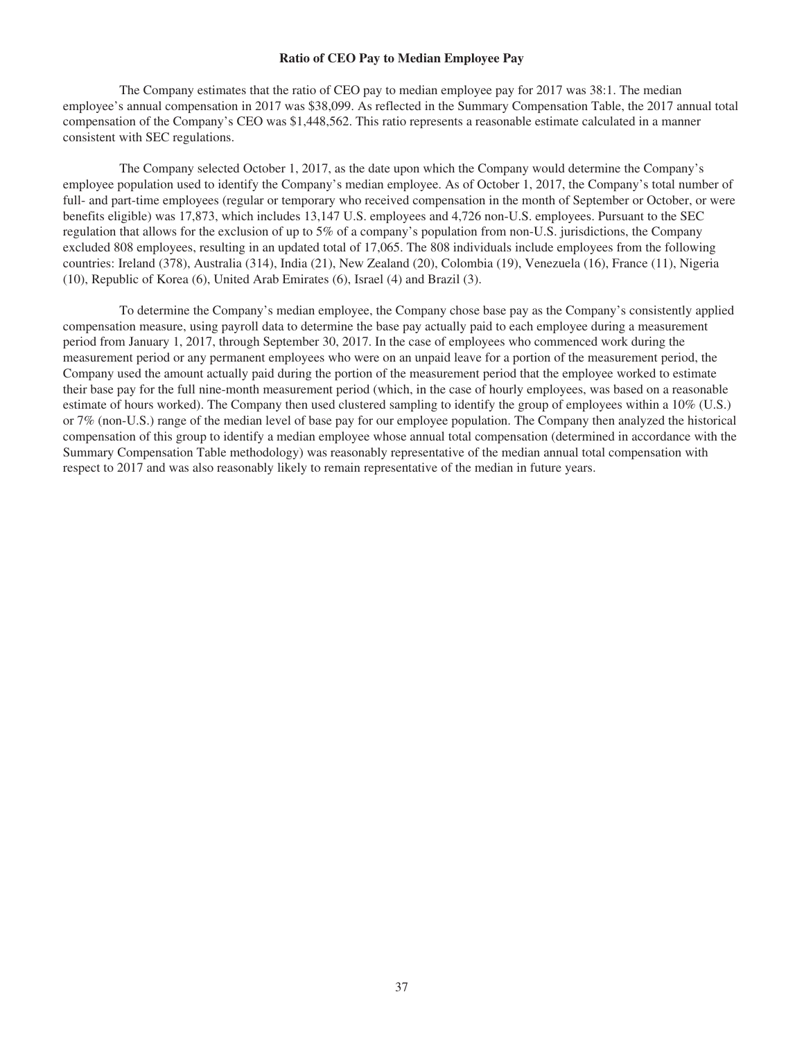## Ratio of CEO Pay to Median Employee Pay

The Company estimates that the ratio of CEO pay to median employee pay for 2017 was 38:1. The median employee's annual compensation in 2017 was $38,099. As reflected in the Summary Compensation Table, the 2017 annual total compensation of the Company's CEO was $1,448,562. This ratio represents a reasonable estimate calculated in a manner consistent with SEC regulations.

The Company selected October 1, 2017, as the date upon which the Company would determine the Company's employee population used to identify the Company's median employee. As of October 1, 2017, the Company's total number of full- and part-time employees (regular or temporary who received compensation in the month of September or October, or were benefits eligible) was 17,873, which includes 13,147 U.S. employees and 4,726 non-U.S. employees. Pursuant to the SEC regulation that allows for the exclusion of up to 5% of a company's population from non-U.S. jurisdictions, the Company excluded 808 employees, resulting in an updated total of 17,065. The 808 individuals include employees from the following countries: Ireland (378), Australia (314), India (21), New Zealand (20), Colombia (19), Venezuela (16), France (11), Nigeria (10), Republic of Korea (6), United Arab Emirates (6), Israel (4) and Brazil (3).

To determine the Company's median employee, the Company chose base pay as the Company's consistently applied compensation measure, using payroll data to determine the base pay actually paid to each employee during a measurement period from January 1, 2017, through September 30, 2017. In the case of employees who commenced work during the measurement period or any permanent employees who were on an unpaid leave for a portion of the measurement period, the Company used the amount actually paid during the portion of the measurement period that the employee worked to estimate their base pay for the full nine-month measurement period (which, in the case of hourly employees, was based on a reasonable estimate of hours worked). The Company then used clustered sampling to identify the group of employees within a 10% (U.S.) or 7% (non-U.S.) range of the median level of base pay for our employee population. The Company then analyzed the historical compensation of this group to identify a median employee whose annual total compensation (determined in accordance with the Summary Compensation Table methodology) was reasonably representative of the median annual total compensation with respect to 2017 and was also reasonably likely to remain representative of the median in future years.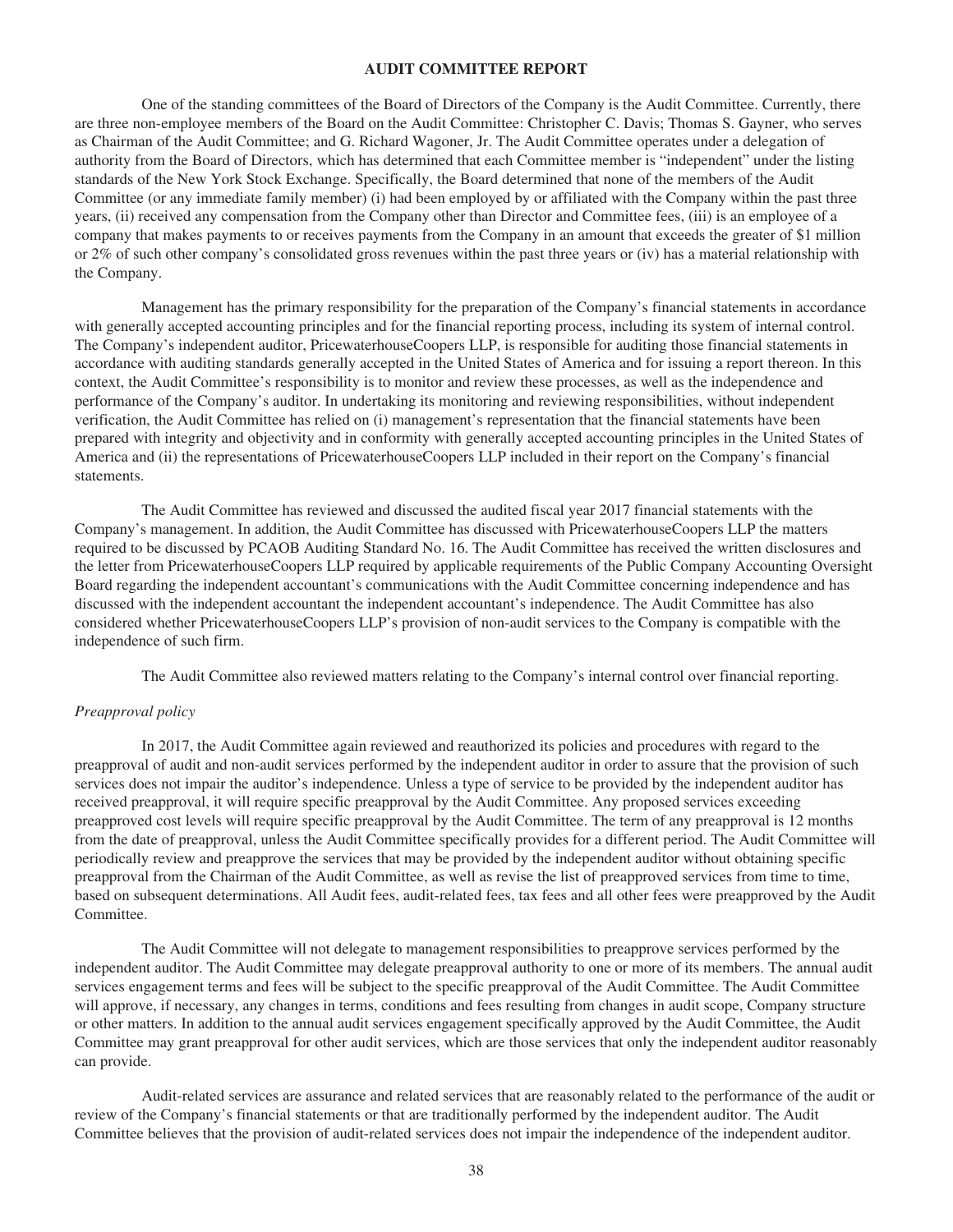## AUDIT COMMITTEE REPORT

One of the standing committees of the Board of Directors of the Company is the Audit Committee. Currently, there are three non-employee members of the Board on the Audit Committee: Christopher C. Davis; Thomas S. Gayner, who serves as Chairman of the Audit Committee; and G. Richard Wagoner, Jr. The Audit Committee operates under a delegation of authority from the Board of Directors, which has determined that each Committee member is "independent" under the listing standards of the New York Stock Exchange. Specifically, the Board determined that none of the members of the Audit Committee (or any immediate family member) (i) had been employed by or affiliated with the Company within the past three years, (ii) received any compensation from the Company other than Director and Committee fees, (iii) is an employee of a company that makes payments to or receives payments from the Company in an amount that exceeds the greater of $1 million or 2% of such other company's consolidated gross revenues within the past three years or (iv) has a material relationship with the Company.

Management has the primary responsibility for the preparation of the Company's financial statements in accordance with generally accepted accounting principles and for the financial reporting process, including its system of internal control. The Company's independent auditor, PricewaterhouseCoopers LLP, is responsible for auditing those financial statements in accordance with auditing standards generally accepted in the United States of America and for issuing a report thereon. In this context, the Audit Committee's responsibility is to monitor and review these processes, as well as the independence and performance of the Company's auditor. In undertaking its monitoring and reviewing responsibilities, without independent verification, the Audit Committee has relied on (i) management's representation that the financial statements have been prepared with integrity and objectivity and in conformity with generally accepted accounting principles in the United States of America and (ii) the representations of PricewaterhouseCoopers LLP included in their report on the Company's financial statements.

The Audit Committee has reviewed and discussed the audited fiscal year 2017 financial statements with the Company's management. In addition, the Audit Committee has discussed with PricewaterhouseCoopers LLP the matters required to be discussed by PCAOB Auditing Standard No. 16. The Audit Committee has received the written disclosures and the letter from PricewaterhouseCoopers LLP required by applicable requirements of the Public Company Accounting Oversight Board regarding the independent accountant's communications with the Audit Committee concerning independence and has discussed with the independent accountant the independent accountant's independence. The Audit Committee has also considered whether PricewaterhouseCoopers LLP's provision of non-audit services to the Company is compatible with the independence of such firm.

The Audit Committee also reviewed matters relating to the Company's internal control over financial reporting.

*Preapproval policy*

In 2017, the Audit Committee again reviewed and reauthorized its policies and procedures with regard to the preapproval of audit and non-audit services performed by the independent auditor in order to assure that the provision of such services does not impair the auditor's independence. Unless a type of service to be provided by the independent auditor has received preapproval, it will require specific preapproval by the Audit Committee. Any proposed services exceeding preapproved cost levels will require specific preapproval by the Audit Committee. The term of any preapproval is 12 months from the date of preapproval, unless the Audit Committee specifically provides for a different period. The Audit Committee will periodically review and preapprove the services that may be provided by the independent auditor without obtaining specific preapproval from the Chairman of the Audit Committee, as well as revise the list of preapproved services from time to time, based on subsequent determinations. All Audit fees, audit-related fees, tax fees and all other fees were preapproved by the Audit Committee.

The Audit Committee will not delegate to management responsibilities to preapprove services performed by the independent auditor. The Audit Committee may delegate preapproval authority to one or more of its members. The annual audit services engagement terms and fees will be subject to the specific preapproval of the Audit Committee. The Audit Committee will approve, if necessary, any changes in terms, conditions and fees resulting from changes in audit scope, Company structure or other matters. In addition to the annual audit services engagement specifically approved by the Audit Committee, the Audit Committee may grant preapproval for other audit services, which are those services that only the independent auditor reasonably can provide.

Audit-related services are assurance and related services that are reasonably related to the performance of the audit or review of the Company's financial statements or that are traditionally performed by the independent auditor. The Audit Committee believes that the provision of audit-related services does not impair the independence of the independent auditor.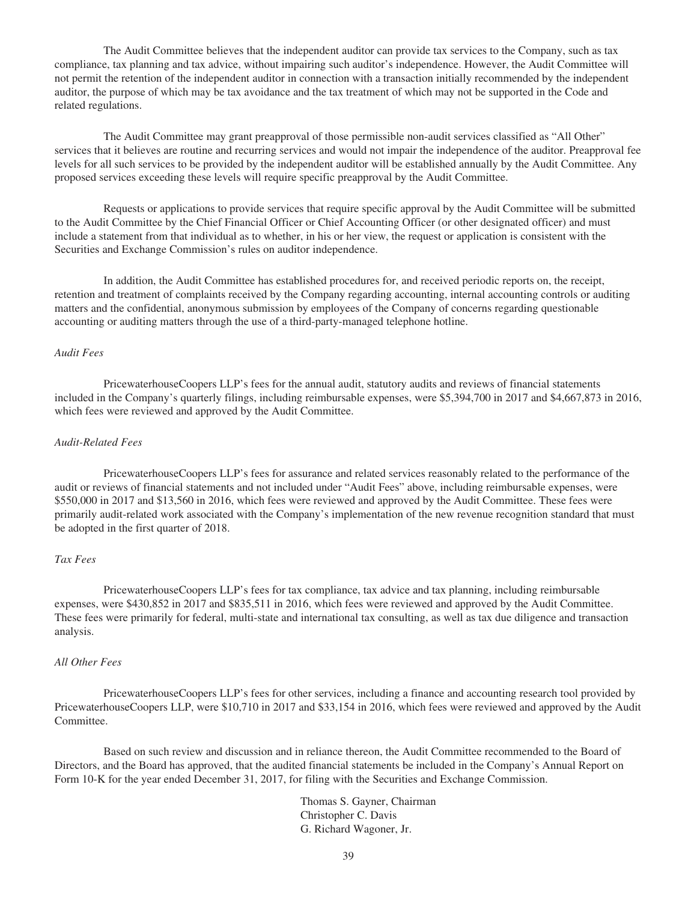The Audit Committee believes that the independent auditor can provide tax services to the Company, such as tax compliance, tax planning and tax advice, without impairing such auditor's independence. However, the Audit Committee will not permit the retention of the independent auditor in connection with a transaction initially recommended by the independent auditor, the purpose of which may be tax avoidance and the tax treatment of which may not be supported in the Code and related regulations.

The Audit Committee may grant preapproval of those permissible non-audit services classified as "All Other" services that it believes are routine and recurring services and would not impair the independence of the auditor. Preapproval fee levels for all such services to be provided by the independent auditor will be established annually by the Audit Committee. Any proposed services exceeding these levels will require specific preapproval by the Audit Committee.

Requests or applications to provide services that require specific approval by the Audit Committee will be submitted to the Audit Committee by the Chief Financial Officer or Chief Accounting Officer (or other designated officer) and must include a statement from that individual as to whether, in his or her view, the request or application is consistent with the Securities and Exchange Commission's rules on auditor independence.

In addition, the Audit Committee has established procedures for, and received periodic reports on, the receipt, retention and treatment of complaints received by the Company regarding accounting, internal accounting controls or auditing matters and the confidential, anonymous submission by employees of the Company of concerns regarding questionable accounting or auditing matters through the use of a third-party-managed telephone hotline.

*Audit Fees*

PricewaterhouseCoopers LLP's fees for the annual audit, statutory audits and reviews of financial statements included in the Company's quarterly filings, including reimbursable expenses, were $5,394,700 in 2017 and $4,667,873 in 2016, which fees were reviewed and approved by the Audit Committee.

*Audit-Related Fees*

PricewaterhouseCoopers LLP's fees for assurance and related services reasonably related to the performance of the audit or reviews of financial statements and not included under "Audit Fees" above, including reimbursable expenses, were $550,000 in 2017 and $13,560 in 2016, which fees were reviewed and approved by the Audit Committee. These fees were primarily audit-related work associated with the Company's implementation of the new revenue recognition standard that must be adopted in the first quarter of 2018.

*Tax Fees*

PricewaterhouseCoopers LLP's fees for tax compliance, tax advice and tax planning, including reimbursable expenses, were $430,852 in 2017 and $835,511 in 2016, which fees were reviewed and approved by the Audit Committee. These fees were primarily for federal, multi-state and international tax consulting, as well as tax due diligence and transaction analysis.

*All Other Fees*

PricewaterhouseCoopers LLP's fees for other services, including a finance and accounting research tool provided by PricewaterhouseCoopers LLP, were $10,710 in 2017 and $33,154 in 2016, which fees were reviewed and approved by the Audit Committee.

Based on such review and discussion and in reliance thereon, the Audit Committee recommended to the Board of Directors, and the Board has approved, that the audited financial statements be included in the Company's Annual Report on Form 10-K for the year ended December 31, 2017, for filing with the Securities and Exchange Commission.

Thomas S. Gayner, Chairman
Christopher C. Davis
G. Richard Wagoner, Jr.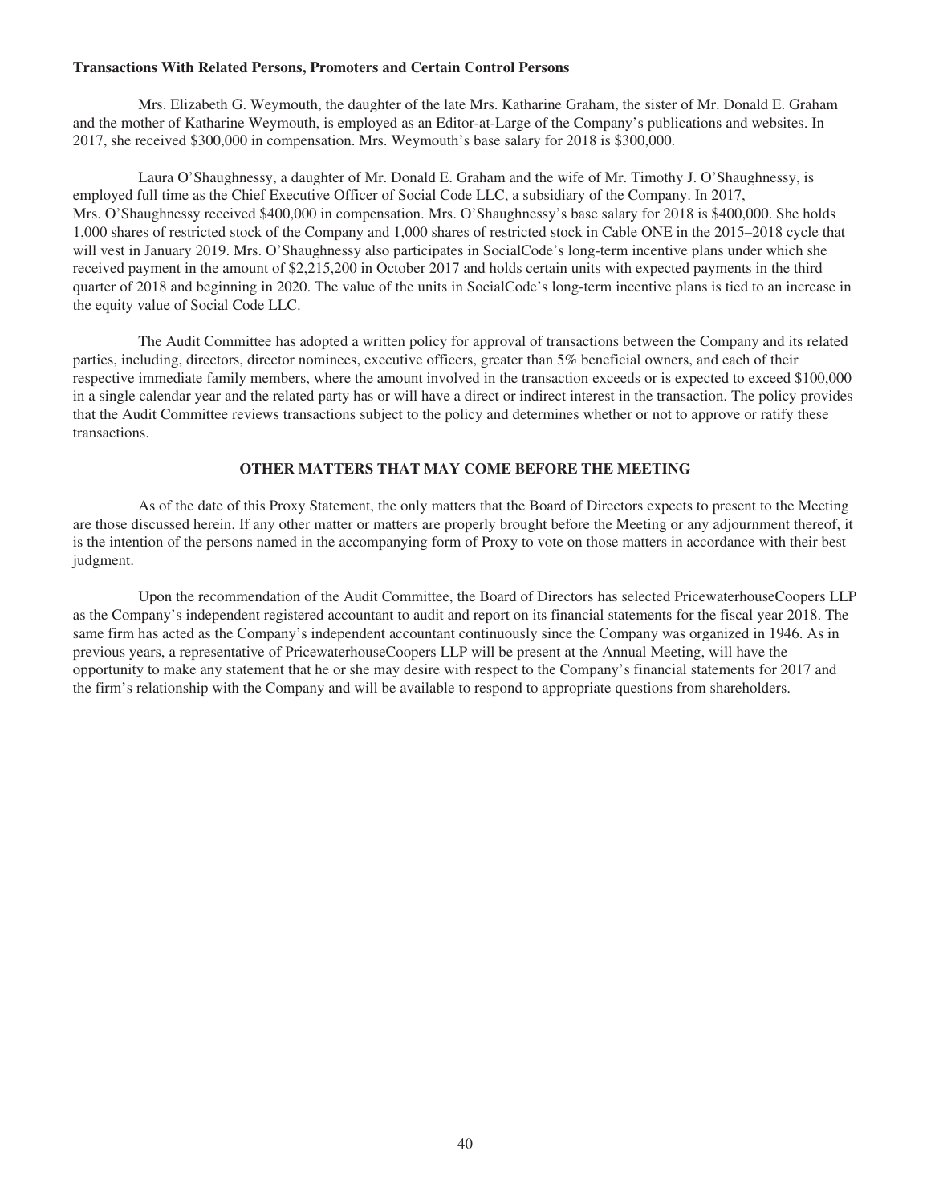**Transactions With Related Persons, Promoters and Certain Control Persons**

Mrs. Elizabeth G. Weymouth, the daughter of the late Mrs. Katharine Graham, the sister of Mr. Donald E. Graham and the mother of Katharine Weymouth, is employed as an Editor-at-Large of the Company's publications and websites. In 2017, she received $300,000 in compensation. Mrs. Weymouth's base salary for 2018 is $300,000.

Laura O'Shaughnessy, a daughter of Mr. Donald E. Graham and the wife of Mr. Timothy J. O'Shaughnessy, is employed full time as the Chief Executive Officer of Social Code LLC, a subsidiary of the Company. In 2017, Mrs. O'Shaughnessy received $400,000 in compensation. Mrs. O'Shaughnessy's base salary for 2018 is $400,000. She holds 1,000 shares of restricted stock of the Company and 1,000 shares of restricted stock in Cable ONE in the 2015–2018 cycle that will vest in January 2019. Mrs. O'Shaughnessy also participates in SocialCode's long-term incentive plans under which she received payment in the amount of $2,215,200 in October 2017 and holds certain units with expected payments in the third quarter of 2018 and beginning in 2020. The value of the units in SocialCode's long-term incentive plans is tied to an increase in the equity value of Social Code LLC.

The Audit Committee has adopted a written policy for approval of transactions between the Company and its related parties, including, directors, director nominees, executive officers, greater than 5% beneficial owners, and each of their respective immediate family members, where the amount involved in the transaction exceeds or is expected to exceed $100,000 in a single calendar year and the related party has or will have a direct or indirect interest in the transaction. The policy provides that the Audit Committee reviews transactions subject to the policy and determines whether or not to approve or ratify these transactions.

## OTHER MATTERS THAT MAY COME BEFORE THE MEETING

As of the date of this Proxy Statement, the only matters that the Board of Directors expects to present to the Meeting are those discussed herein. If any other matter or matters are properly brought before the Meeting or any adjournment thereof, it is the intention of the persons named in the accompanying form of Proxy to vote on those matters in accordance with their best judgment.

Upon the recommendation of the Audit Committee, the Board of Directors has selected PricewaterhouseCoopers LLP as the Company's independent registered accountant to audit and report on its financial statements for the fiscal year 2018. The same firm has acted as the Company's independent accountant continuously since the Company was organized in 1946. As in previous years, a representative of PricewaterhouseCoopers LLP will be present at the Annual Meeting, will have the opportunity to make any statement that he or she may desire with respect to the Company's financial statements for 2017 and the firm's relationship with the Company and will be available to respond to appropriate questions from shareholders.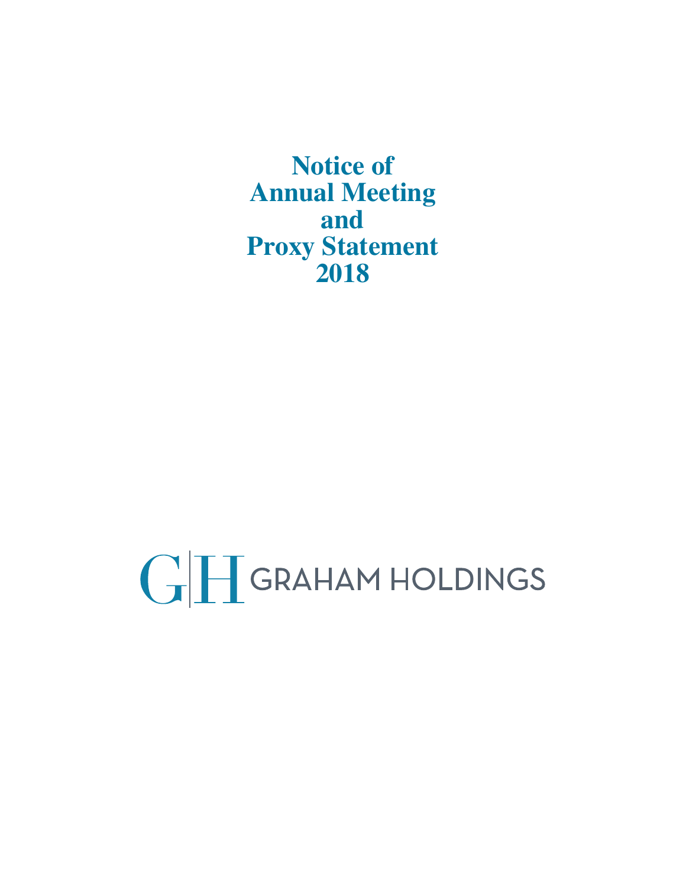# Notice of Annual Meeting and Proxy Statement 2018

G|H GRAHAM HOLDINGS